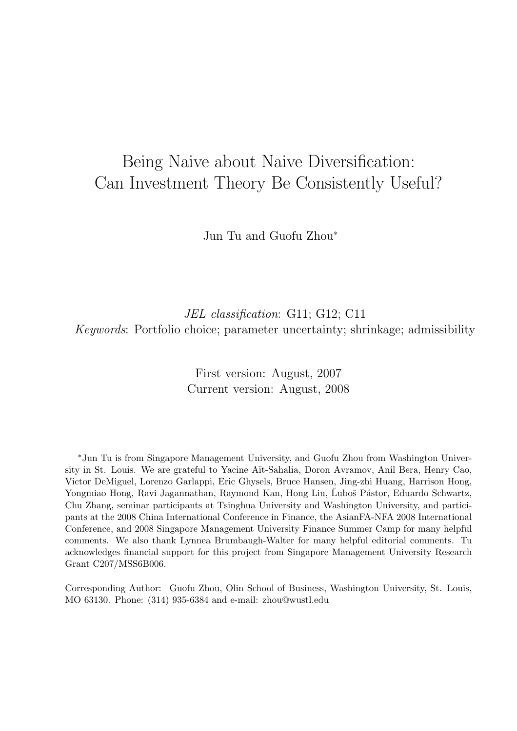# Being Naive about Naive Diversification: Can Investment Theory Be Consistently Useful?

Jun Tu and Guofu Zhou*

*JEL classification*: G11; G12; C11

*Keywords*: Portfolio choice; parameter uncertainty; shrinkage; admissibility

First version: August, 2007

Current version: August, 2008

*Jun Tu is from Singapore Management University, and Guofu Zhou from Washington University in St. Louis. We are grateful to Yacine Aït-Sahalia, Doron Avramov, Anil Bera, Henry Cao, Victor DeMiguel, Lorenzo Garlappi, Eric Ghysels, Bruce Hansen, Jing-zhi Huang, Harrison Hong, Yongmiao Hong, Ravi Jagannathan, Raymond Kan, Hong Liu, Ľuboš Pástor, Eduardo Schwartz, Chu Zhang, seminar participants at Tsinghua University and Washington University, and participants at the 2008 China International Conference in Finance, the AsianFA-NFA 2008 International Conference, and 2008 Singapore Management University Finance Summer Camp for many helpful comments. We also thank Lynnea Brumbaugh-Walter for many helpful editorial comments. Tu acknowledges financial support for this project from Singapore Management University Research Grant C207/MSS6B006.

Corresponding Author: Guofu Zhou, Olin School of Business, Washington University, St. Louis, MO 63130. Phone: (314) 935-6384 and e-mail: zhou@wustl.edu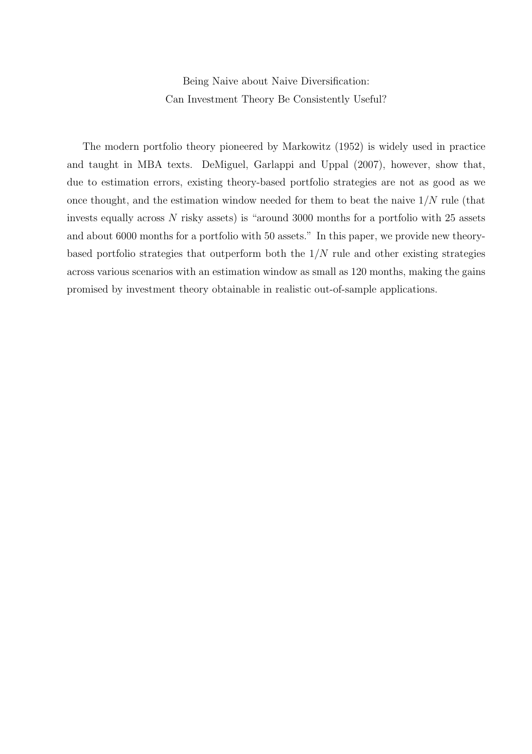# Being Naive about Naive Diversification: Can Investment Theory Be Consistently Useful?

The modern portfolio theory pioneered by Markowitz (1952) is widely used in practice and taught in MBA texts. DeMiguel, Garlappi and Uppal (2007), however, show that, due to estimation errors, existing theory-based portfolio strategies are not as good as we once thought, and the estimation window needed for them to beat the naive $1/N$ rule (that invests equally across $N$ risky assets) is "around 3000 months for a portfolio with 25 assets and about 6000 months for a portfolio with 50 assets." In this paper, we provide new theory-based portfolio strategies that outperform both the $1/N$ rule and other existing strategies across various scenarios with an estimation window as small as 120 months, making the gains promised by investment theory obtainable in realistic out-of-sample applications.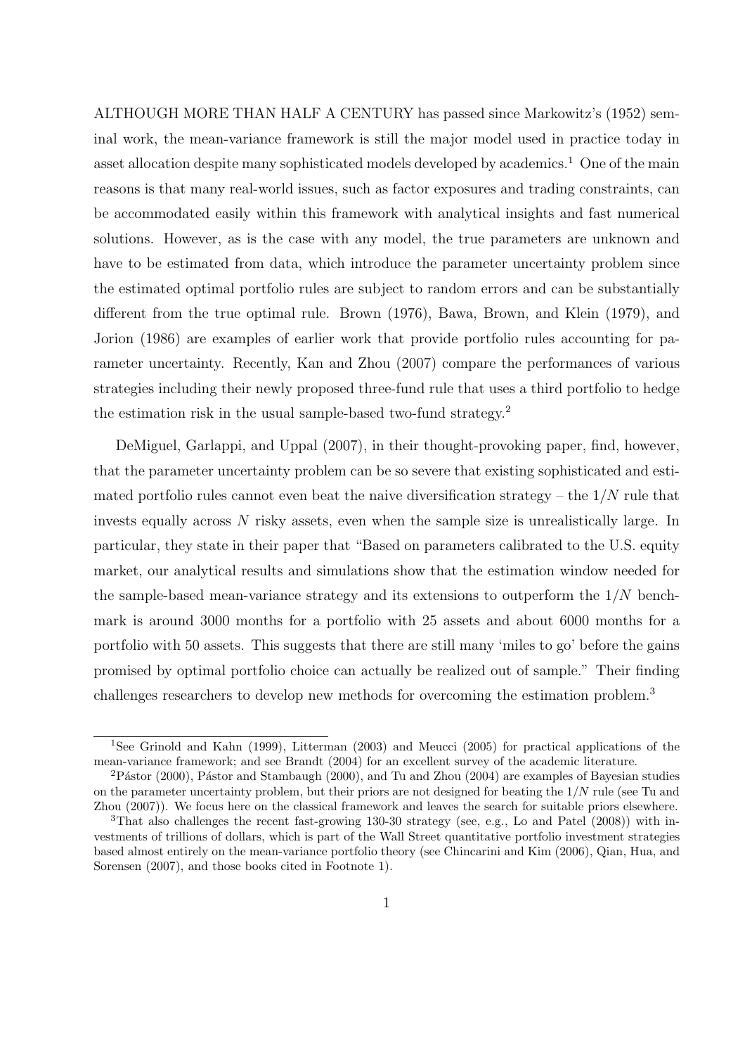ALTHOUGH MORE THAN HALF A CENTURY has passed since Markowitz's (1952) seminal work, the mean-variance framework is still the major model used in practice today in asset allocation despite many sophisticated models developed by academics.[1] One of the main reasons is that many real-world issues, such as factor exposures and trading constraints, can be accommodated easily within this framework with analytical insights and fast numerical solutions. However, as is the case with any model, the true parameters are unknown and have to be estimated from data, which introduce the parameter uncertainty problem since the estimated optimal portfolio rules are subject to random errors and can be substantially different from the true optimal rule. Brown (1976), Bawa, Brown, and Klein (1979), and Jorion (1986) are examples of earlier work that provide portfolio rules accounting for parameter uncertainty. Recently, Kan and Zhou (2007) compare the performances of various strategies including their newly proposed three-fund rule that uses a third portfolio to hedge the estimation risk in the usual sample-based two-fund strategy.[2]

DeMiguel, Garlappi, and Uppal (2007), in their thought-provoking paper, find, however, that the parameter uncertainty problem can be so severe that existing sophisticated and estimated portfolio rules cannot even beat the naive diversification strategy – the $1/N$ rule that invests equally across $N$ risky assets, even when the sample size is unrealistically large. In particular, they state in their paper that "Based on parameters calibrated to the U.S. equity market, our analytical results and simulations show that the estimation window needed for the sample-based mean-variance strategy and its extensions to outperform the $1/N$ benchmark is around 3000 months for a portfolio with 25 assets and about 6000 months for a portfolio with 50 assets. This suggests that there are still many 'miles to go' before the gains promised by optimal portfolio choice can actually be realized out of sample." Their finding challenges researchers to develop new methods for overcoming the estimation problem.[3]

[1] See Grinold and Kahn (1999), Litterman (2003) and Meucci (2005) for practical applications of the mean-variance framework; and see Brandt (2004) for an excellent survey of the academic literature.

[2] Pástor (2000), Pástor and Stambaugh (2000), and Tu and Zhou (2004) are examples of Bayesian studies on the parameter uncertainty problem, but their priors are not designed for beating the $1/N$ rule (see Tu and Zhou (2007)). We focus here on the classical framework and leaves the search for suitable priors elsewhere.

[3] That also challenges the recent fast-growing 130-30 strategy (see, e.g., Lo and Patel (2008)) with investments of trillions of dollars, which is part of the Wall Street quantitative portfolio investment strategies based almost entirely on the mean-variance portfolio theory (see Chincarini and Kim (2006), Qian, Hua, and Sorensen (2007), and those books cited in Footnote 1).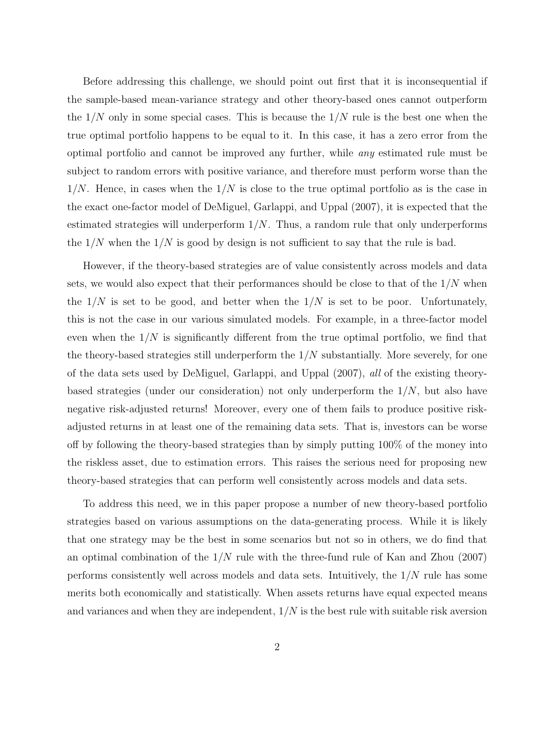Before addressing this challenge, we should point out first that it is inconsequential if the sample-based mean-variance strategy and other theory-based ones cannot outperform the $1/N$ only in some special cases. This is because the $1/N$ rule is the best one when the true optimal portfolio happens to be equal to it. In this case, it has a zero error from the optimal portfolio and cannot be improved any further, while *any* estimated rule must be subject to random errors with positive variance, and therefore must perform worse than the $1/N$. Hence, in cases when the $1/N$ is close to the true optimal portfolio as is the case in the exact one-factor model of DeMiguel, Garlappi, and Uppal (2007), it is expected that the estimated strategies will underperform $1/N$. Thus, a random rule that only underperforms the $1/N$ when the $1/N$ is good by design is not sufficient to say that the rule is bad.

However, if the theory-based strategies are of value consistently across models and data sets, we would also expect that their performances should be close to that of the $1/N$ when the $1/N$ is set to be good, and better when the $1/N$ is set to be poor. Unfortunately, this is not the case in our various simulated models. For example, in a three-factor model even when the $1/N$ is significantly different from the true optimal portfolio, we find that the theory-based strategies still underperform the $1/N$ substantially. More severely, for one of the data sets used by DeMiguel, Garlappi, and Uppal (2007), *all* of the existing theory-based strategies (under our consideration) not only underperform the $1/N$, but also have negative risk-adjusted returns! Moreover, every one of them fails to produce positive risk-adjusted returns in at least one of the remaining data sets. That is, investors can be worse off by following the theory-based strategies than by simply putting 100% of the money into the riskless asset, due to estimation errors. This raises the serious need for proposing new theory-based strategies that can perform well consistently across models and data sets.

To address this need, we in this paper propose a number of new theory-based portfolio strategies based on various assumptions on the data-generating process. While it is likely that one strategy may be the best in some scenarios but not so in others, we do find that an optimal combination of the $1/N$ rule with the three-fund rule of Kan and Zhou (2007) performs consistently well across models and data sets. Intuitively, the $1/N$ rule has some merits both economically and statistically. When assets returns have equal expected means and variances and when they are independent, $1/N$ is the best rule with suitable risk aversion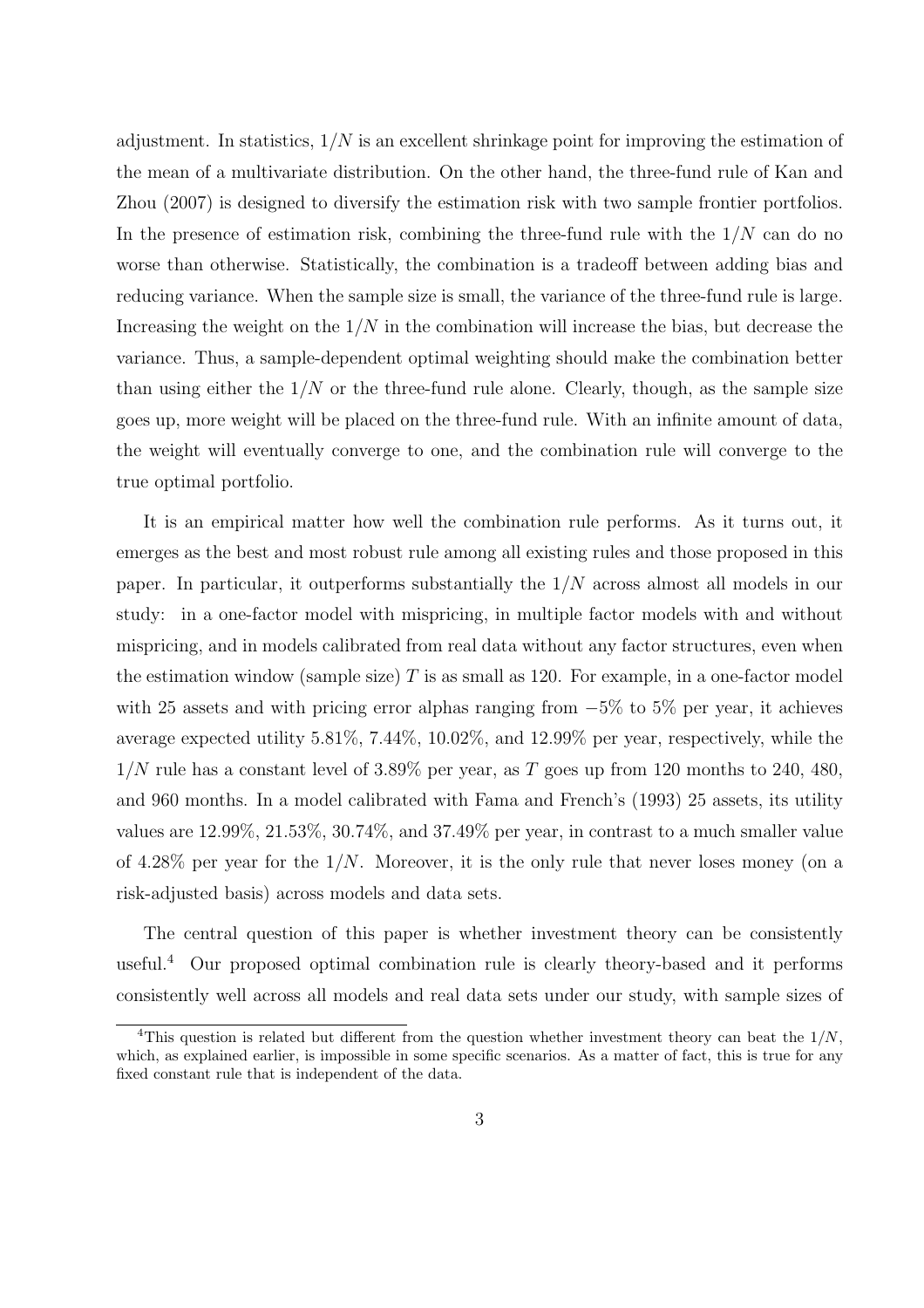adjustment. In statistics, $1/N$ is an excellent shrinkage point for improving the estimation of the mean of a multivariate distribution. On the other hand, the three-fund rule of Kan and Zhou (2007) is designed to diversify the estimation risk with two sample frontier portfolios. In the presence of estimation risk, combining the three-fund rule with the $1/N$ can do no worse than otherwise. Statistically, the combination is a tradeoff between adding bias and reducing variance. When the sample size is small, the variance of the three-fund rule is large. Increasing the weight on the $1/N$ in the combination will increase the bias, but decrease the variance. Thus, a sample-dependent optimal weighting should make the combination better than using either the $1/N$ or the three-fund rule alone. Clearly, though, as the sample size goes up, more weight will be placed on the three-fund rule. With an infinite amount of data, the weight will eventually converge to one, and the combination rule will converge to the true optimal portfolio.

It is an empirical matter how well the combination rule performs. As it turns out, it emerges as the best and most robust rule among all existing rules and those proposed in this paper. In particular, it outperforms substantially the $1/N$ across almost all models in our study: in a one-factor model with mispricing, in multiple factor models with and without mispricing, and in models calibrated from real data without any factor structures, even when the estimation window (sample size) $T$ is as small as 120. For example, in a one-factor model with 25 assets and with pricing error alphas ranging from $-5\%$ to $5\%$ per year, it achieves average expected utility 5.81%, 7.44%, 10.02%, and 12.99% per year, respectively, while the $1/N$ rule has a constant level of 3.89% per year, as $T$ goes up from 120 months to 240, 480, and 960 months. In a model calibrated with Fama and French's (1993) 25 assets, its utility values are 12.99%, 21.53%, 30.74%, and 37.49% per year, in contrast to a much smaller value of 4.28% per year for the $1/N$. Moreover, it is the only rule that never loses money (on a risk-adjusted basis) across models and data sets.

The central question of this paper is whether investment theory can be consistently useful.[4] Our proposed optimal combination rule is clearly theory-based and it performs consistently well across all models and real data sets under our study, with sample sizes of

[4]This question is related but different from the question whether investment theory can beat the $1/N$, which, as explained earlier, is impossible in some specific scenarios. As a matter of fact, this is true for any fixed constant rule that is independent of the data.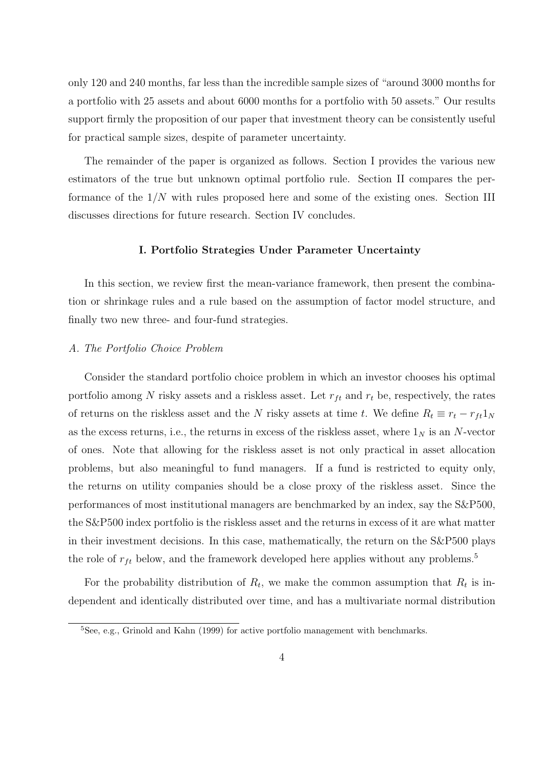only 120 and 240 months, far less than the incredible sample sizes of "around 3000 months for a portfolio with 25 assets and about 6000 months for a portfolio with 50 assets." Our results support firmly the proposition of our paper that investment theory can be consistently useful for practical sample sizes, despite of parameter uncertainty.

The remainder of the paper is organized as follows. Section I provides the various new estimators of the true but unknown optimal portfolio rule. Section II compares the performance of the $1/N$ with rules proposed here and some of the existing ones. Section III discusses directions for future research. Section IV concludes.

## I. Portfolio Strategies Under Parameter Uncertainty

In this section, we review first the mean-variance framework, then present the combination or shrinkage rules and a rule based on the assumption of factor model structure, and finally two new three- and four-fund strategies.

### *A. The Portfolio Choice Problem*

Consider the standard portfolio choice problem in which an investor chooses his optimal portfolio among $N$ risky assets and a riskless asset. Let $r_{ft}$ and $r_t$ be, respectively, the rates of returns on the riskless asset and the $N$ risky assets at time $t$. We define $R_t \equiv r_t - r_{ft}1_N$ as the excess returns, i.e., the returns in excess of the riskless asset, where $1_N$ is an $N$-vector of ones. Note that allowing for the riskless asset is not only practical in asset allocation problems, but also meaningful to fund managers. If a fund is restricted to equity only, the returns on utility companies should be a close proxy of the riskless asset. Since the performances of most institutional managers are benchmarked by an index, say the S&P500, the S&P500 index portfolio is the riskless asset and the returns in excess of it are what matter in their investment decisions. In this case, mathematically, the return on the S&P500 plays the role of $r_{ft}$ below, and the framework developed here applies without any problems.[5]

For the probability distribution of $R_t$, we make the common assumption that $R_t$ is independent and identically distributed over time, and has a multivariate normal distribution

[5]See, e.g., Grinold and Kahn (1999) for active portfolio management with benchmarks.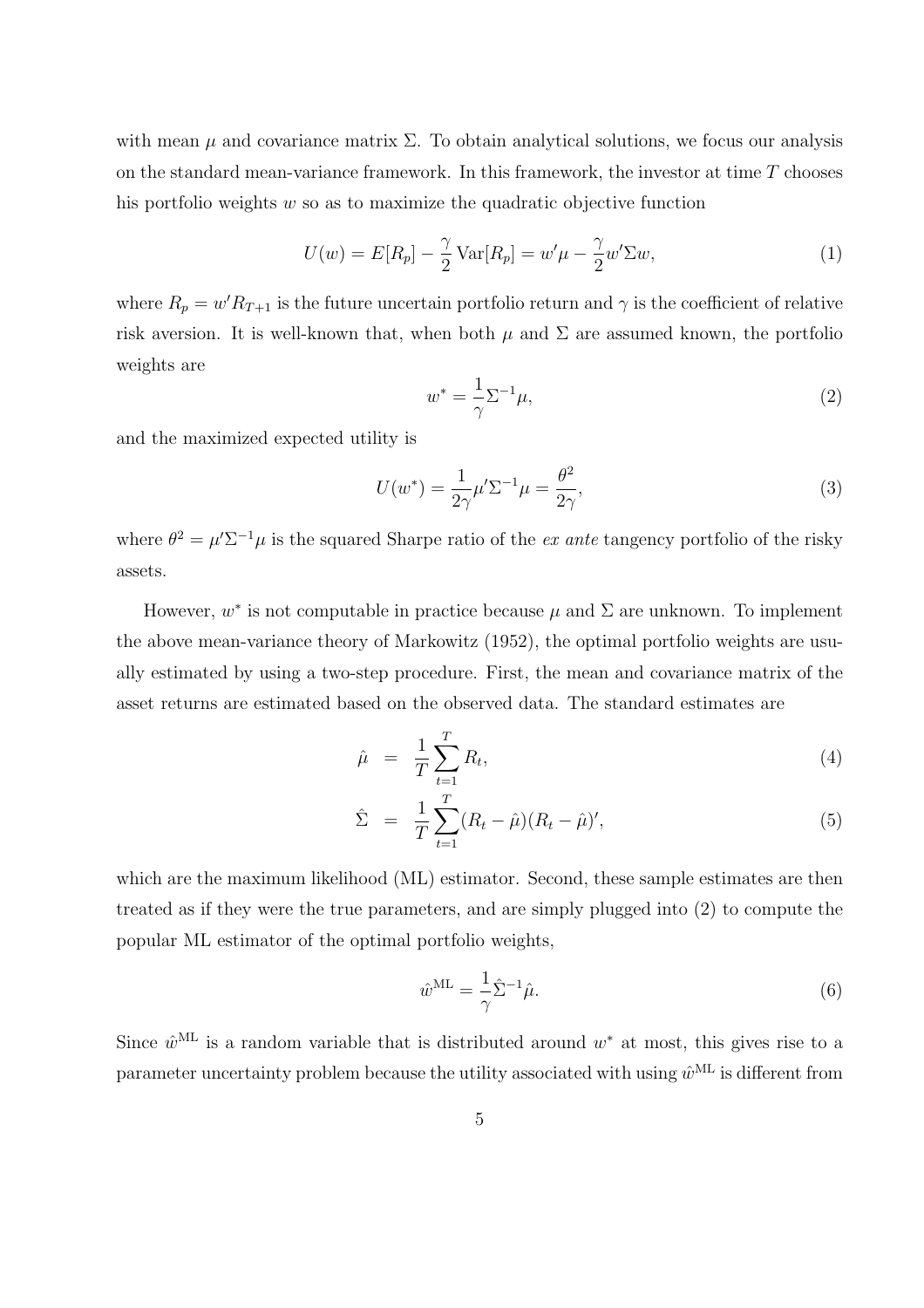with mean $\mu$ and covariance matrix $\Sigma$. To obtain analytical solutions, we focus our analysis on the standard mean-variance framework. In this framework, the investor at time $T$ chooses his portfolio weights $w$ so as to maximize the quadratic objective function

$$U(w) = E[R_p] - \frac{\gamma}{2}\operatorname{Var}[R_p] = w'\mu - \frac{\gamma}{2}w'\Sigma w, \tag{1}$$

where $R_p = w'R_{T+1}$ is the future uncertain portfolio return and $\gamma$ is the coefficient of relative risk aversion. It is well-known that, when both $\mu$ and $\Sigma$ are assumed known, the portfolio weights are

$$w^* = \frac{1}{\gamma}\Sigma^{-1}\mu, \tag{2}$$

and the maximized expected utility is

$$U(w^*) = \frac{1}{2\gamma}\mu'\Sigma^{-1}\mu = \frac{\theta^2}{2\gamma}, \tag{3}$$

where $\theta^2 = \mu'\Sigma^{-1}\mu$ is the squared Sharpe ratio of the *ex ante* tangency portfolio of the risky assets.

However, $w^*$ is not computable in practice because $\mu$ and $\Sigma$ are unknown. To implement the above mean-variance theory of Markowitz (1952), the optimal portfolio weights are usually estimated by using a two-step procedure. First, the mean and covariance matrix of the asset returns are estimated based on the observed data. The standard estimates are

$$\hat{\mu} = \frac{1}{T}\sum_{t=1}^{T} R_t, \tag{4}$$

$$\hat{\Sigma} = \frac{1}{T}\sum_{t=1}^{T}(R_t - \hat{\mu})(R_t - \hat{\mu})', \tag{5}$$

which are the maximum likelihood (ML) estimator. Second, these sample estimates are then treated as if they were the true parameters, and are simply plugged into (2) to compute the popular ML estimator of the optimal portfolio weights,

$$\hat{w}^{\text{ML}} = \frac{1}{\gamma}\hat{\Sigma}^{-1}\hat{\mu}. \tag{6}$$

Since $\hat{w}^{\text{ML}}$ is a random variable that is distributed around $w^*$ at most, this gives rise to a parameter uncertainty problem because the utility associated with using $\hat{w}^{\text{ML}}$ is different from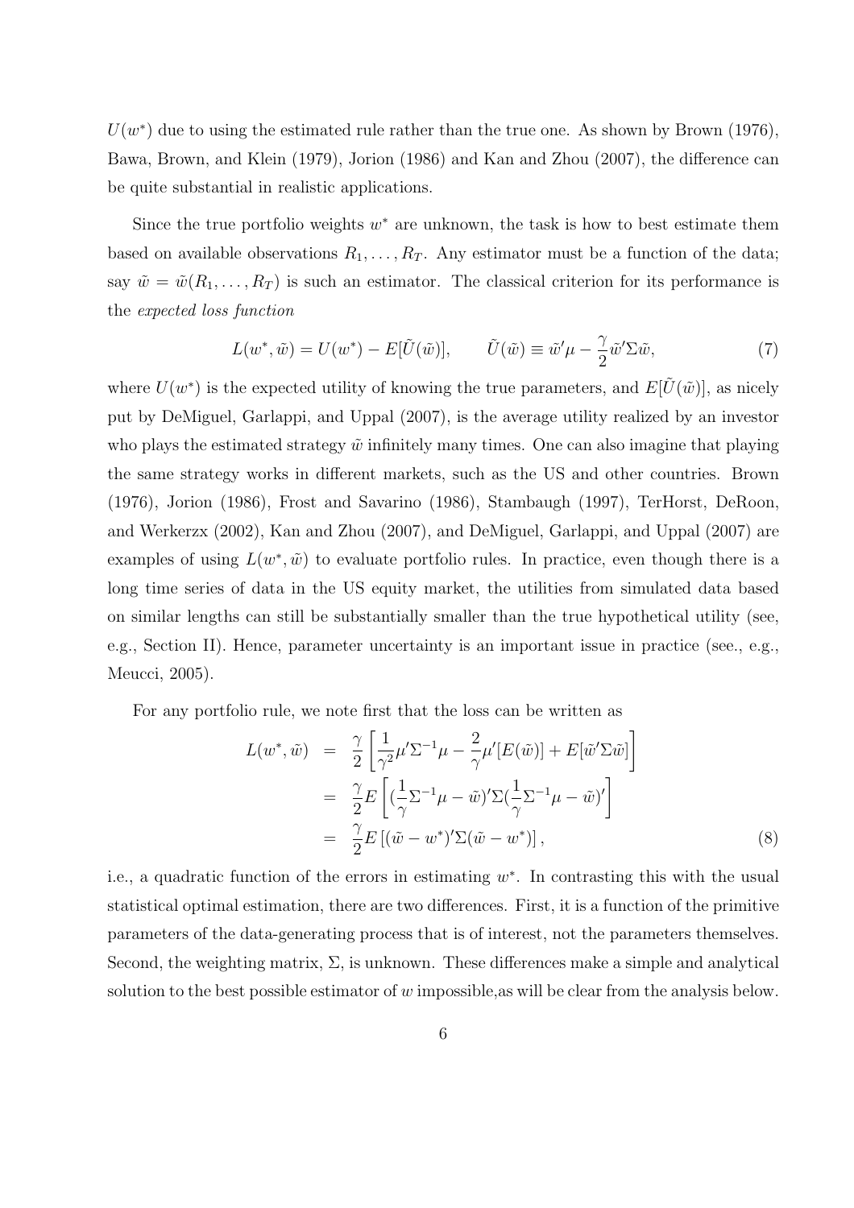$U(w^*)$ due to using the estimated rule rather than the true one. As shown by Brown (1976), Bawa, Brown, and Klein (1979), Jorion (1986) and Kan and Zhou (2007), the difference can be quite substantial in realistic applications.

Since the true portfolio weights $w^*$ are unknown, the task is how to best estimate them based on available observations $R_1, \ldots, R_T$. Any estimator must be a function of the data; say $\tilde{w} = \tilde{w}(R_1, \ldots, R_T)$ is such an estimator. The classical criterion for its performance is the *expected loss function*

$$L(w^*, \tilde{w}) = U(w^*) - E[\tilde{U}(\tilde{w})], \qquad \tilde{U}(\tilde{w}) \equiv \tilde{w}'\mu - \frac{\gamma}{2}\tilde{w}'\Sigma\tilde{w}, \tag{7}$$

where $U(w^*)$ is the expected utility of knowing the true parameters, and $E[\tilde{U}(\tilde{w})]$, as nicely put by DeMiguel, Garlappi, and Uppal (2007), is the average utility realized by an investor who plays the estimated strategy $\tilde{w}$ infinitely many times. One can also imagine that playing the same strategy works in different markets, such as the US and other countries. Brown (1976), Jorion (1986), Frost and Savarino (1986), Stambaugh (1997), TerHorst, DeRoon, and Werkerzx (2002), Kan and Zhou (2007), and DeMiguel, Garlappi, and Uppal (2007) are examples of using $L(w^*, \tilde{w})$ to evaluate portfolio rules. In practice, even though there is a long time series of data in the US equity market, the utilities from simulated data based on similar lengths can still be substantially smaller than the true hypothetical utility (see, e.g., Section II). Hence, parameter uncertainty is an important issue in practice (see., e.g., Meucci, 2005).

For any portfolio rule, we note first that the loss can be written as

$$\begin{aligned} L(w^*, \tilde{w}) &= \frac{\gamma}{2}\left[\frac{1}{\gamma^2}\mu'\Sigma^{-1}\mu - \frac{2}{\gamma}\mu'[E(\tilde{w})] + E[\tilde{w}'\Sigma\tilde{w}]\right] \\ &= \frac{\gamma}{2}E\left[(\frac{1}{\gamma}\Sigma^{-1}\mu - \tilde{w})'\Sigma(\frac{1}{\gamma}\Sigma^{-1}\mu - \tilde{w})'\right] \\ &= \frac{\gamma}{2}E\left[(\tilde{w} - w^*)'\Sigma(\tilde{w} - w^*)\right], \end{aligned} \tag{8}$$

i.e., a quadratic function of the errors in estimating $w^*$. In contrasting this with the usual statistical optimal estimation, there are two differences. First, it is a function of the primitive parameters of the data-generating process that is of interest, not the parameters themselves. Second, the weighting matrix, $\Sigma$, is unknown. These differences make a simple and analytical solution to the best possible estimator of $w$ impossible,as will be clear from the analysis below.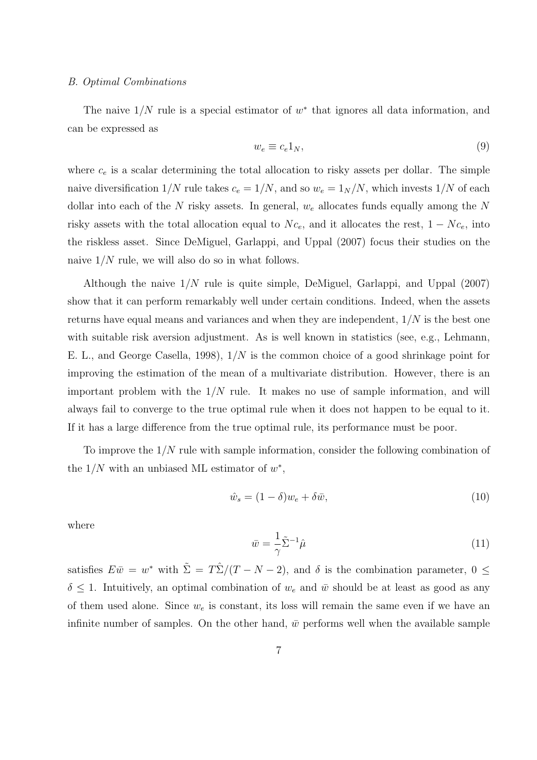*B. Optimal Combinations*

The naive $1/N$ rule is a special estimator of $w^*$ that ignores all data information, and can be expressed as

$$w_e \equiv c_e 1_N, \tag{9}$$

where $c_e$ is a scalar determining the total allocation to risky assets per dollar. The simple naive diversification $1/N$ rule takes $c_e = 1/N$, and so $w_e = 1_N/N$, which invests $1/N$ of each dollar into each of the $N$ risky assets. In general, $w_e$ allocates funds equally among the $N$ risky assets with the total allocation equal to $Nc_e$, and it allocates the rest, $1 - Nc_e$, into the riskless asset. Since DeMiguel, Garlappi, and Uppal (2007) focus their studies on the naive $1/N$ rule, we will also do so in what follows.

Although the naive $1/N$ rule is quite simple, DeMiguel, Garlappi, and Uppal (2007) show that it can perform remarkably well under certain conditions. Indeed, when the assets returns have equal means and variances and when they are independent, $1/N$ is the best one with suitable risk aversion adjustment. As is well known in statistics (see, e.g., Lehmann, E. L., and George Casella, 1998), $1/N$ is the common choice of a good shrinkage point for improving the estimation of the mean of a multivariate distribution. However, there is an important problem with the $1/N$ rule. It makes no use of sample information, and will always fail to converge to the true optimal rule when it does not happen to be equal to it. If it has a large difference from the true optimal rule, its performance must be poor.

To improve the $1/N$ rule with sample information, consider the following combination of the $1/N$ with an unbiased ML estimator of $w^*$,

$$\hat{w}_s = (1 - \delta) w_e + \delta \bar{w}, \tag{10}$$

where

$$\bar{w} = \frac{1}{\gamma} \tilde{\Sigma}^{-1} \hat{\mu} \tag{11}$$

satisfies $E\bar{w} = w^*$ with $\tilde{\Sigma} = T\hat{\Sigma}/(T - N - 2)$, and $\delta$ is the combination parameter, $0 \leq \delta \leq 1$. Intuitively, an optimal combination of $w_e$ and $\bar{w}$ should be at least as good as any of them used alone. Since $w_e$ is constant, its loss will remain the same even if we have an infinite number of samples. On the other hand, $\bar{w}$ performs well when the available sample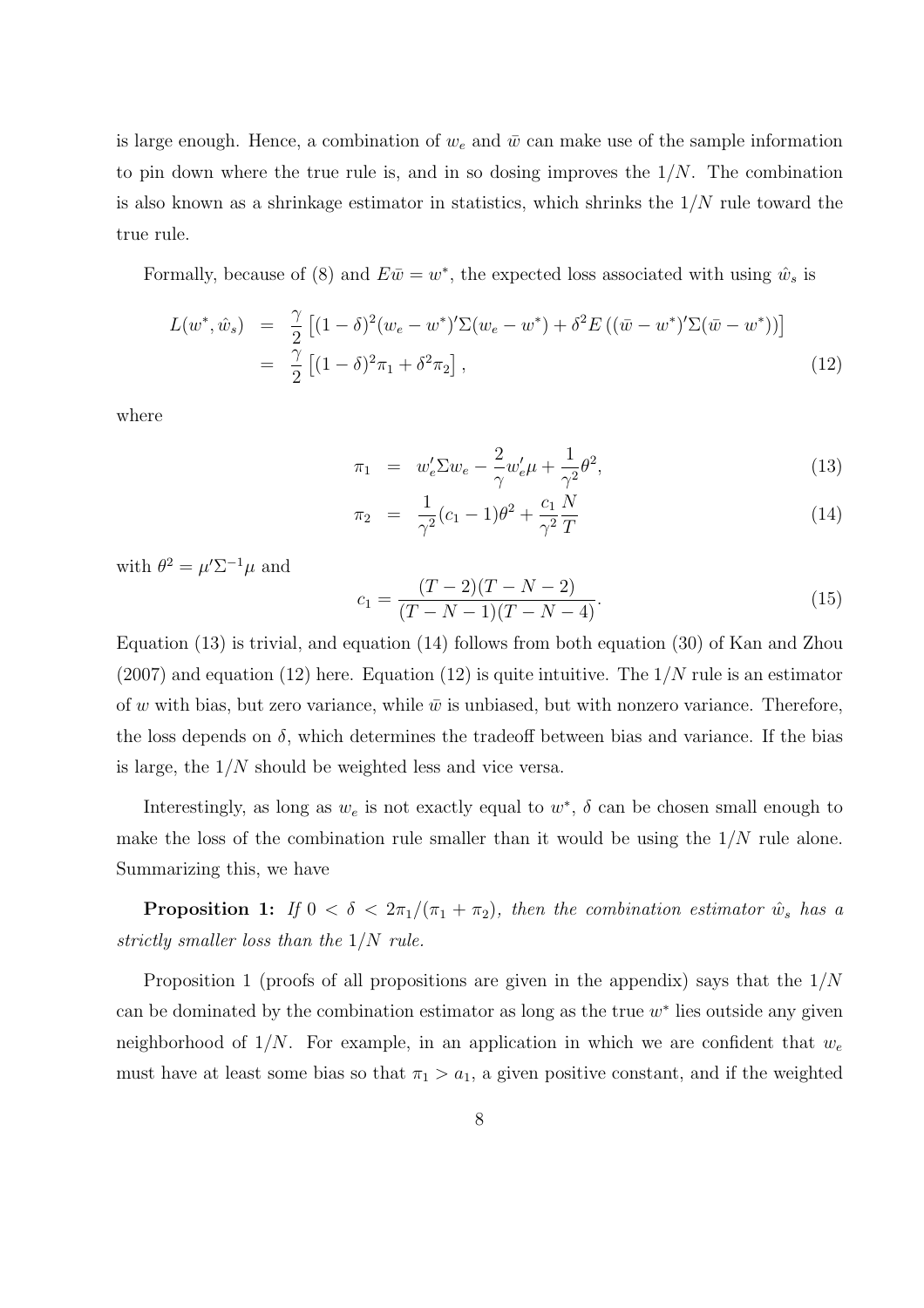is large enough. Hence, a combination of $w_e$ and $\bar{w}$ can make use of the sample information to pin down where the true rule is, and in so dosing improves the $1/N$. The combination is also known as a shrinkage estimator in statistics, which shrinks the $1/N$ rule toward the true rule.

Formally, because of (8) and $E\bar{w} = w^*$, the expected loss associated with using $\hat{w}_s$ is

$$
\begin{aligned}
L(w^*, \hat{w}_s) &= \frac{\gamma}{2}\left[(1-\delta)^2 (w_e - w^*)'\Sigma(w_e - w^*) + \delta^2 E\left((\bar{w} - w^*)'\Sigma(\bar{w} - w^*)\right)\right] \\
&= \frac{\gamma}{2}\left[(1-\delta)^2 \pi_1 + \delta^2 \pi_2\right], \qquad (12)
\end{aligned}
$$

where

$$
\begin{aligned}
\pi_1 &= w_e'\Sigma w_e - \frac{2}{\gamma} w_e'\mu + \frac{1}{\gamma^2}\theta^2, \qquad (13) \\
\pi_2 &= \frac{1}{\gamma^2}(c_1 - 1)\theta^2 + \frac{c_1}{\gamma^2}\frac{N}{T} \qquad (14)
\end{aligned}
$$

with $\theta^2 = \mu'\Sigma^{-1}\mu$ and

$$
c_1 = \frac{(T-2)(T-N-2)}{(T-N-1)(T-N-4)}. \qquad (15)
$$

Equation (13) is trivial, and equation (14) follows from both equation (30) of Kan and Zhou (2007) and equation (12) here. Equation (12) is quite intuitive. The $1/N$ rule is an estimator of $w$ with bias, but zero variance, while $\bar{w}$ is unbiased, but with nonzero variance. Therefore, the loss depends on $\delta$, which determines the tradeoff between bias and variance. If the bias is large, the $1/N$ should be weighted less and vice versa.

Interestingly, as long as $w_e$ is not exactly equal to $w^*$, $\delta$ can be chosen small enough to make the loss of the combination rule smaller than it would be using the $1/N$ rule alone. Summarizing this, we have

**Proposition 1:** *If $0 < \delta < 2\pi_1/(\pi_1 + \pi_2)$, then the combination estimator $\hat{w}_s$ has a strictly smaller loss than the $1/N$ rule.*

Proposition 1 (proofs of all propositions are given in the appendix) says that the $1/N$ can be dominated by the combination estimator as long as the true $w^*$ lies outside any given neighborhood of $1/N$. For example, in an application in which we are confident that $w_e$ must have at least some bias so that $\pi_1 > a_1$, a given positive constant, and if the weighted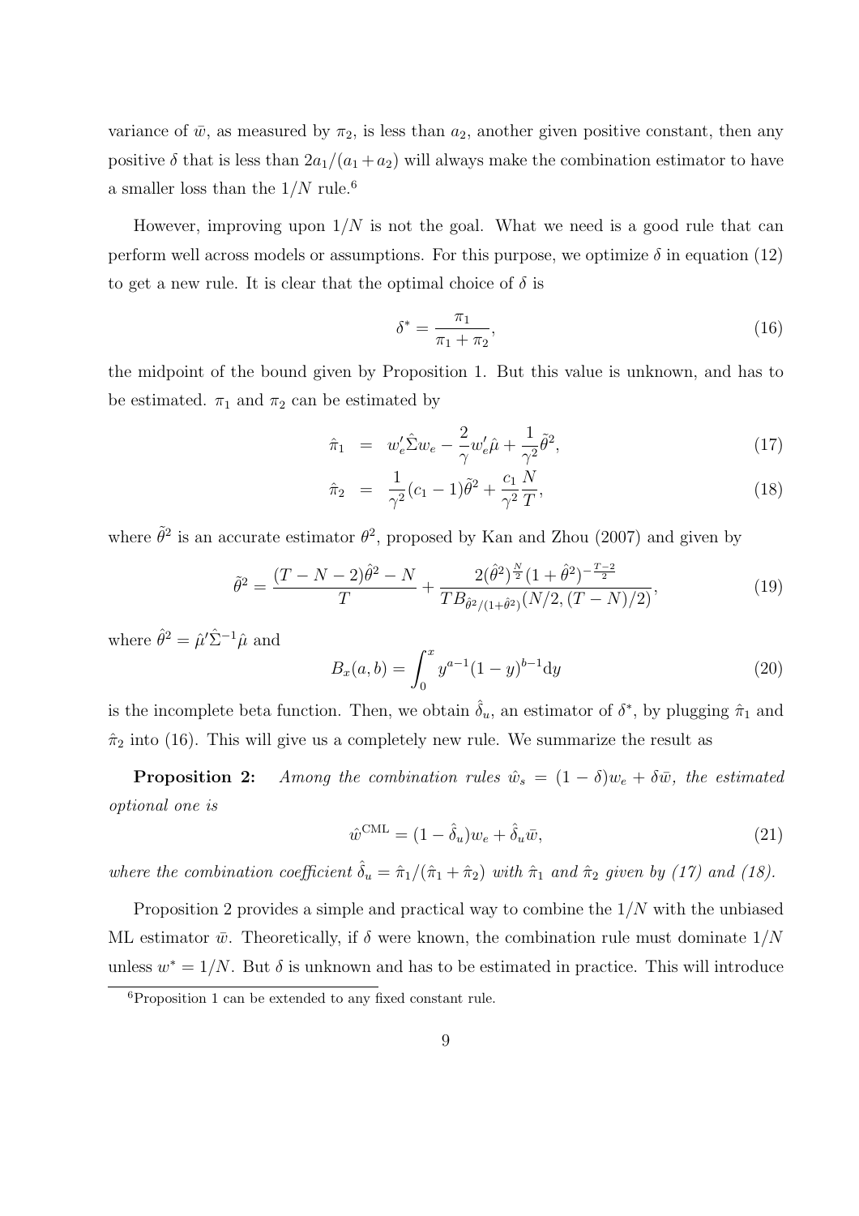variance of $\bar{w}$, as measured by $\pi_2$, is less than $a_2$, another given positive constant, then any positive $\delta$ that is less than $2a_1/(a_1+a_2)$ will always make the combination estimator to have a smaller loss than the $1/N$ rule.[6]

However, improving upon $1/N$ is not the goal. What we need is a good rule that can perform well across models or assumptions. For this purpose, we optimize $\delta$ in equation (12) to get a new rule. It is clear that the optimal choice of $\delta$ is

$$\delta^* = \frac{\pi_1}{\pi_1 + \pi_2}, \tag{16}$$

the midpoint of the bound given by Proposition 1. But this value is unknown, and has to be estimated. $\pi_1$ and $\pi_2$ can be estimated by

$$\hat{\pi}_1 = w_e'\hat{\Sigma}w_e - \frac{2}{\gamma}w_e'\hat{\mu} + \frac{1}{\gamma^2}\tilde{\theta}^2, \tag{17}$$

$$\hat{\pi}_2 = \frac{1}{\gamma^2}(c_1 - 1)\tilde{\theta}^2 + \frac{c_1}{\gamma^2}\frac{N}{T}, \tag{18}$$

where $\tilde{\theta}^2$ is an accurate estimator $\theta^2$, proposed by Kan and Zhou (2007) and given by

$$\tilde{\theta}^2 = \frac{(T-N-2)\hat{\theta}^2 - N}{T} + \frac{2(\hat{\theta}^2)^{\frac{N}{2}}(1+\hat{\theta}^2)^{-\frac{T-2}{2}}}{TB_{\hat{\theta}^2/(1+\hat{\theta}^2)}(N/2,(T-N)/2)}, \tag{19}$$

where $\hat{\theta}^2 = \hat{\mu}'\hat{\Sigma}^{-1}\hat{\mu}$ and

$$B_x(a,b) = \int_0^x y^{a-1}(1-y)^{b-1}\mathrm{d}y \tag{20}$$

is the incomplete beta function. Then, we obtain $\hat{\delta}_u$, an estimator of $\delta^*$, by plugging $\hat{\pi}_1$ and $\hat{\pi}_2$ into (16). This will give us a completely new rule. We summarize the result as

**Proposition 2:** *Among the combination rules $\hat{w}_s = (1-\delta)w_e + \delta\bar{w}$, the estimated optional one is*

$$\hat{w}^{\mathrm{CML}} = (1-\hat{\delta}_u)w_e + \hat{\delta}_u\bar{w}, \tag{21}$$

*where the combination coefficient $\hat{\delta}_u = \hat{\pi}_1/(\hat{\pi}_1 + \hat{\pi}_2)$ with $\hat{\pi}_1$ and $\hat{\pi}_2$ given by (17) and (18).*

Proposition 2 provides a simple and practical way to combine the $1/N$ with the unbiased ML estimator $\bar{w}$. Theoretically, if $\delta$ were known, the combination rule must dominate $1/N$ unless $w^* = 1/N$. But $\delta$ is unknown and has to be estimated in practice. This will introduce

[6]Proposition 1 can be extended to any fixed constant rule.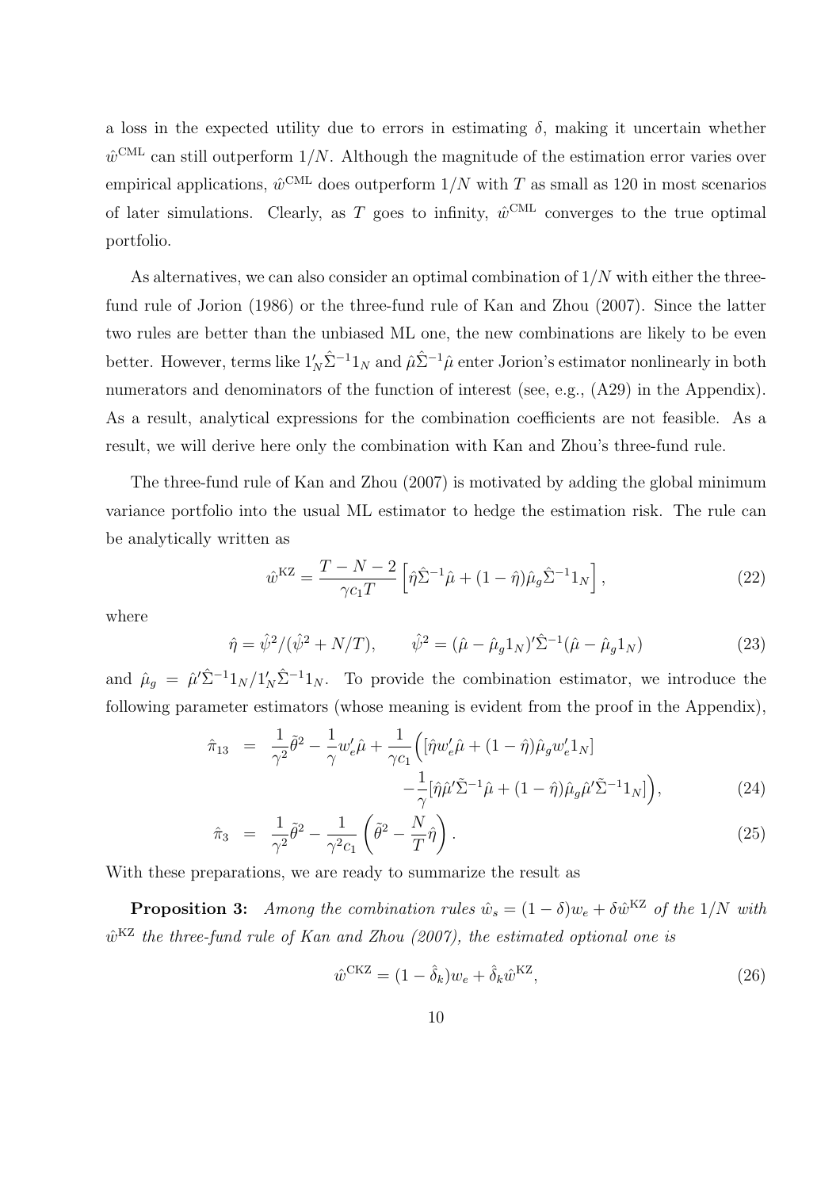a loss in the expected utility due to errors in estimating $\delta$, making it uncertain whether $\hat{w}^{\text{CML}}$ can still outperform $1/N$. Although the magnitude of the estimation error varies over empirical applications, $\hat{w}^{\text{CML}}$ does outperform $1/N$ with $T$ as small as 120 in most scenarios of later simulations. Clearly, as $T$ goes to infinity, $\hat{w}^{\text{CML}}$ converges to the true optimal portfolio.

As alternatives, we can also consider an optimal combination of $1/N$ with either the three-fund rule of Jorion (1986) or the three-fund rule of Kan and Zhou (2007). Since the latter two rules are better than the unbiased ML one, the new combinations are likely to be even better. However, terms like $1_N'\hat{\Sigma}^{-1}1_N$ and $\hat{\mu}\hat{\Sigma}^{-1}\hat{\mu}$ enter Jorion's estimator nonlinearly in both numerators and denominators of the function of interest (see, e.g., (A29) in the Appendix). As a result, analytical expressions for the combination coefficients are not feasible. As a result, we will derive here only the combination with Kan and Zhou's three-fund rule.

The three-fund rule of Kan and Zhou (2007) is motivated by adding the global minimum variance portfolio into the usual ML estimator to hedge the estimation risk. The rule can be analytically written as

$$\hat{w}^{\text{KZ}} = \frac{T-N-2}{\gamma c_1 T}\left[\hat{\eta}\hat{\Sigma}^{-1}\hat{\mu} + (1-\hat{\eta})\hat{\mu}_g\hat{\Sigma}^{-1}1_N\right], \tag{22}$$

where

$$\hat{\eta} = \hat{\psi}^2/(\hat{\psi}^2 + N/T), \qquad \hat{\psi}^2 = (\hat{\mu} - \hat{\mu}_g 1_N)'\hat{\Sigma}^{-1}(\hat{\mu} - \hat{\mu}_g 1_N) \tag{23}$$

and $\hat{\mu}_g = \hat{\mu}'\hat{\Sigma}^{-1}1_N/1_N'\hat{\Sigma}^{-1}1_N$. To provide the combination estimator, we introduce the following parameter estimators (whose meaning is evident from the proof in the Appendix),

$$\begin{aligned}
\hat{\pi}_{13} &= \frac{1}{\gamma^2}\tilde{\theta}^2 - \frac{1}{\gamma}w_e'\hat{\mu} + \frac{1}{\gamma c_1}\Big([\hat{\eta}w_e'\hat{\mu} + (1-\hat{\eta})\hat{\mu}_g w_e'1_N] \\
&\qquad\qquad - \frac{1}{\gamma}[\hat{\eta}\hat{\mu}'\tilde{\Sigma}^{-1}\hat{\mu} + (1-\hat{\eta})\hat{\mu}_g\hat{\mu}'\tilde{\Sigma}^{-1}1_N]\Big), \qquad (24)\\
\hat{\pi}_3 &= \frac{1}{\gamma^2}\tilde{\theta}^2 - \frac{1}{\gamma^2 c_1}\left(\tilde{\theta}^2 - \frac{N}{T}\hat{\eta}\right). \qquad (25)
\end{aligned}$$

With these preparations, we are ready to summarize the result as

**Proposition 3:** *Among the combination rules $\hat{w}_s = (1-\delta)w_e + \delta\hat{w}^{\text{KZ}}$ of the $1/N$ with $\hat{w}^{\text{KZ}}$ the three-fund rule of Kan and Zhou (2007), the estimated optional one is*

$$\hat{w}^{\text{CKZ}} = (1-\hat{\delta}_k)w_e + \hat{\delta}_k\hat{w}^{\text{KZ}}, \tag{26}$$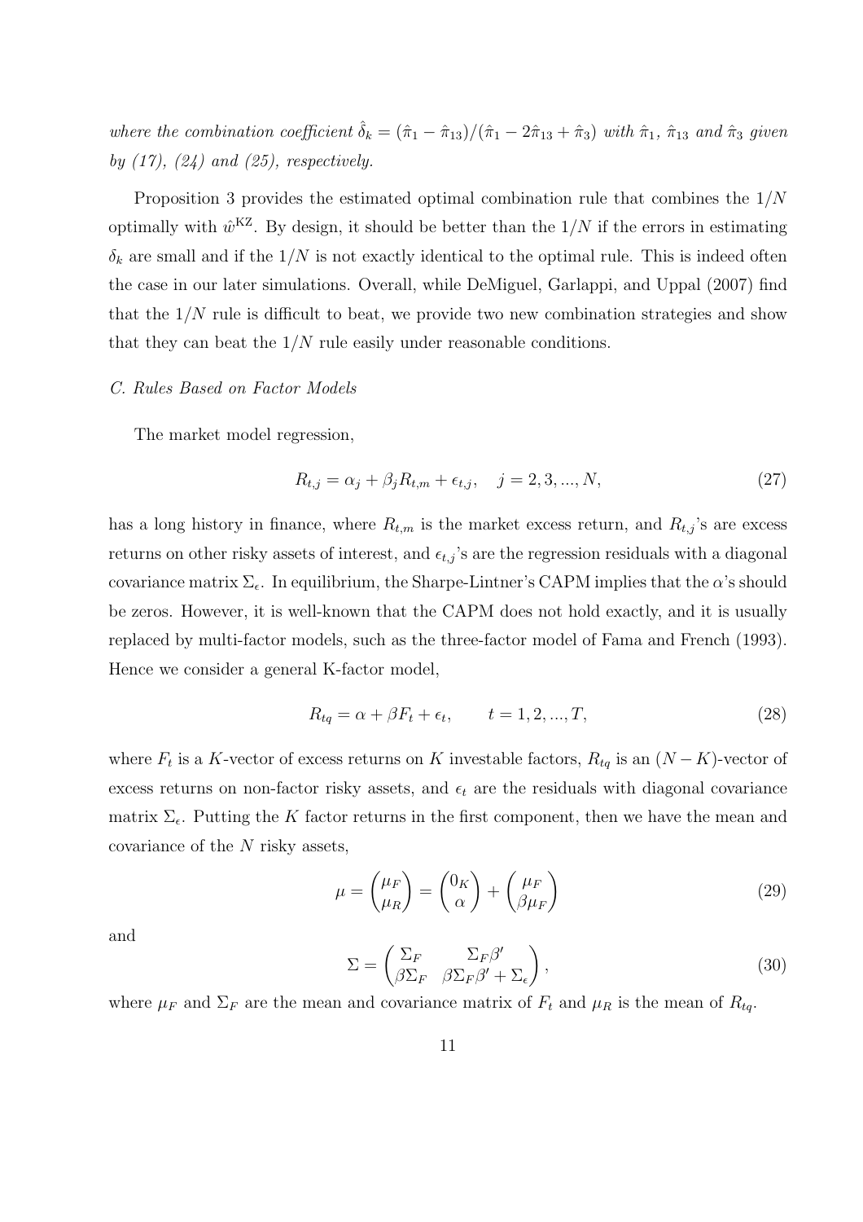*where the combination coefficient $\hat{\delta}_k = (\hat{\pi}_1 - \hat{\pi}_{13})/(\hat{\pi}_1 - 2\hat{\pi}_{13} + \hat{\pi}_3)$ with $\hat{\pi}_1$, $\hat{\pi}_{13}$ and $\hat{\pi}_3$ given by (17), (24) and (25), respectively.*

Proposition 3 provides the estimated optimal combination rule that combines the $1/N$ optimally with $\hat{w}^{\mathrm{KZ}}$. By design, it should be better than the $1/N$ if the errors in estimating $\delta_k$ are small and if the $1/N$ is not exactly identical to the optimal rule. This is indeed often the case in our later simulations. Overall, while DeMiguel, Garlappi, and Uppal (2007) find that the $1/N$ rule is difficult to beat, we provide two new combination strategies and show that they can beat the $1/N$ rule easily under reasonable conditions.

### *C. Rules Based on Factor Models*

The market model regression,

$$R_{t,j} = \alpha_j + \beta_j R_{t,m} + \epsilon_{t,j}, \quad j = 2, 3, ..., N, \tag{27}$$

has a long history in finance, where $R_{t,m}$ is the market excess return, and $R_{t,j}$'s are excess returns on other risky assets of interest, and $\epsilon_{t,j}$'s are the regression residuals with a diagonal covariance matrix $\Sigma_\epsilon$. In equilibrium, the Sharpe-Lintner's CAPM implies that the $\alpha$'s should be zeros. However, it is well-known that the CAPM does not hold exactly, and it is usually replaced by multi-factor models, such as the three-factor model of Fama and French (1993). Hence we consider a general K-factor model,

$$R_{tq} = \alpha + \beta F_t + \epsilon_t, \qquad t = 1, 2, ..., T, \tag{28}$$

where $F_t$ is a $K$-vector of excess returns on $K$ investable factors, $R_{tq}$ is an $(N-K)$-vector of excess returns on non-factor risky assets, and $\epsilon_t$ are the residuals with diagonal covariance matrix $\Sigma_\epsilon$. Putting the $K$ factor returns in the first component, then we have the mean and covariance of the $N$ risky assets,

$$\mu = \begin{pmatrix} \mu_F \\ \mu_R \end{pmatrix} = \begin{pmatrix} 0_K \\ \alpha \end{pmatrix} + \begin{pmatrix} \mu_F \\ \beta\mu_F \end{pmatrix} \tag{29}$$

and

$$\Sigma = \begin{pmatrix} \Sigma_F & \Sigma_F\beta' \\ \beta\Sigma_F & \beta\Sigma_F\beta' + \Sigma_\epsilon \end{pmatrix}, \tag{30}$$

where $\mu_F$ and $\Sigma_F$ are the mean and covariance matrix of $F_t$ and $\mu_R$ is the mean of $R_{tq}$.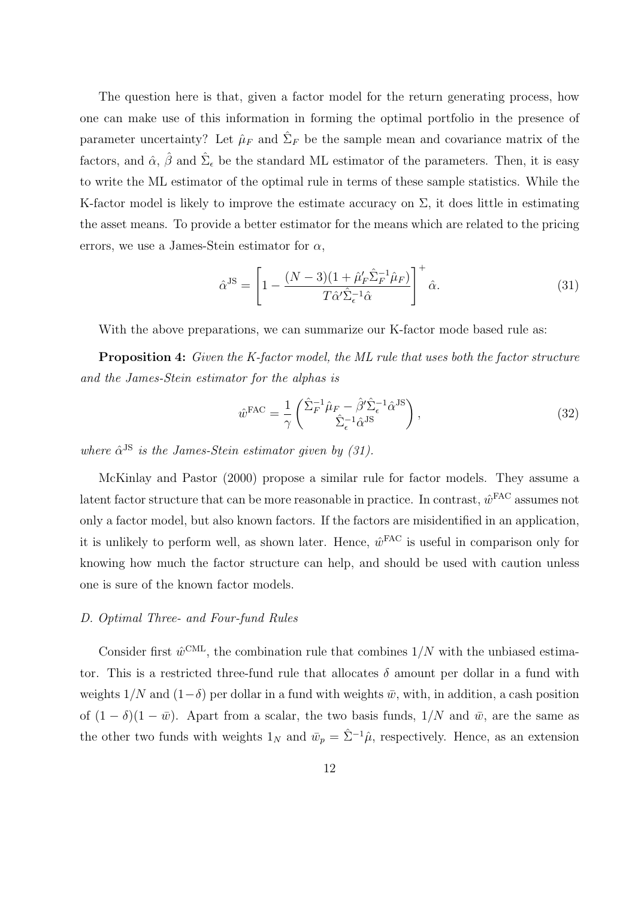The question here is that, given a factor model for the return generating process, how one can make use of this information in forming the optimal portfolio in the presence of parameter uncertainty? Let $\hat{\mu}_F$ and $\hat{\Sigma}_F$ be the sample mean and covariance matrix of the factors, and $\hat{\alpha}$, $\hat{\beta}$ and $\hat{\Sigma}_\epsilon$ be the standard ML estimator of the parameters. Then, it is easy to write the ML estimator of the optimal rule in terms of these sample statistics. While the K-factor model is likely to improve the estimate accuracy on $\Sigma$, it does little in estimating the asset means. To provide a better estimator for the means which are related to the pricing errors, we use a James-Stein estimator for $\alpha$,

$$\hat{\alpha}^{\mathrm{JS}} = \left[1 - \frac{(N-3)(1 + \hat{\mu}_F' \hat{\Sigma}_F^{-1} \hat{\mu}_F)}{T \hat{\alpha}' \hat{\Sigma}_\epsilon^{-1} \hat{\alpha}}\right]^{+} \hat{\alpha}. \tag{31}$$

With the above preparations, we can summarize our K-factor mode based rule as:

**Proposition 4:** *Given the K-factor model, the ML rule that uses both the factor structure and the James-Stein estimator for the alphas is*

$$\hat{w}^{\mathrm{FAC}} = \frac{1}{\gamma} \begin{pmatrix} \hat{\Sigma}_F^{-1} \hat{\mu}_F - \hat{\beta}' \hat{\Sigma}_\epsilon^{-1} \hat{\alpha}^{\mathrm{JS}} \\ \hat{\Sigma}_\epsilon^{-1} \hat{\alpha}^{\mathrm{JS}} \end{pmatrix}, \tag{32}$$

*where $\hat{\alpha}^{\mathrm{JS}}$ is the James-Stein estimator given by (31).*

McKinlay and Pastor (2000) propose a similar rule for factor models. They assume a latent factor structure that can be more reasonable in practice. In contrast, $\hat{w}^{\mathrm{FAC}}$ assumes not only a factor model, but also known factors. If the factors are misidentified in an application, it is unlikely to perform well, as shown later. Hence, $\hat{w}^{\mathrm{FAC}}$ is useful in comparison only for knowing how much the factor structure can help, and should be used with caution unless one is sure of the known factor models.

*D. Optimal Three- and Four-fund Rules*

Consider first $\hat{w}^{\mathrm{CML}}$, the combination rule that combines $1/N$ with the unbiased estimator. This is a restricted three-fund rule that allocates $\delta$ amount per dollar in a fund with weights $1/N$ and $(1-\delta)$ per dollar in a fund with weights $\bar{w}$, with, in addition, a cash position of $(1-\delta)(1-\bar{w})$. Apart from a scalar, the two basis funds, $1/N$ and $\bar{w}$, are the same as the other two funds with weights $1_N$ and $\bar{w}_p = \hat{\Sigma}^{-1}\hat{\mu}$, respectively. Hence, as an extension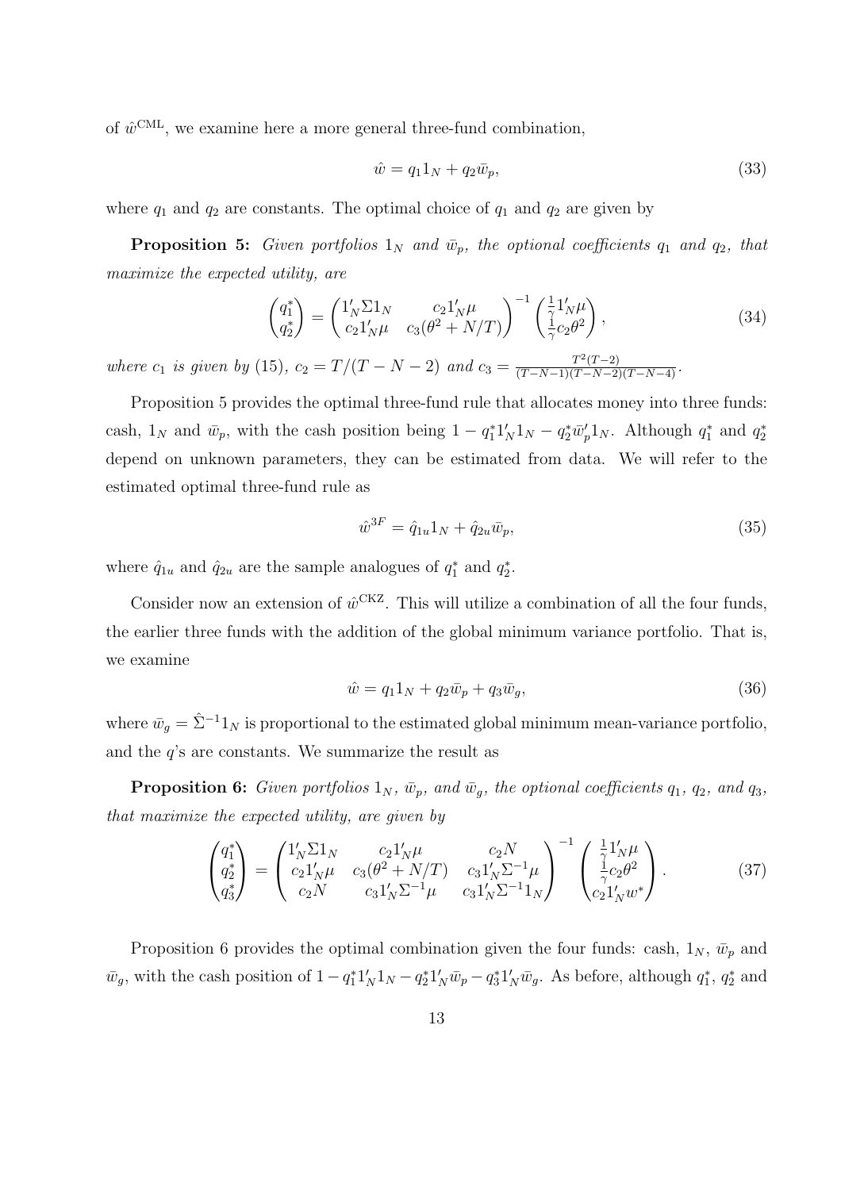of $\hat{w}^{\rm CML}$, we examine here a more general three-fund combination,

$$\hat{w} = q_1 1_N + q_2 \bar{w}_p, \tag{33}$$

where $q_1$ and $q_2$ are constants. The optimal choice of $q_1$ and $q_2$ are given by

**Proposition 5:** *Given portfolios $1_N$ and $\bar{w}_p$, the optional coefficients $q_1$ and $q_2$, that maximize the expected utility, are*

$$\begin{pmatrix} q_1^* \\ q_2^* \end{pmatrix} = \begin{pmatrix} 1_N' \Sigma 1_N & c_2 1_N' \mu \\ c_2 1_N' \mu & c_3(\theta^2 + N/T) \end{pmatrix}^{-1} \begin{pmatrix} \frac{1}{\gamma} 1_N' \mu \\ \frac{1}{\gamma} c_2 \theta^2 \end{pmatrix}, \tag{34}$$

*where $c_1$ is given by* (15)*, $c_2 = T/(T-N-2)$ and $c_3 = \frac{T^2(T-2)}{(T-N-1)(T-N-2)(T-N-4)}$.*

Proposition 5 provides the optimal three-fund rule that allocates money into three funds: cash, $1_N$ and $\bar{w}_p$, with the cash position being $1 - q_1^* 1_N' 1_N - q_2^* \bar{w}_p' 1_N$. Although $q_1^*$ and $q_2^*$ depend on unknown parameters, they can be estimated from data. We will refer to the estimated optimal three-fund rule as

$$\hat{w}^{3F} = \hat{q}_{1u} 1_N + \hat{q}_{2u} \bar{w}_p, \tag{35}$$

where $\hat{q}_{1u}$ and $\hat{q}_{2u}$ are the sample analogues of $q_1^*$ and $q_2^*$.

Consider now an extension of $\hat{w}^{\rm CKZ}$. This will utilize a combination of all the four funds, the earlier three funds with the addition of the global minimum variance portfolio. That is, we examine

$$\hat{w} = q_1 1_N + q_2 \bar{w}_p + q_3 \bar{w}_g, \tag{36}$$

where $\bar{w}_g = \hat{\Sigma}^{-1} 1_N$ is proportional to the estimated global minimum mean-variance portfolio, and the $q$'s are constants. We summarize the result as

**Proposition 6:** *Given portfolios $1_N$, $\bar{w}_p$, and $\bar{w}_g$, the optional coefficients $q_1$, $q_2$, and $q_3$, that maximize the expected utility, are given by*

$$\begin{pmatrix} q_1^* \\ q_2^* \\ q_3^* \end{pmatrix} = \begin{pmatrix} 1_N' \Sigma 1_N & c_2 1_N' \mu & c_2 N \\ c_2 1_N' \mu & c_3(\theta^2 + N/T) & c_3 1_N' \Sigma^{-1} \mu \\ c_2 N & c_3 1_N' \Sigma^{-1} \mu & c_3 1_N' \Sigma^{-1} 1_N \end{pmatrix}^{-1} \begin{pmatrix} \frac{1}{\gamma} 1_N' \mu \\ \frac{1}{\gamma} c_2 \theta^2 \\ c_2 1_N' w^* \end{pmatrix}. \tag{37}$$

Proposition 6 provides the optimal combination given the four funds: cash, $1_N$, $\bar{w}_p$ and $\bar{w}_g$, with the cash position of $1 - q_1^* 1_N' 1_N - q_2^* 1_N' \bar{w}_p - q_3^* 1_N' \bar{w}_g$. As before, although $q_1^*$, $q_2^*$ and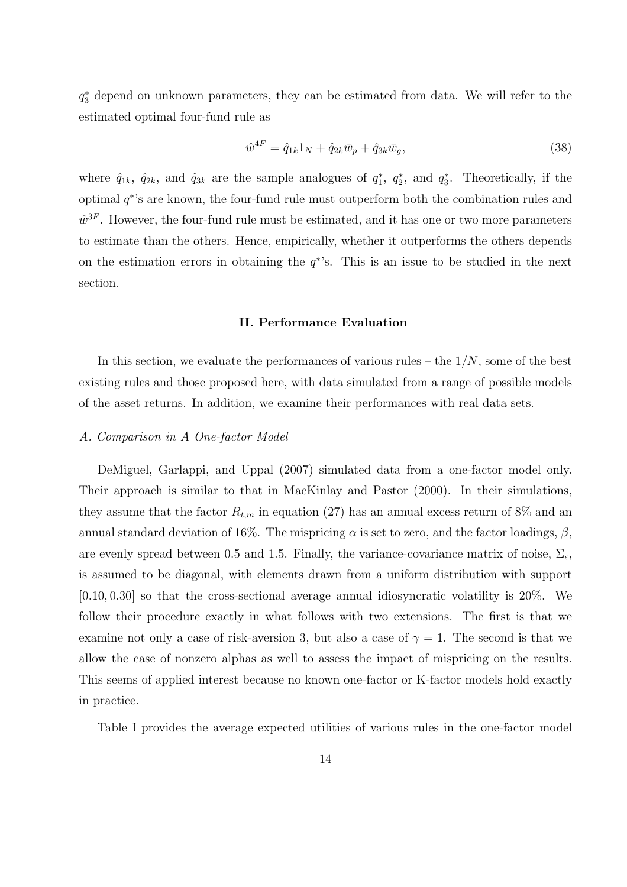$q_3^*$ depend on unknown parameters, they can be estimated from data. We will refer to the estimated optimal four-fund rule as

$$\hat{w}^{4F} = \hat{q}_{1k} 1_N + \hat{q}_{2k} \bar{w}_p + \hat{q}_{3k} \bar{w}_g, \tag{38}$$

where $\hat{q}_{1k}$, $\hat{q}_{2k}$, and $\hat{q}_{3k}$ are the sample analogues of $q_1^*$, $q_2^*$, and $q_3^*$. Theoretically, if the optimal $q^*$'s are known, the four-fund rule must outperform both the combination rules and $\hat{w}^{3F}$. However, the four-fund rule must be estimated, and it has one or two more parameters to estimate than the others. Hence, empirically, whether it outperforms the others depends on the estimation errors in obtaining the $q^*$'s. This is an issue to be studied in the next section.

## II. Performance Evaluation

In this section, we evaluate the performances of various rules – the $1/N$, some of the best existing rules and those proposed here, with data simulated from a range of possible models of the asset returns. In addition, we examine their performances with real data sets.

### *A. Comparison in A One-factor Model*

DeMiguel, Garlappi, and Uppal (2007) simulated data from a one-factor model only. Their approach is similar to that in MacKinlay and Pastor (2000). In their simulations, they assume that the factor $R_{t,m}$ in equation (27) has an annual excess return of 8% and an annual standard deviation of 16%. The mispricing $\alpha$ is set to zero, and the factor loadings, $\beta$, are evenly spread between 0.5 and 1.5. Finally, the variance-covariance matrix of noise, $\Sigma_\epsilon$, is assumed to be diagonal, with elements drawn from a uniform distribution with support $[0.10, 0.30]$ so that the cross-sectional average annual idiosyncratic volatility is 20%. We follow their procedure exactly in what follows with two extensions. The first is that we examine not only a case of risk-aversion 3, but also a case of $\gamma = 1$. The second is that we allow the case of nonzero alphas as well to assess the impact of mispricing on the results. This seems of applied interest because no known one-factor or K-factor models hold exactly in practice.

Table I provides the average expected utilities of various rules in the one-factor model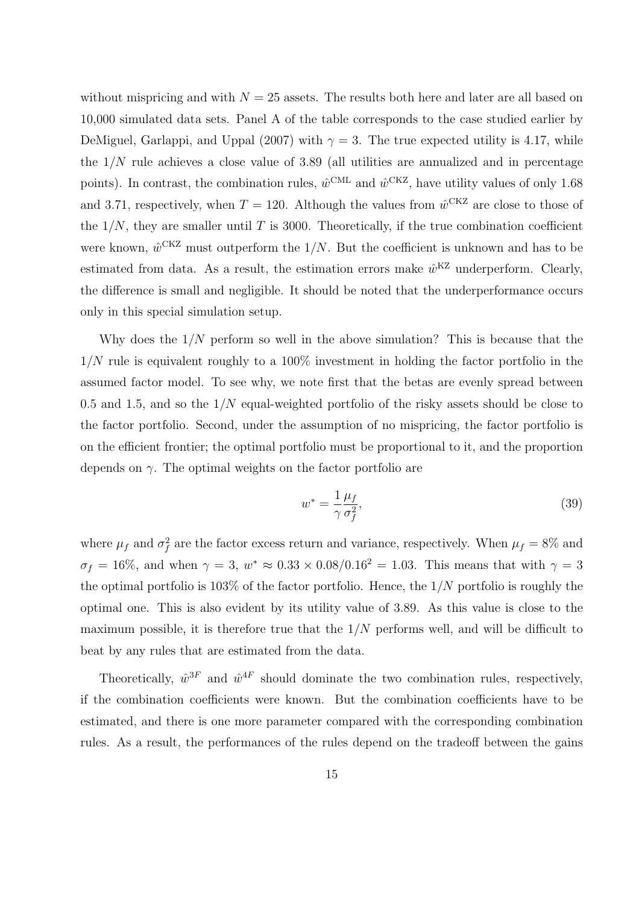without mispricing and with $N = 25$ assets. The results both here and later are all based on 10,000 simulated data sets. Panel A of the table corresponds to the case studied earlier by DeMiguel, Garlappi, and Uppal (2007) with $\gamma = 3$. The true expected utility is 4.17, while the $1/N$ rule achieves a close value of 3.89 (all utilities are annualized and in percentage points). In contrast, the combination rules, $\hat{w}^{\text{CML}}$ and $\hat{w}^{\text{CKZ}}$, have utility values of only 1.68 and 3.71, respectively, when $T = 120$. Although the values from $\hat{w}^{\text{CKZ}}$ are close to those of the $1/N$, they are smaller until $T$ is 3000. Theoretically, if the true combination coefficient were known, $\hat{w}^{\text{CKZ}}$ must outperform the $1/N$. But the coefficient is unknown and has to be estimated from data. As a result, the estimation errors make $\hat{w}^{\text{KZ}}$ underperform. Clearly, the difference is small and negligible. It should be noted that the underperformance occurs only in this special simulation setup.

Why does the $1/N$ perform so well in the above simulation? This is because that the $1/N$ rule is equivalent roughly to a 100% investment in holding the factor portfolio in the assumed factor model. To see why, we note first that the betas are evenly spread between 0.5 and 1.5, and so the $1/N$ equal-weighted portfolio of the risky assets should be close to the factor portfolio. Second, under the assumption of no mispricing, the factor portfolio is on the efficient frontier; the optimal portfolio must be proportional to it, and the proportion depends on $\gamma$. The optimal weights on the factor portfolio are

$$w^* = \frac{1}{\gamma}\frac{\mu_f}{\sigma_f^2}, \tag{39}$$

where $\mu_f$ and $\sigma_f^2$ are the factor excess return and variance, respectively. When $\mu_f = 8\%$ and $\sigma_f = 16\%$, and when $\gamma = 3$, $w^* \approx 0.33 \times 0.08/0.16^2 = 1.03$. This means that with $\gamma = 3$ the optimal portfolio is 103% of the factor portfolio. Hence, the $1/N$ portfolio is roughly the optimal one. This is also evident by its utility value of 3.89. As this value is close to the maximum possible, it is therefore true that the $1/N$ performs well, and will be difficult to beat by any rules that are estimated from the data.

Theoretically, $\hat{w}^{3F}$ and $\hat{w}^{4F}$ should dominate the two combination rules, respectively, if the combination coefficients were known. But the combination coefficients have to be estimated, and there is one more parameter compared with the corresponding combination rules. As a result, the performances of the rules depend on the tradeoff between the gains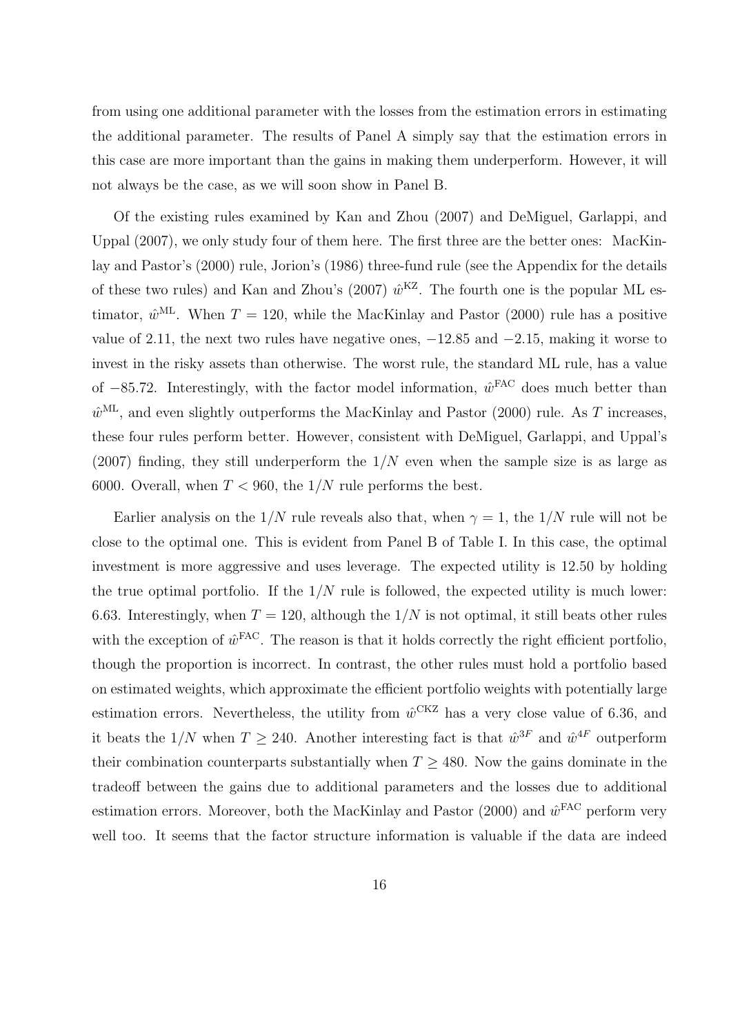from using one additional parameter with the losses from the estimation errors in estimating the additional parameter. The results of Panel A simply say that the estimation errors in this case are more important than the gains in making them underperform. However, it will not always be the case, as we will soon show in Panel B.

Of the existing rules examined by Kan and Zhou (2007) and DeMiguel, Garlappi, and Uppal (2007), we only study four of them here. The first three are the better ones: MacKinlay and Pastor's (2000) rule, Jorion's (1986) three-fund rule (see the Appendix for the details of these two rules) and Kan and Zhou's (2007) $\hat{w}^{\text{KZ}}$. The fourth one is the popular ML estimator, $\hat{w}^{\text{ML}}$. When $T = 120$, while the MacKinlay and Pastor (2000) rule has a positive value of 2.11, the next two rules have negative ones, $-12.85$ and $-2.15$, making it worse to invest in the risky assets than otherwise. The worst rule, the standard ML rule, has a value of $-85.72$. Interestingly, with the factor model information, $\hat{w}^{\text{FAC}}$ does much better than $\hat{w}^{\text{ML}}$, and even slightly outperforms the MacKinlay and Pastor (2000) rule. As $T$ increases, these four rules perform better. However, consistent with DeMiguel, Garlappi, and Uppal's (2007) finding, they still underperform the $1/N$ even when the sample size is as large as 6000. Overall, when $T < 960$, the $1/N$ rule performs the best.

Earlier analysis on the $1/N$ rule reveals also that, when $\gamma = 1$, the $1/N$ rule will not be close to the optimal one. This is evident from Panel B of Table I. In this case, the optimal investment is more aggressive and uses leverage. The expected utility is 12.50 by holding the true optimal portfolio. If the $1/N$ rule is followed, the expected utility is much lower: 6.63. Interestingly, when $T = 120$, although the $1/N$ is not optimal, it still beats other rules with the exception of $\hat{w}^{\text{FAC}}$. The reason is that it holds correctly the right efficient portfolio, though the proportion is incorrect. In contrast, the other rules must hold a portfolio based on estimated weights, which approximate the efficient portfolio weights with potentially large estimation errors. Nevertheless, the utility from $\hat{w}^{\text{CKZ}}$ has a very close value of 6.36, and it beats the $1/N$ when $T \geq 240$. Another interesting fact is that $\hat{w}^{3F}$ and $\hat{w}^{4F}$ outperform their combination counterparts substantially when $T \geq 480$. Now the gains dominate in the tradeoff between the gains due to additional parameters and the losses due to additional estimation errors. Moreover, both the MacKinlay and Pastor (2000) and $\hat{w}^{\text{FAC}}$ perform very well too. It seems that the factor structure information is valuable if the data are indeed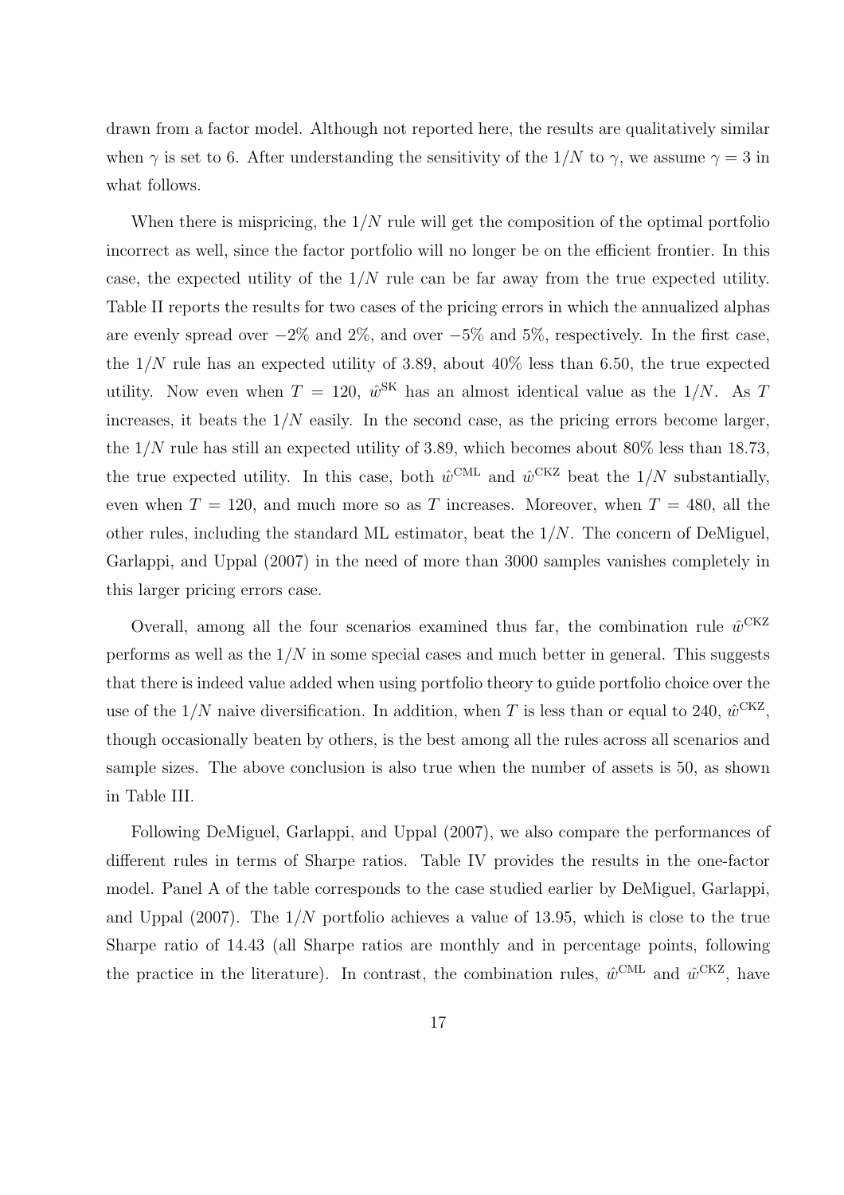drawn from a factor model. Although not reported here, the results are qualitatively similar when $\gamma$ is set to 6. After understanding the sensitivity of the $1/N$ to $\gamma$, we assume $\gamma = 3$ in what follows.

When there is mispricing, the $1/N$ rule will get the composition of the optimal portfolio incorrect as well, since the factor portfolio will no longer be on the efficient frontier. In this case, the expected utility of the $1/N$ rule can be far away from the true expected utility. Table II reports the results for two cases of the pricing errors in which the annualized alphas are evenly spread over $-2\%$ and $2\%$, and over $-5\%$ and $5\%$, respectively. In the first case, the $1/N$ rule has an expected utility of 3.89, about 40% less than 6.50, the true expected utility. Now even when $T = 120$, $\hat{w}^{\text{SK}}$ has an almost identical value as the $1/N$. As $T$ increases, it beats the $1/N$ easily. In the second case, as the pricing errors become larger, the $1/N$ rule has still an expected utility of 3.89, which becomes about 80% less than 18.73, the true expected utility. In this case, both $\hat{w}^{\text{CML}}$ and $\hat{w}^{\text{CKZ}}$ beat the $1/N$ substantially, even when $T = 120$, and much more so as $T$ increases. Moreover, when $T = 480$, all the other rules, including the standard ML estimator, beat the $1/N$. The concern of DeMiguel, Garlappi, and Uppal (2007) in the need of more than 3000 samples vanishes completely in this larger pricing errors case.

Overall, among all the four scenarios examined thus far, the combination rule $\hat{w}^{\text{CKZ}}$ performs as well as the $1/N$ in some special cases and much better in general. This suggests that there is indeed value added when using portfolio theory to guide portfolio choice over the use of the $1/N$ naive diversification. In addition, when $T$ is less than or equal to 240, $\hat{w}^{\text{CKZ}}$, though occasionally beaten by others, is the best among all the rules across all scenarios and sample sizes. The above conclusion is also true when the number of assets is 50, as shown in Table III.

Following DeMiguel, Garlappi, and Uppal (2007), we also compare the performances of different rules in terms of Sharpe ratios. Table IV provides the results in the one-factor model. Panel A of the table corresponds to the case studied earlier by DeMiguel, Garlappi, and Uppal (2007). The $1/N$ portfolio achieves a value of 13.95, which is close to the true Sharpe ratio of 14.43 (all Sharpe ratios are monthly and in percentage points, following the practice in the literature). In contrast, the combination rules, $\hat{w}^{\text{CML}}$ and $\hat{w}^{\text{CKZ}}$, have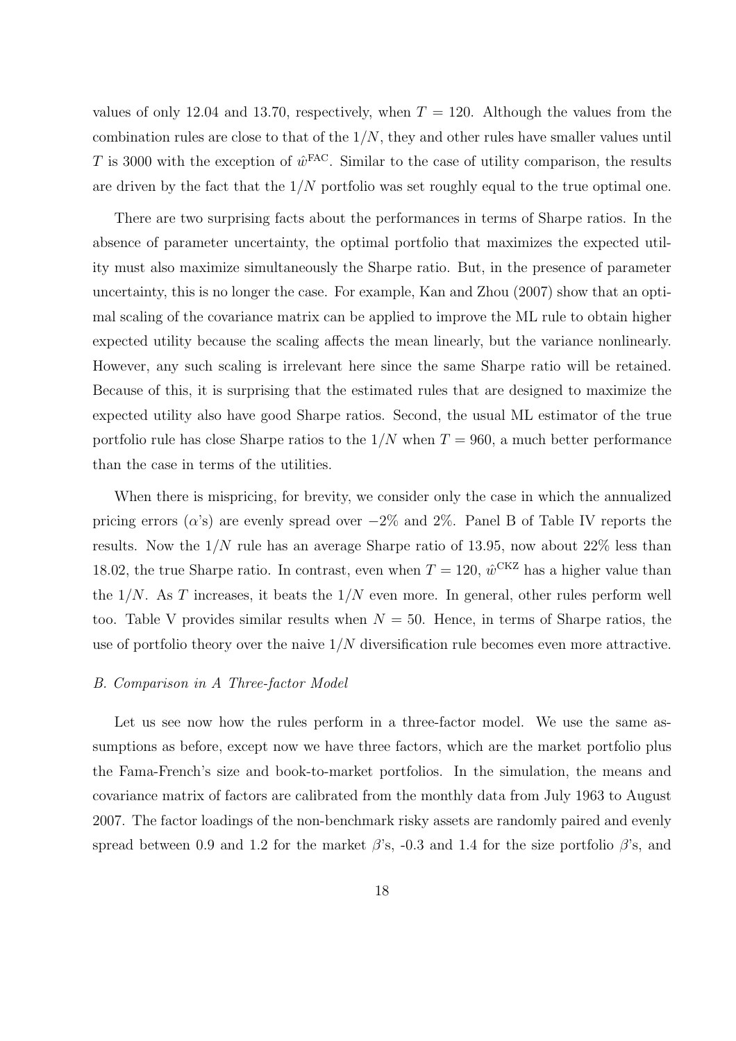values of only 12.04 and 13.70, respectively, when $T = 120$. Although the values from the combination rules are close to that of the $1/N$, they and other rules have smaller values until $T$ is 3000 with the exception of $\hat{w}^{\text{FAC}}$. Similar to the case of utility comparison, the results are driven by the fact that the $1/N$ portfolio was set roughly equal to the true optimal one.

There are two surprising facts about the performances in terms of Sharpe ratios. In the absence of parameter uncertainty, the optimal portfolio that maximizes the expected utility must also maximize simultaneously the Sharpe ratio. But, in the presence of parameter uncertainty, this is no longer the case. For example, Kan and Zhou (2007) show that an optimal scaling of the covariance matrix can be applied to improve the ML rule to obtain higher expected utility because the scaling affects the mean linearly, but the variance nonlinearly. However, any such scaling is irrelevant here since the same Sharpe ratio will be retained. Because of this, it is surprising that the estimated rules that are designed to maximize the expected utility also have good Sharpe ratios. Second, the usual ML estimator of the true portfolio rule has close Sharpe ratios to the $1/N$ when $T = 960$, a much better performance than the case in terms of the utilities.

When there is mispricing, for brevity, we consider only the case in which the annualized pricing errors ($\alpha$'s) are evenly spread over $-2\%$ and $2\%$. Panel B of Table IV reports the results. Now the $1/N$ rule has an average Sharpe ratio of 13.95, now about 22% less than 18.02, the true Sharpe ratio. In contrast, even when $T = 120$, $\hat{w}^{\text{CKZ}}$ has a higher value than the $1/N$. As $T$ increases, it beats the $1/N$ even more. In general, other rules perform well too. Table V provides similar results when $N = 50$. Hence, in terms of Sharpe ratios, the use of portfolio theory over the naive $1/N$ diversification rule becomes even more attractive.

*B. Comparison in A Three-factor Model*

Let us see now how the rules perform in a three-factor model. We use the same assumptions as before, except now we have three factors, which are the market portfolio plus the Fama-French's size and book-to-market portfolios. In the simulation, the means and covariance matrix of factors are calibrated from the monthly data from July 1963 to August 2007. The factor loadings of the non-benchmark risky assets are randomly paired and evenly spread between 0.9 and 1.2 for the market $\beta$'s, -0.3 and 1.4 for the size portfolio $\beta$'s, and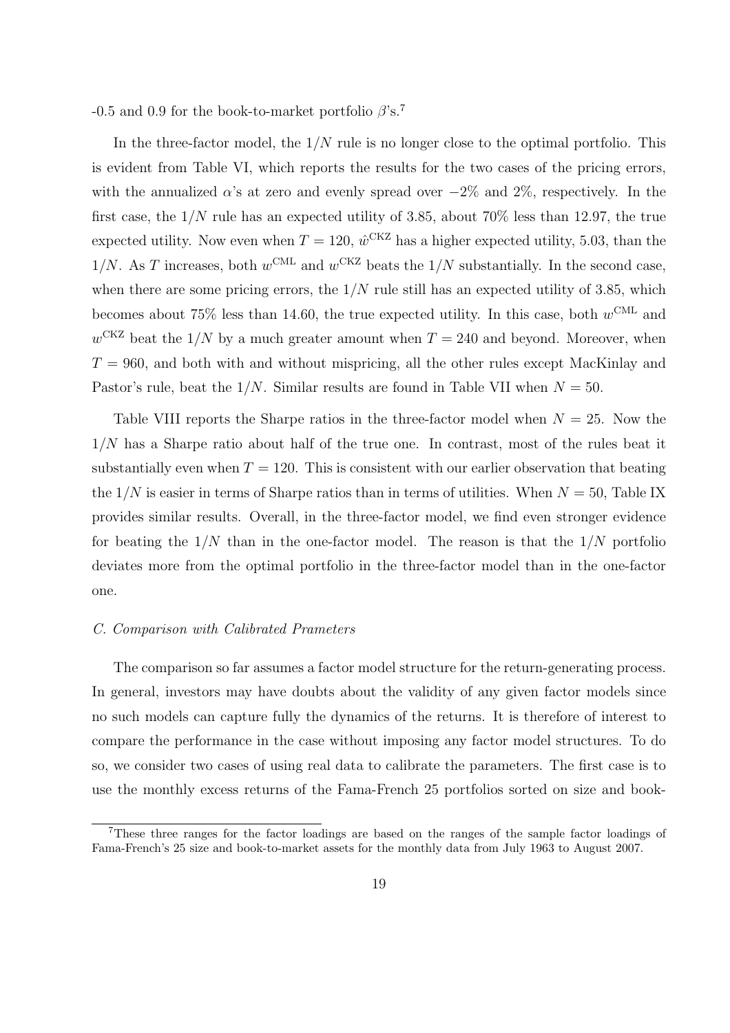-0.5 and 0.9 for the book-to-market portfolio $\beta$'s.[7]

In the three-factor model, the $1/N$ rule is no longer close to the optimal portfolio. This is evident from Table VI, which reports the results for the two cases of the pricing errors, with the annualized $\alpha$'s at zero and evenly spread over $-2\%$ and $2\%$, respectively. In the first case, the $1/N$ rule has an expected utility of 3.85, about 70% less than 12.97, the true expected utility. Now even when $T = 120$, $\hat{w}^{\text{CKZ}}$ has a higher expected utility, 5.03, than the $1/N$. As $T$ increases, both $w^{\text{CML}}$ and $w^{\text{CKZ}}$ beats the $1/N$ substantially. In the second case, when there are some pricing errors, the $1/N$ rule still has an expected utility of 3.85, which becomes about 75% less than 14.60, the true expected utility. In this case, both $w^{\text{CML}}$ and $w^{\text{CKZ}}$ beat the $1/N$ by a much greater amount when $T = 240$ and beyond. Moreover, when $T = 960$, and both with and without mispricing, all the other rules except MacKinlay and Pastor's rule, beat the $1/N$. Similar results are found in Table VII when $N = 50$.

Table VIII reports the Sharpe ratios in the three-factor model when $N = 25$. Now the $1/N$ has a Sharpe ratio about half of the true one. In contrast, most of the rules beat it substantially even when $T = 120$. This is consistent with our earlier observation that beating the $1/N$ is easier in terms of Sharpe ratios than in terms of utilities. When $N = 50$, Table IX provides similar results. Overall, in the three-factor model, we find even stronger evidence for beating the $1/N$ than in the one-factor model. The reason is that the $1/N$ portfolio deviates more from the optimal portfolio in the three-factor model than in the one-factor one.

*C. Comparison with Calibrated Prameters*

The comparison so far assumes a factor model structure for the return-generating process. In general, investors may have doubts about the validity of any given factor models since no such models can capture fully the dynamics of the returns. It is therefore of interest to compare the performance in the case without imposing any factor model structures. To do so, we consider two cases of using real data to calibrate the parameters. The first case is to use the monthly excess returns of the Fama-French 25 portfolios sorted on size and book-

[7] These three ranges for the factor loadings are based on the ranges of the sample factor loadings of Fama-French's 25 size and book-to-market assets for the monthly data from July 1963 to August 2007.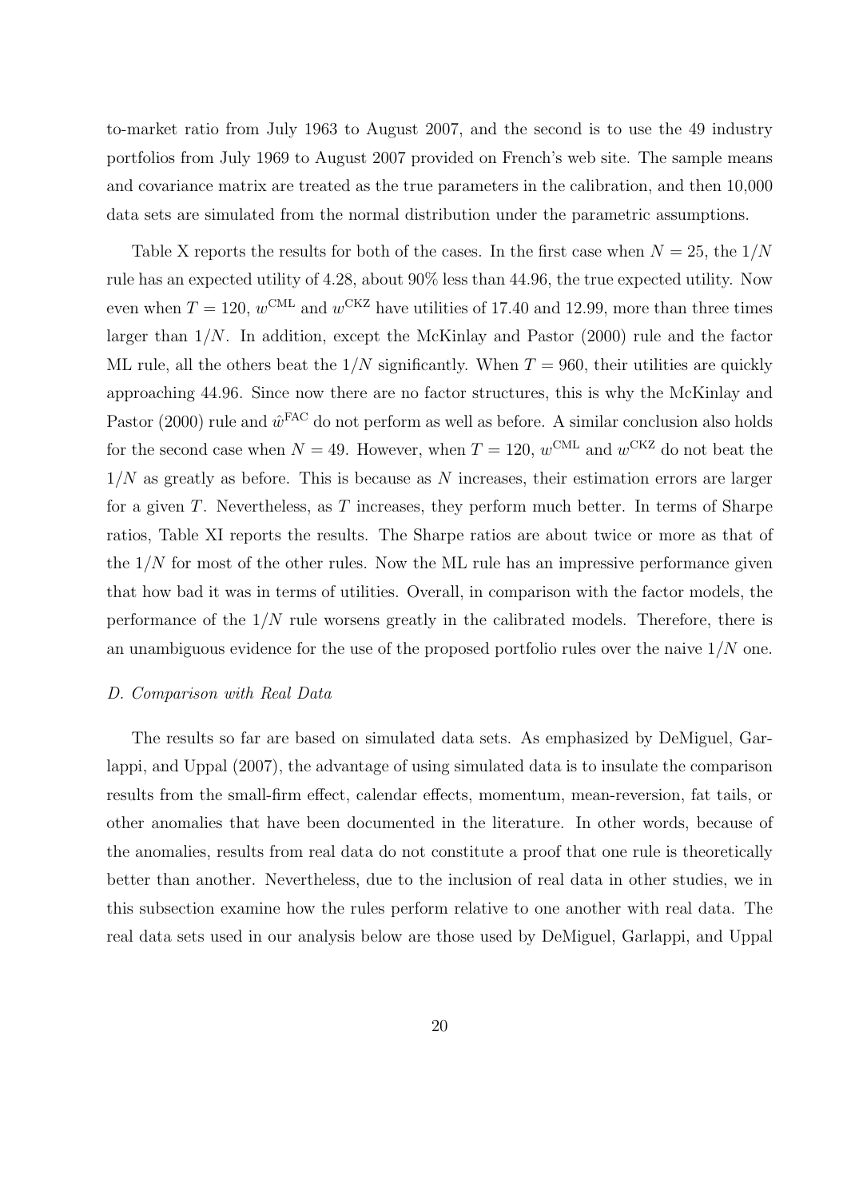to-market ratio from July 1963 to August 2007, and the second is to use the 49 industry portfolios from July 1969 to August 2007 provided on French's web site. The sample means and covariance matrix are treated as the true parameters in the calibration, and then 10,000 data sets are simulated from the normal distribution under the parametric assumptions.

Table X reports the results for both of the cases. In the first case when $N = 25$, the $1/N$ rule has an expected utility of 4.28, about 90% less than 44.96, the true expected utility. Now even when $T = 120$, $w^{\text{CML}}$ and $w^{\text{CKZ}}$ have utilities of 17.40 and 12.99, more than three times larger than $1/N$. In addition, except the McKinlay and Pastor (2000) rule and the factor ML rule, all the others beat the $1/N$ significantly. When $T = 960$, their utilities are quickly approaching 44.96. Since now there are no factor structures, this is why the McKinlay and Pastor (2000) rule and $\hat{w}^{\text{FAC}}$ do not perform as well as before. A similar conclusion also holds for the second case when $N = 49$. However, when $T = 120$, $w^{\text{CML}}$ and $w^{\text{CKZ}}$ do not beat the $1/N$ as greatly as before. This is because as $N$ increases, their estimation errors are larger for a given $T$. Nevertheless, as $T$ increases, they perform much better. In terms of Sharpe ratios, Table XI reports the results. The Sharpe ratios are about twice or more as that of the $1/N$ for most of the other rules. Now the ML rule has an impressive performance given that how bad it was in terms of utilities. Overall, in comparison with the factor models, the performance of the $1/N$ rule worsens greatly in the calibrated models. Therefore, there is an unambiguous evidence for the use of the proposed portfolio rules over the naive $1/N$ one.

*D. Comparison with Real Data*

The results so far are based on simulated data sets. As emphasized by DeMiguel, Garlappi, and Uppal (2007), the advantage of using simulated data is to insulate the comparison results from the small-firm effect, calendar effects, momentum, mean-reversion, fat tails, or other anomalies that have been documented in the literature. In other words, because of the anomalies, results from real data do not constitute a proof that one rule is theoretically better than another. Nevertheless, due to the inclusion of real data in other studies, we in this subsection examine how the rules perform relative to one another with real data. The real data sets used in our analysis below are those used by DeMiguel, Garlappi, and Uppal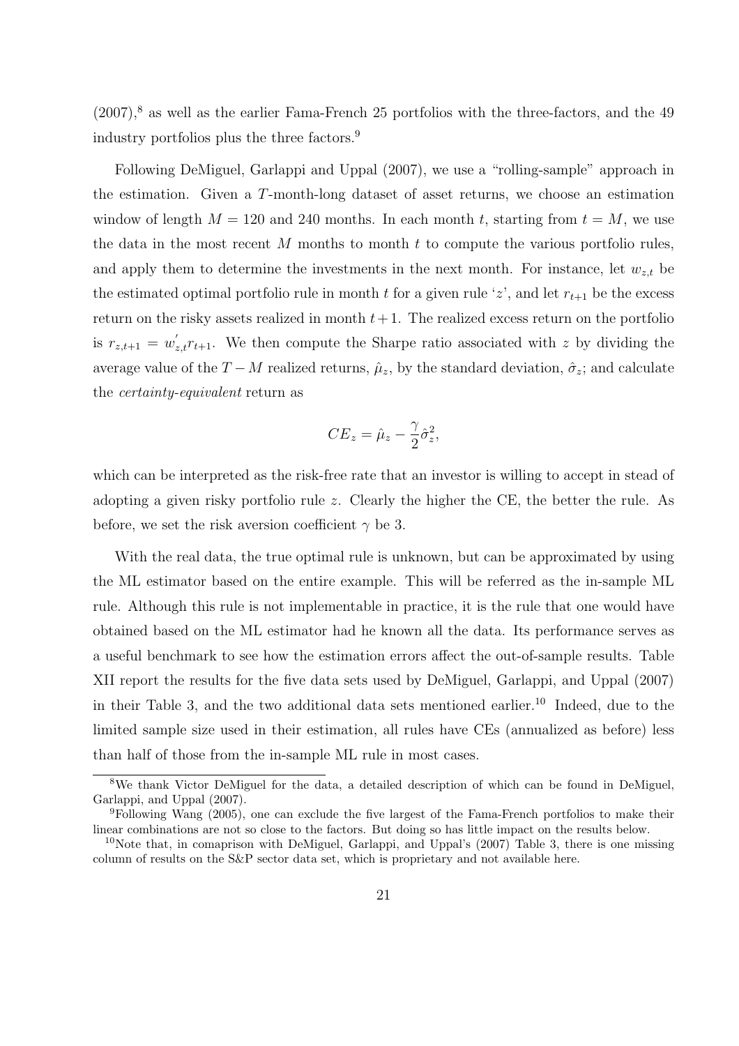(2007),[8] as well as the earlier Fama-French 25 portfolios with the three-factors, and the 49 industry portfolios plus the three factors.[9]

Following DeMiguel, Garlappi and Uppal (2007), we use a "rolling-sample" approach in the estimation. Given a $T$-month-long dataset of asset returns, we choose an estimation window of length $M = 120$ and 240 months. In each month $t$, starting from $t = M$, we use the data in the most recent $M$ months to month $t$ to compute the various portfolio rules, and apply them to determine the investments in the next month. For instance, let $w_{z,t}$ be the estimated optimal portfolio rule in month $t$ for a given rule '$z$', and let $r_{t+1}$ be the excess return on the risky assets realized in month $t+1$. The realized excess return on the portfolio is $r_{z,t+1} = w^{'}_{z,t} r_{t+1}$. We then compute the Sharpe ratio associated with $z$ by dividing the average value of the $T - M$ realized returns, $\hat{\mu}_z$, by the standard deviation, $\hat{\sigma}_z$; and calculate the *certainty-equivalent* return as

$$CE_z = \hat{\mu}_z - \frac{\gamma}{2}\hat{\sigma}_z^2,$$

which can be interpreted as the risk-free rate that an investor is willing to accept in stead of adopting a given risky portfolio rule $z$. Clearly the higher the CE, the better the rule. As before, we set the risk aversion coefficient $\gamma$ be 3.

With the real data, the true optimal rule is unknown, but can be approximated by using the ML estimator based on the entire example. This will be referred as the in-sample ML rule. Although this rule is not implementable in practice, it is the rule that one would have obtained based on the ML estimator had he known all the data. Its performance serves as a useful benchmark to see how the estimation errors affect the out-of-sample results. Table XII report the results for the five data sets used by DeMiguel, Garlappi, and Uppal (2007) in their Table 3, and the two additional data sets mentioned earlier.[10] Indeed, due to the limited sample size used in their estimation, all rules have CEs (annualized as before) less than half of those from the in-sample ML rule in most cases.

[8] We thank Victor DeMiguel for the data, a detailed description of which can be found in DeMiguel, Garlappi, and Uppal (2007).

[9] Following Wang (2005), one can exclude the five largest of the Fama-French portfolios to make their linear combinations are not so close to the factors. But doing so has little impact on the results below.

[10] Note that, in comaprison with DeMiguel, Garlappi, and Uppal's (2007) Table 3, there is one missing column of results on the S&P sector data set, which is proprietary and not available here.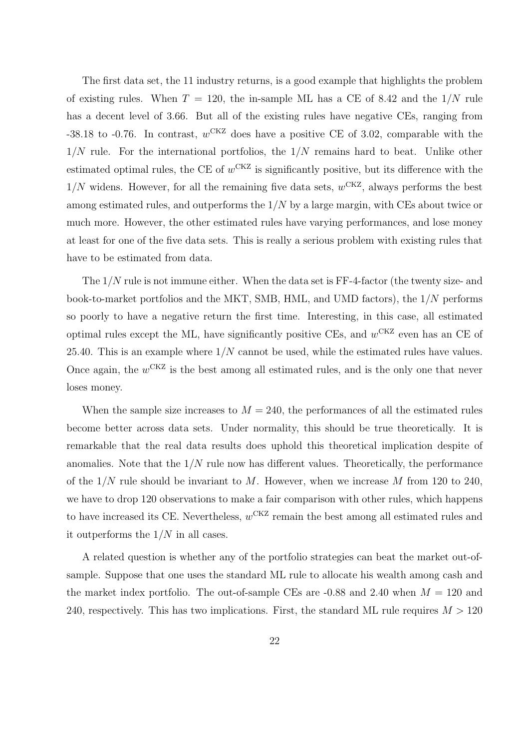The first data set, the 11 industry returns, is a good example that highlights the problem of existing rules. When $T = 120$, the in-sample ML has a CE of 8.42 and the $1/N$ rule has a decent level of 3.66. But all of the existing rules have negative CEs, ranging from -38.18 to -0.76. In contrast, $w^{\text{CKZ}}$ does have a positive CE of 3.02, comparable with the $1/N$ rule. For the international portfolios, the $1/N$ remains hard to beat. Unlike other estimated optimal rules, the CE of $w^{\text{CKZ}}$ is significantly positive, but its difference with the $1/N$ widens. However, for all the remaining five data sets, $w^{\text{CKZ}}$, always performs the best among estimated rules, and outperforms the $1/N$ by a large margin, with CEs about twice or much more. However, the other estimated rules have varying performances, and lose money at least for one of the five data sets. This is really a serious problem with existing rules that have to be estimated from data.

The $1/N$ rule is not immune either. When the data set is FF-4-factor (the twenty size- and book-to-market portfolios and the MKT, SMB, HML, and UMD factors), the $1/N$ performs so poorly to have a negative return the first time. Interesting, in this case, all estimated optimal rules except the ML, have significantly positive CEs, and $w^{\text{CKZ}}$ even has an CE of 25.40. This is an example where $1/N$ cannot be used, while the estimated rules have values. Once again, the $w^{\text{CKZ}}$ is the best among all estimated rules, and is the only one that never loses money.

When the sample size increases to $M = 240$, the performances of all the estimated rules become better across data sets. Under normality, this should be true theoretically. It is remarkable that the real data results does uphold this theoretical implication despite of anomalies. Note that the $1/N$ rule now has different values. Theoretically, the performance of the $1/N$ rule should be invariant to $M$. However, when we increase $M$ from 120 to 240, we have to drop 120 observations to make a fair comparison with other rules, which happens to have increased its CE. Nevertheless, $w^{\text{CKZ}}$ remain the best among all estimated rules and it outperforms the $1/N$ in all cases.

A related question is whether any of the portfolio strategies can beat the market out-of-sample. Suppose that one uses the standard ML rule to allocate his wealth among cash and the market index portfolio. The out-of-sample CEs are -0.88 and 2.40 when $M = 120$ and 240, respectively. This has two implications. First, the standard ML rule requires $M > 120$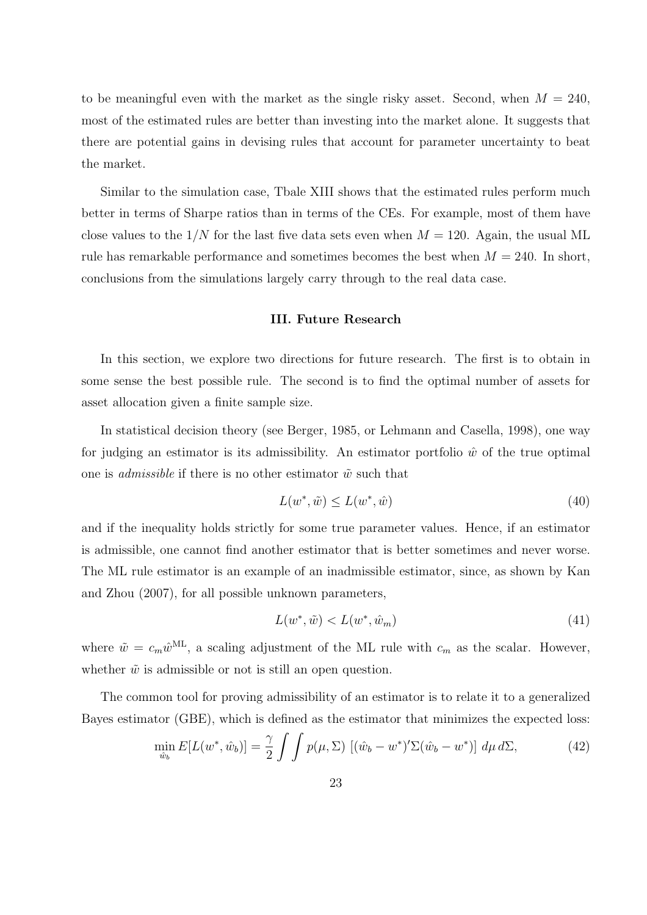to be meaningful even with the market as the single risky asset. Second, when $M = 240$, most of the estimated rules are better than investing into the market alone. It suggests that there are potential gains in devising rules that account for parameter uncertainty to beat the market.

Similar to the simulation case, Tbale XIII shows that the estimated rules perform much better in terms of Sharpe ratios than in terms of the CEs. For example, most of them have close values to the $1/N$ for the last five data sets even when $M = 120$. Again, the usual ML rule has remarkable performance and sometimes becomes the best when $M = 240$. In short, conclusions from the simulations largely carry through to the real data case.

### III. Future Research

In this section, we explore two directions for future research. The first is to obtain in some sense the best possible rule. The second is to find the optimal number of assets for asset allocation given a finite sample size.

In statistical decision theory (see Berger, 1985, or Lehmann and Casella, 1998), one way for judging an estimator is its admissibility. An estimator portfolio $\hat{w}$ of the true optimal one is *admissible* if there is no other estimator $\tilde{w}$ such that

$$L(w^*, \tilde{w}) \leq L(w^*, \hat{w}) \tag{40}$$

and if the inequality holds strictly for some true parameter values. Hence, if an estimator is admissible, one cannot find another estimator that is better sometimes and never worse. The ML rule estimator is an example of an inadmissible estimator, since, as shown by Kan and Zhou (2007), for all possible unknown parameters,

$$L(w^*, \tilde{w}) < L(w^*, \hat{w}_m) \tag{41}$$

where $\tilde{w} = c_m \hat{w}^{\mathrm{ML}}$, a scaling adjustment of the ML rule with $c_m$ as the scalar. However, whether $\tilde{w}$ is admissible or not is still an open question.

The common tool for proving admissibility of an estimator is to relate it to a generalized Bayes estimator (GBE), which is defined as the estimator that minimizes the expected loss:

$$\min_{\hat{w}_b} E[L(w^*, \hat{w}_b)] = \frac{\gamma}{2} \int \int p(\mu, \Sigma) \, [(\hat{w}_b - w^*)'\Sigma(\hat{w}_b - w^*)] \, d\mu \, d\Sigma, \tag{42}$$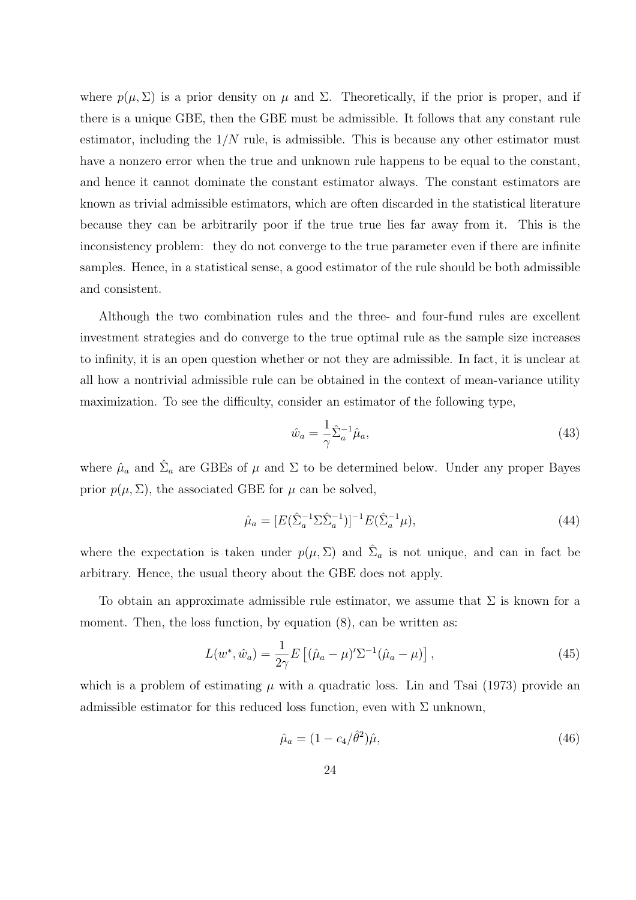where $p(\mu, \Sigma)$ is a prior density on $\mu$ and $\Sigma$. Theoretically, if the prior is proper, and if there is a unique GBE, then the GBE must be admissible. It follows that any constant rule estimator, including the $1/N$ rule, is admissible. This is because any other estimator must have a nonzero error when the true and unknown rule happens to be equal to the constant, and hence it cannot dominate the constant estimator always. The constant estimators are known as trivial admissible estimators, which are often discarded in the statistical literature because they can be arbitrarily poor if the true true lies far away from it. This is the inconsistency problem: they do not converge to the true parameter even if there are infinite samples. Hence, in a statistical sense, a good estimator of the rule should be both admissible and consistent.

Although the two combination rules and the three- and four-fund rules are excellent investment strategies and do converge to the true optimal rule as the sample size increases to infinity, it is an open question whether or not they are admissible. In fact, it is unclear at all how a nontrivial admissible rule can be obtained in the context of mean-variance utility maximization. To see the difficulty, consider an estimator of the following type,

$$\hat{w}_a = \frac{1}{\gamma}\hat{\Sigma}_a^{-1}\hat{\mu}_a, \tag{43}$$

where $\hat{\mu}_a$ and $\hat{\Sigma}_a$ are GBEs of $\mu$ and $\Sigma$ to be determined below. Under any proper Bayes prior $p(\mu, \Sigma)$, the associated GBE for $\mu$ can be solved,

$$\hat{\mu}_a = [E(\hat{\Sigma}_a^{-1}\Sigma\hat{\Sigma}_a^{-1})]^{-1}E(\hat{\Sigma}_a^{-1}\mu), \tag{44}$$

where the expectation is taken under $p(\mu, \Sigma)$ and $\hat{\Sigma}_a$ is not unique, and can in fact be arbitrary. Hence, the usual theory about the GBE does not apply.

To obtain an approximate admissible rule estimator, we assume that $\Sigma$ is known for a moment. Then, the loss function, by equation (8), can be written as:

$$L(w^*, \hat{w}_a) = \frac{1}{2\gamma}E\left[(\hat{\mu}_a - \mu)'\Sigma^{-1}(\hat{\mu}_a - \mu)\right], \tag{45}$$

which is a problem of estimating $\mu$ with a quadratic loss. Lin and Tsai (1973) provide an admissible estimator for this reduced loss function, even with $\Sigma$ unknown,

$$\hat{\mu}_a = (1 - c_4/\hat{\theta}^2)\hat{\mu}, \tag{46}$$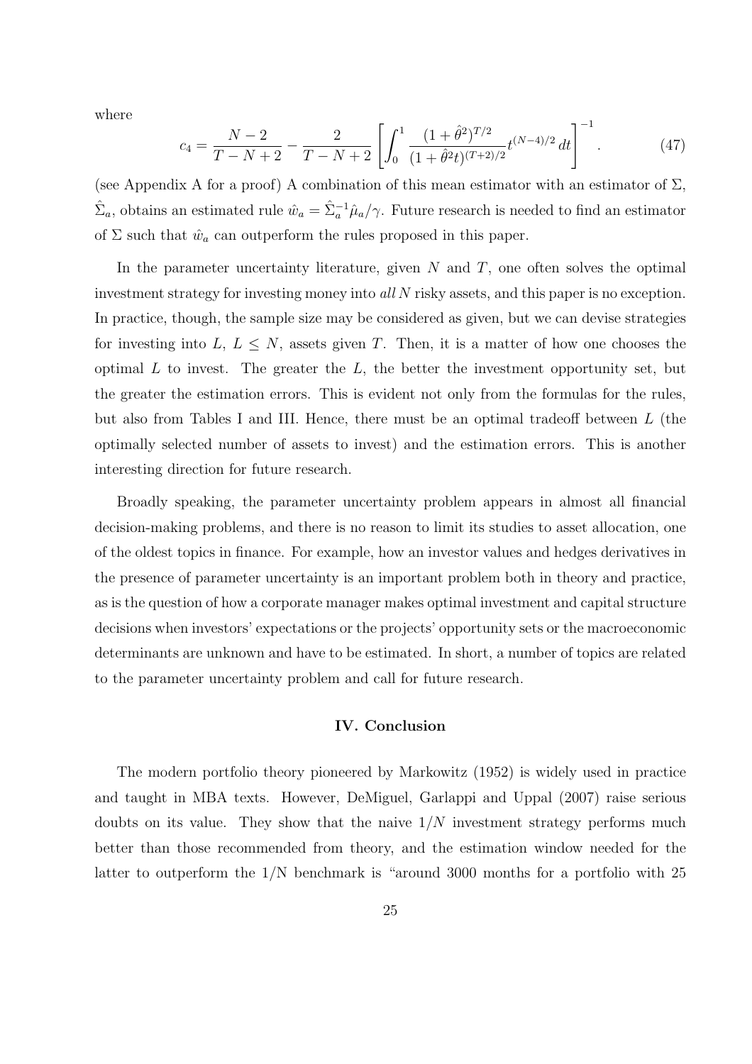where

$$c_4 = \frac{N-2}{T-N+2} - \frac{2}{T-N+2}\left[\int_0^1 \frac{(1+\hat{\theta}^2)^{T/2}}{(1+\hat{\theta}^2 t)^{(T+2)/2}} t^{(N-4)/2}\, dt\right]^{-1}. \tag{47}$$

(see Appendix A for a proof) A combination of this mean estimator with an estimator of $\Sigma$, $\hat{\Sigma}_a$, obtains an estimated rule $\hat{w}_a = \hat{\Sigma}_a^{-1}\hat{\mu}_a/\gamma$. Future research is needed to find an estimator of $\Sigma$ such that $\hat{w}_a$ can outperform the rules proposed in this paper.

In the parameter uncertainty literature, given $N$ and $T$, one often solves the optimal investment strategy for investing money into *all* $N$ risky assets, and this paper is no exception. In practice, though, the sample size may be considered as given, but we can devise strategies for investing into $L$, $L \leq N$, assets given $T$. Then, it is a matter of how one chooses the optimal $L$ to invest. The greater the $L$, the better the investment opportunity set, but the greater the estimation errors. This is evident not only from the formulas for the rules, but also from Tables I and III. Hence, there must be an optimal tradeoff between $L$ (the optimally selected number of assets to invest) and the estimation errors. This is another interesting direction for future research.

Broadly speaking, the parameter uncertainty problem appears in almost all financial decision-making problems, and there is no reason to limit its studies to asset allocation, one of the oldest topics in finance. For example, how an investor values and hedges derivatives in the presence of parameter uncertainty is an important problem both in theory and practice, as is the question of how a corporate manager makes optimal investment and capital structure decisions when investors' expectations or the projects' opportunity sets or the macroeconomic determinants are unknown and have to be estimated. In short, a number of topics are related to the parameter uncertainty problem and call for future research.

## IV. Conclusion

The modern portfolio theory pioneered by Markowitz (1952) is widely used in practice and taught in MBA texts. However, DeMiguel, Garlappi and Uppal (2007) raise serious doubts on its value. They show that the naive $1/N$ investment strategy performs much better than those recommended from theory, and the estimation window needed for the latter to outperform the 1/N benchmark is "around 3000 months for a portfolio with 25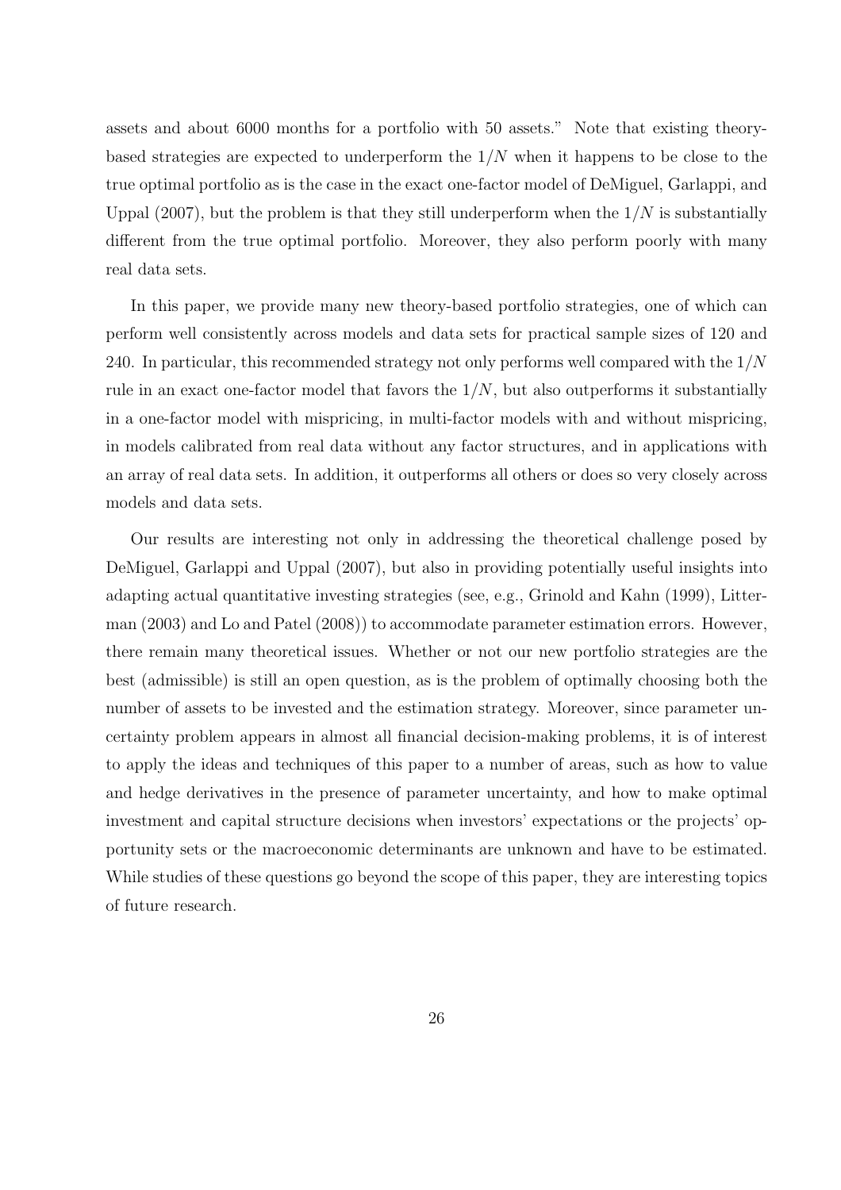assets and about 6000 months for a portfolio with 50 assets." Note that existing theory-based strategies are expected to underperform the $1/N$ when it happens to be close to the true optimal portfolio as is the case in the exact one-factor model of DeMiguel, Garlappi, and Uppal (2007), but the problem is that they still underperform when the $1/N$ is substantially different from the true optimal portfolio. Moreover, they also perform poorly with many real data sets.

In this paper, we provide many new theory-based portfolio strategies, one of which can perform well consistently across models and data sets for practical sample sizes of 120 and 240. In particular, this recommended strategy not only performs well compared with the $1/N$ rule in an exact one-factor model that favors the $1/N$, but also outperforms it substantially in a one-factor model with mispricing, in multi-factor models with and without mispricing, in models calibrated from real data without any factor structures, and in applications with an array of real data sets. In addition, it outperforms all others or does so very closely across models and data sets.

Our results are interesting not only in addressing the theoretical challenge posed by DeMiguel, Garlappi and Uppal (2007), but also in providing potentially useful insights into adapting actual quantitative investing strategies (see, e.g., Grinold and Kahn (1999), Litterman (2003) and Lo and Patel (2008)) to accommodate parameter estimation errors. However, there remain many theoretical issues. Whether or not our new portfolio strategies are the best (admissible) is still an open question, as is the problem of optimally choosing both the number of assets to be invested and the estimation strategy. Moreover, since parameter uncertainty problem appears in almost all financial decision-making problems, it is of interest to apply the ideas and techniques of this paper to a number of areas, such as how to value and hedge derivatives in the presence of parameter uncertainty, and how to make optimal investment and capital structure decisions when investors' expectations or the projects' opportunity sets or the macroeconomic determinants are unknown and have to be estimated. While studies of these questions go beyond the scope of this paper, they are interesting topics of future research.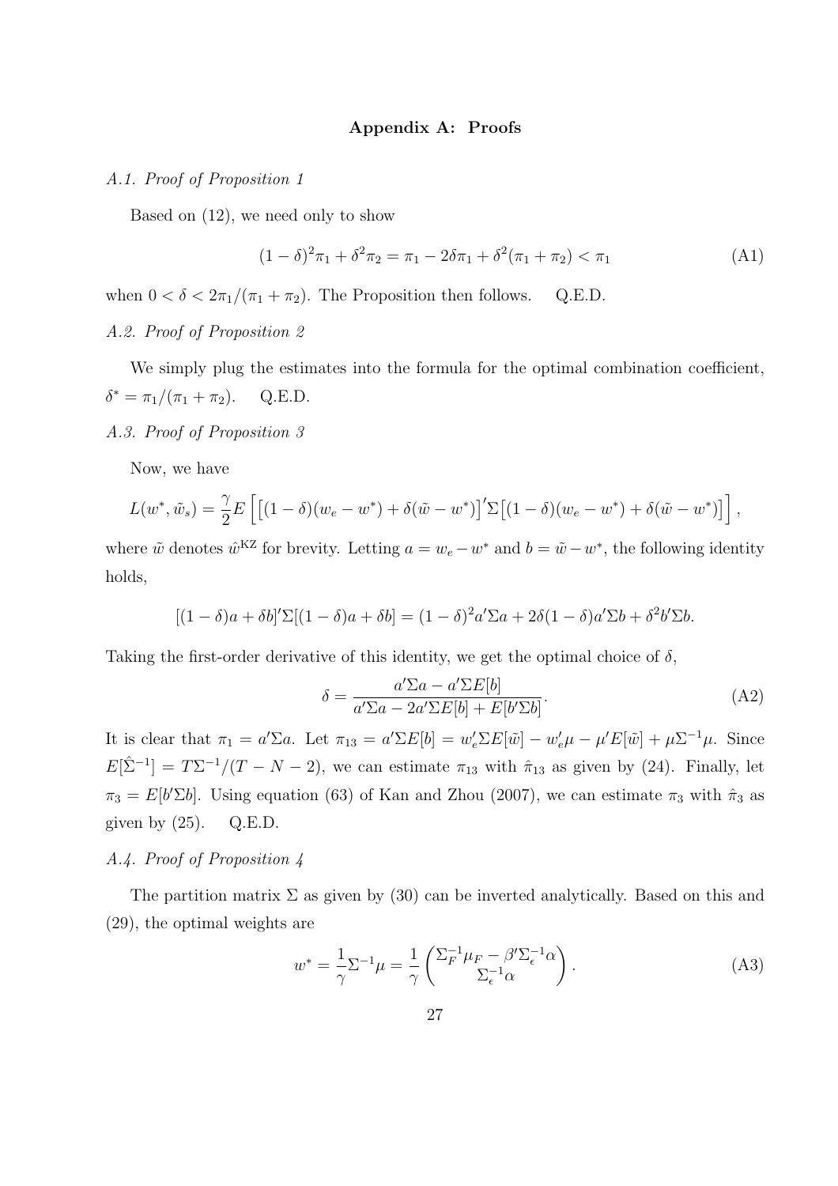## Appendix A: Proofs

*A.1. Proof of Proposition 1*

Based on (12), we need only to show

$$(1-\delta)^2\pi_1 + \delta^2\pi_2 = \pi_1 - 2\delta\pi_1 + \delta^2(\pi_1+\pi_2) < \pi_1 \tag{A1}$$

when $0 < \delta < 2\pi_1/(\pi_1+\pi_2)$. The Proposition then follows. Q.E.D.

*A.2. Proof of Proposition 2*

We simply plug the estimates into the formula for the optimal combination coefficient, $\delta^* = \pi_1/(\pi_1+\pi_2)$. Q.E.D.

*A.3. Proof of Proposition 3*

Now, we have

$$L(w^*, \tilde{w}_s) = \frac{\gamma}{2} E\left[ \left[(1-\delta)(w_e - w^*) + \delta(\tilde{w} - w^*)\right]' \Sigma \left[(1-\delta)(w_e - w^*) + \delta(\tilde{w} - w^*)\right] \right],$$

where $\tilde{w}$ denotes $\hat{w}^{\text{KZ}}$ for brevity. Letting $a = w_e - w^*$ and $b = \tilde{w} - w^*$, the following identity holds,

$$[(1-\delta)a + \delta b]'\Sigma[(1-\delta)a + \delta b] = (1-\delta)^2 a'\Sigma a + 2\delta(1-\delta)a'\Sigma b + \delta^2 b'\Sigma b.$$

Taking the first-order derivative of this identity, we get the optimal choice of $\delta$,

$$\delta = \frac{a'\Sigma a - a'\Sigma E[b]}{a'\Sigma a - 2a'\Sigma E[b] + E[b'\Sigma b]}. \tag{A2}$$

It is clear that $\pi_1 = a'\Sigma a$. Let $\pi_{13} = a'\Sigma E[b] = w_e'\Sigma E[\tilde{w}] - w_e'\mu - \mu' E[\tilde{w}] + \mu\Sigma^{-1}\mu$. Since $E[\hat{\Sigma}^{-1}] = T\Sigma^{-1}/(T-N-2)$, we can estimate $\pi_{13}$ with $\hat{\pi}_{13}$ as given by (24). Finally, let $\pi_3 = E[b'\Sigma b]$. Using equation (63) of Kan and Zhou (2007), we can estimate $\pi_3$ with $\hat{\pi}_3$ as given by (25). Q.E.D.

*A.4. Proof of Proposition 4*

The partition matrix $\Sigma$ as given by (30) can be inverted analytically. Based on this and (29), the optimal weights are

$$w^* = \frac{1}{\gamma}\Sigma^{-1}\mu = \frac{1}{\gamma}\begin{pmatrix} \Sigma_F^{-1}\mu_F - \beta'\Sigma_\epsilon^{-1}\alpha \\ \Sigma_\epsilon^{-1}\alpha \end{pmatrix}. \tag{A3}$$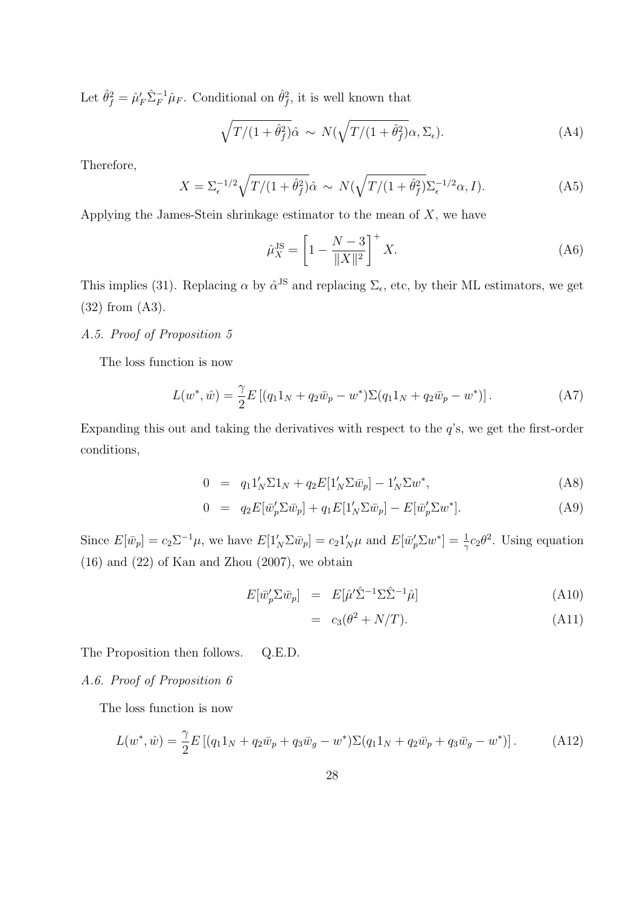Let $\hat{\theta}_f^2 = \hat{\mu}_F' \hat{\Sigma}_F^{-1} \hat{\mu}_F$. Conditional on $\hat{\theta}_f^2$, it is well known that

$$\sqrt{T/(1+\hat{\theta}_f^2)}\hat{\alpha} \sim N(\sqrt{T/(1+\hat{\theta}_f^2)}\alpha, \Sigma_\epsilon). \tag{A4}$$

Therefore,

$$X = \Sigma_\epsilon^{-1/2}\sqrt{T/(1+\hat{\theta}_f^2)}\hat{\alpha} \sim N(\sqrt{T/(1+\hat{\theta}_f^2)}\Sigma_\epsilon^{-1/2}\alpha, I). \tag{A5}$$

Applying the James-Stein shrinkage estimator to the mean of $X$, we have

$$\hat{\mu}_X^{\text{JS}} = \left[1 - \frac{N-3}{\|X\|^2}\right]^+ X. \tag{A6}$$

This implies (31). Replacing $\alpha$ by $\hat{\alpha}^{\text{JS}}$ and replacing $\Sigma_\epsilon$, etc, by their ML estimators, we get (32) from (A3).

*A.5. Proof of Proposition 5*

The loss function is now

$$L(w^*, \hat{w}) = \frac{\gamma}{2} E\left[(q_1 1_N + q_2 \bar{w}_p - w^*)\Sigma(q_1 1_N + q_2 \bar{w}_p - w^*)\right]. \tag{A7}$$

Expanding this out and taking the derivatives with respect to the $q$'s, we get the first-order conditions,

$$0 = q_1 1_N' \Sigma 1_N + q_2 E[1_N' \Sigma \bar{w}_p] - 1_N' \Sigma w^*, \tag{A8}$$

$$0 = q_2 E[\bar{w}_p' \Sigma \bar{w}_p] + q_1 E[1_N' \Sigma \bar{w}_p] - E[\bar{w}_p' \Sigma w^*]. \tag{A9}$$

Since $E[\bar{w}_p] = c_2 \Sigma^{-1}\mu$, we have $E[1_N' \Sigma \bar{w}_p] = c_2 1_N' \mu$ and $E[\bar{w}_p' \Sigma w^*] = \frac{1}{\gamma} c_2 \theta^2$. Using equation (16) and (22) of Kan and Zhou (2007), we obtain

$$E[\bar{w}_p' \Sigma \bar{w}_p] = E[\hat{\mu}' \hat{\Sigma}^{-1} \Sigma \hat{\Sigma}^{-1} \hat{\mu}] \tag{A10}$$

$$= c_3(\theta^2 + N/T). \tag{A11}$$

The Proposition then follows. Q.E.D.

*A.6. Proof of Proposition 6*

The loss function is now

$$L(w^*, \hat{w}) = \frac{\gamma}{2} E\left[(q_1 1_N + q_2 \bar{w}_p + q_3 \bar{w}_g - w^*)\Sigma(q_1 1_N + q_2 \bar{w}_p + q_3 \bar{w}_g - w^*)\right]. \tag{A12}$$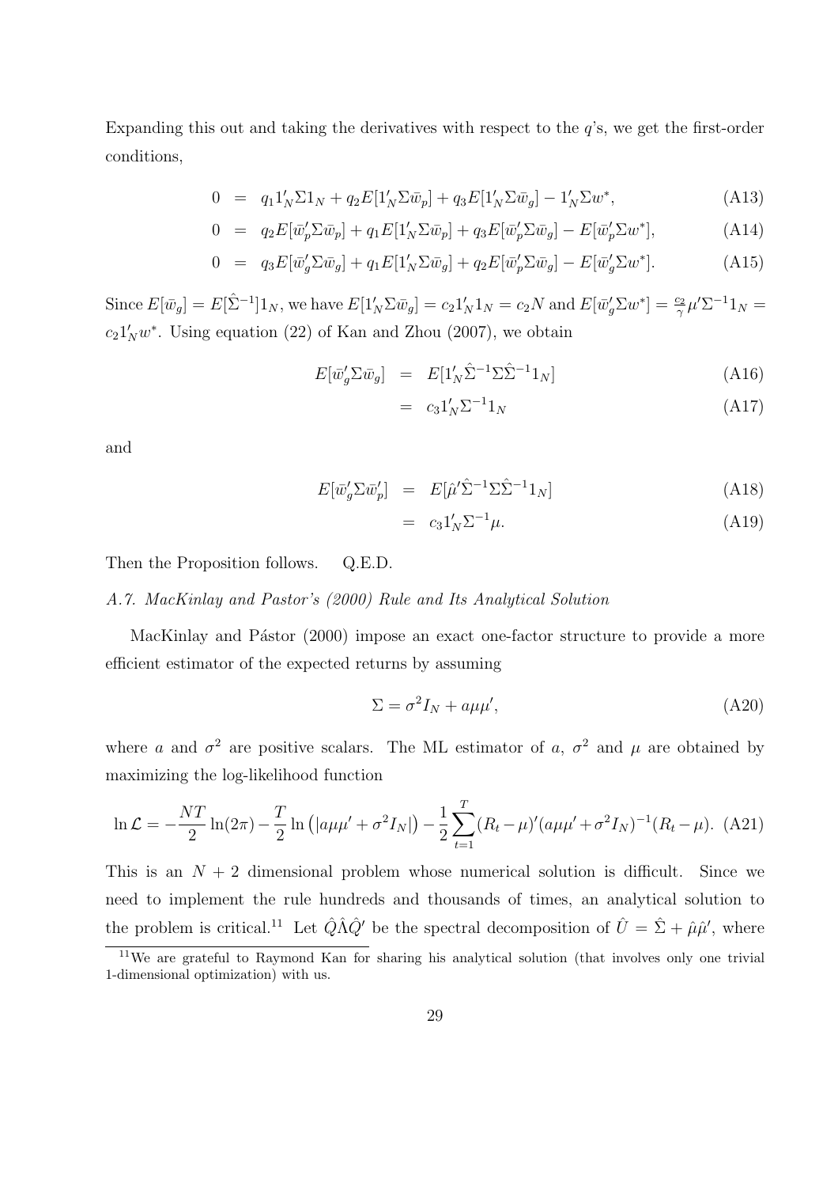Expanding this out and taking the derivatives with respect to the $q$'s, we get the first-order conditions,

$$0 = q_1 1_N' \Sigma 1_N + q_2 E[1_N' \Sigma \bar{w}_p] + q_3 E[1_N' \Sigma \bar{w}_g] - 1_N' \Sigma w^*, \tag{A13}$$

$$0 = q_2 E[\bar{w}_p' \Sigma \bar{w}_p] + q_1 E[1_N' \Sigma \bar{w}_p] + q_3 E[\bar{w}_p' \Sigma \bar{w}_g] - E[\bar{w}_p' \Sigma w^*], \tag{A14}$$

$$0 = q_3 E[\bar{w}_g' \Sigma \bar{w}_g] + q_1 E[1_N' \Sigma \bar{w}_g] + q_2 E[\bar{w}_p' \Sigma \bar{w}_g] - E[\bar{w}_g' \Sigma w^*]. \tag{A15}$$

Since $E[\bar{w}_g] = E[\hat{\Sigma}^{-1}]1_N$, we have $E[1_N' \Sigma \bar{w}_g] = c_2 1_N' 1_N = c_2 N$ and $E[\bar{w}_g' \Sigma w^*] = \frac{c_2}{\gamma} \mu' \Sigma^{-1} 1_N = c_2 1_N' w^*$. Using equation (22) of Kan and Zhou (2007), we obtain

$$E[\bar{w}_g' \Sigma \bar{w}_g] = E[1_N' \hat{\Sigma}^{-1} \Sigma \hat{\Sigma}^{-1} 1_N] \tag{A16}$$

$$= c_3 1_N' \Sigma^{-1} 1_N \tag{A17}$$

and

$$E[\bar{w}_g' \Sigma \bar{w}_p'] = E[\hat{\mu}' \hat{\Sigma}^{-1} \Sigma \hat{\Sigma}^{-1} 1_N] \tag{A18}$$

$$= c_3 1_N' \Sigma^{-1} \mu. \tag{A19}$$

Then the Proposition follows. Q.E.D.

*A.7. MacKinlay and Pastor's (2000) Rule and Its Analytical Solution*

MacKinlay and Pástor (2000) impose an exact one-factor structure to provide a more efficient estimator of the expected returns by assuming

$$\Sigma = \sigma^2 I_N + a \mu \mu', \tag{A20}$$

where $a$ and $\sigma^2$ are positive scalars. The ML estimator of $a$, $\sigma^2$ and $\mu$ are obtained by maximizing the log-likelihood function

$$\ln \mathcal{L} = -\frac{NT}{2} \ln(2\pi) - \frac{T}{2} \ln\left(|a \mu \mu' + \sigma^2 I_N|\right) - \frac{1}{2} \sum_{t=1}^{T} (R_t - \mu)'(a \mu \mu' + \sigma^2 I_N)^{-1}(R_t - \mu). \tag{A21}$$

This is an $N + 2$ dimensional problem whose numerical solution is difficult. Since we need to implement the rule hundreds and thousands of times, an analytical solution to the problem is critical.[11] Let $\hat{Q} \hat{\Lambda} \hat{Q}'$ be the spectral decomposition of $\hat{U} = \hat{\Sigma} + \hat{\mu} \hat{\mu}'$, where

[11] We are grateful to Raymond Kan for sharing his analytical solution (that involves only one trivial 1-dimensional optimization) with us.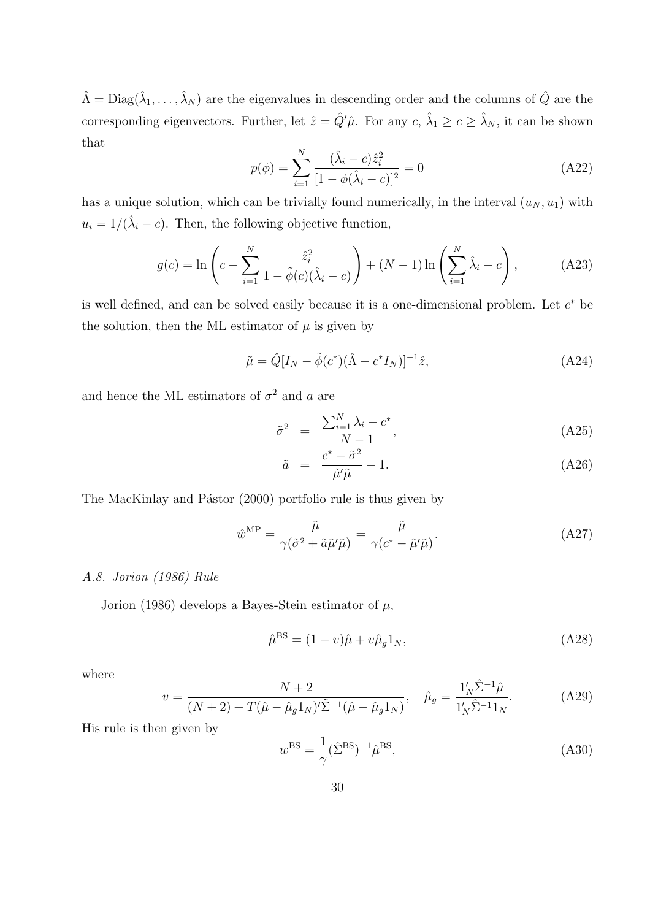$\hat{\Lambda} = \text{Diag}(\hat{\lambda}_1, \ldots, \hat{\lambda}_N)$ are the eigenvalues in descending order and the columns of $\hat{Q}$ are the corresponding eigenvectors. Further, let $\hat{z} = \hat{Q}'\hat{\mu}$. For any $c$, $\hat{\lambda}_1 \geq c \geq \hat{\lambda}_N$, it can be shown that

$$p(\phi) = \sum_{i=1}^{N} \frac{(\hat{\lambda}_i - c)\hat{z}_i^2}{[1 - \phi(\hat{\lambda}_i - c)]^2} = 0 \tag{A22}$$

has a unique solution, which can be trivially found numerically, in the interval $(u_N, u_1)$ with $u_i = 1/(\hat{\lambda}_i - c)$. Then, the following objective function,

$$g(c) = \ln\left(c - \sum_{i=1}^{N} \frac{\hat{z}_i^2}{1 - \tilde{\phi}(c)(\hat{\lambda}_i - c)}\right) + (N-1)\ln\left(\sum_{i=1}^{N} \hat{\lambda}_i - c\right), \tag{A23}$$

is well defined, and can be solved easily because it is a one-dimensional problem. Let $c^*$ be the solution, then the ML estimator of $\mu$ is given by

$$\tilde{\mu} = \hat{Q}[I_N - \tilde{\phi}(c^*)(\hat{\Lambda} - c^* I_N)]^{-1}\hat{z}, \tag{A24}$$

and hence the ML estimators of $\sigma^2$ and $a$ are

$$\tilde{\sigma}^2 = \frac{\sum_{i=1}^{N} \lambda_i - c^*}{N-1}, \tag{A25}$$

$$\tilde{a} = \frac{c^* - \tilde{\sigma}^2}{\tilde{\mu}'\tilde{\mu}} - 1. \tag{A26}$$

The MacKinlay and Pástor (2000) portfolio rule is thus given by

$$\hat{w}^{\text{MP}} = \frac{\tilde{\mu}}{\gamma(\tilde{\sigma}^2 + \tilde{a}\tilde{\mu}'\tilde{\mu})} = \frac{\tilde{\mu}}{\gamma(c^* - \tilde{\mu}'\tilde{\mu})}. \tag{A27}$$

*A.8. Jorion (1986) Rule*

Jorion (1986) develops a Bayes-Stein estimator of $\mu$,

$$\hat{\mu}^{\text{BS}} = (1 - v)\hat{\mu} + v\hat{\mu}_g 1_N, \tag{A28}$$

where

$$v = \frac{N+2}{(N+2) + T(\hat{\mu} - \hat{\mu}_g 1_N)'\tilde{\Sigma}^{-1}(\hat{\mu} - \hat{\mu}_g 1_N)}, \quad \hat{\mu}_g = \frac{1_N'\hat{\Sigma}^{-1}\hat{\mu}}{1_N'\hat{\Sigma}^{-1}1_N}. \tag{A29}$$

His rule is then given by

$$w^{\text{BS}} = \frac{1}{\gamma}(\hat{\Sigma}^{\text{BS}})^{-1}\hat{\mu}^{\text{BS}}, \tag{A30}$$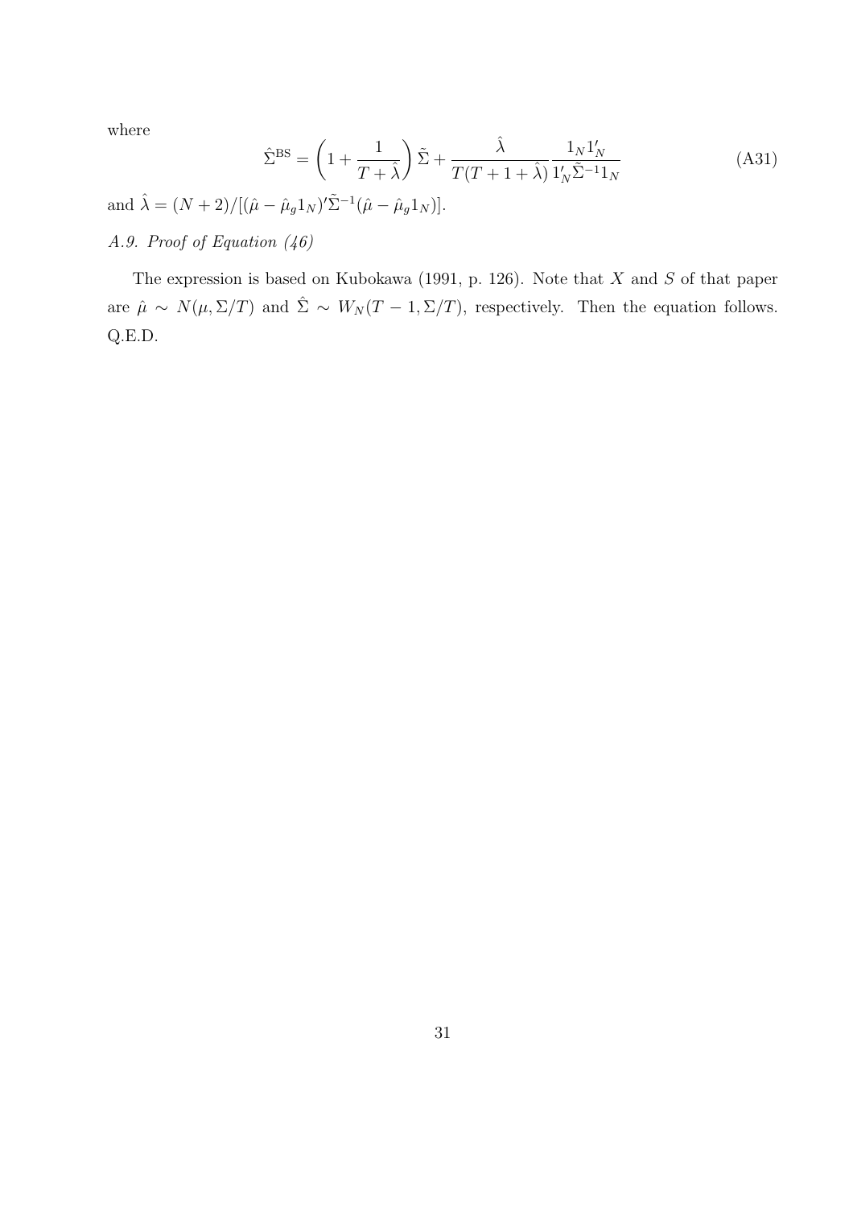where

$$\hat{\Sigma}^{\text{BS}} = \left(1 + \frac{1}{T + \hat{\lambda}}\right)\tilde{\Sigma} + \frac{\hat{\lambda}}{T(T + 1 + \hat{\lambda})}\frac{1_N 1_N'}{1_N' \tilde{\Sigma}^{-1} 1_N} \tag{A31}$$

and $\hat{\lambda} = (N + 2)/[(\hat{\mu} - \hat{\mu}_g 1_N)' \tilde{\Sigma}^{-1}(\hat{\mu} - \hat{\mu}_g 1_N)]$.

*A.9. Proof of Equation (46)*

The expression is based on Kubokawa (1991, p. 126). Note that $X$ and $S$ of that paper are $\hat{\mu} \sim N(\mu, \Sigma/T)$ and $\hat{\Sigma} \sim W_N(T - 1, \Sigma/T)$, respectively. Then the equation follows. Q.E.D.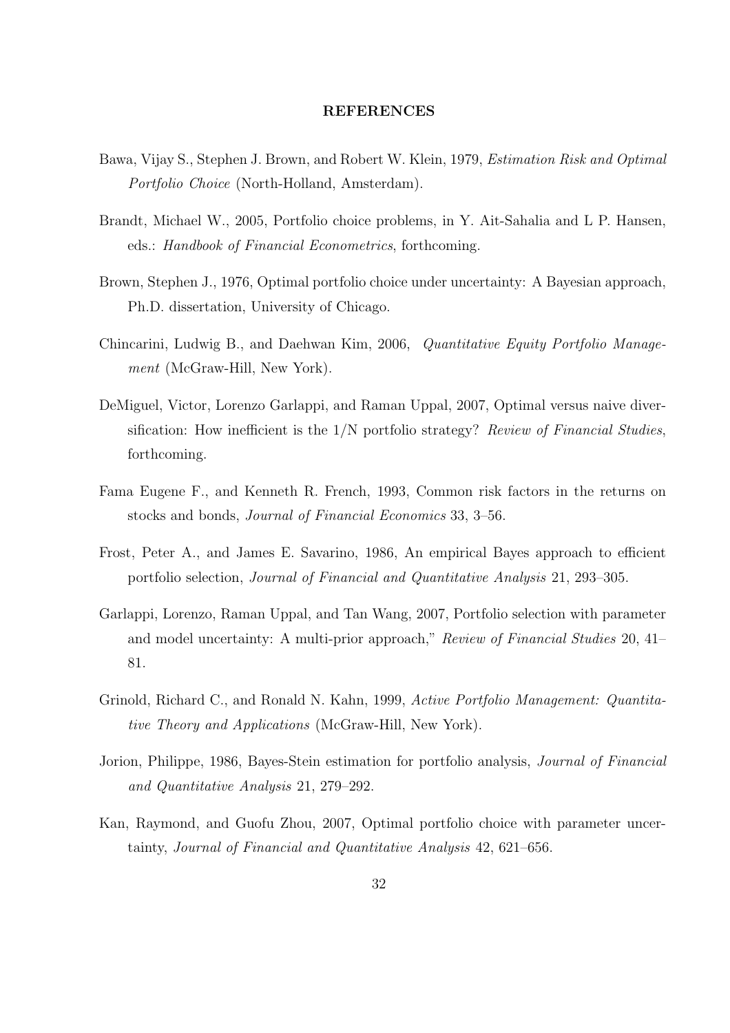## REFERENCES

Bawa, Vijay S., Stephen J. Brown, and Robert W. Klein, 1979, *Estimation Risk and Optimal Portfolio Choice* (North-Holland, Amsterdam).

Brandt, Michael W., 2005, Portfolio choice problems, in Y. Ait-Sahalia and L P. Hansen, eds.: *Handbook of Financial Econometrics*, forthcoming.

Brown, Stephen J., 1976, Optimal portfolio choice under uncertainty: A Bayesian approach, Ph.D. dissertation, University of Chicago.

Chincarini, Ludwig B., and Daehwan Kim, 2006, *Quantitative Equity Portfolio Management* (McGraw-Hill, New York).

DeMiguel, Victor, Lorenzo Garlappi, and Raman Uppal, 2007, Optimal versus naive diversification: How inefficient is the 1/N portfolio strategy? *Review of Financial Studies*, forthcoming.

Fama Eugene F., and Kenneth R. French, 1993, Common risk factors in the returns on stocks and bonds, *Journal of Financial Economics* 33, 3–56.

Frost, Peter A., and James E. Savarino, 1986, An empirical Bayes approach to efficient portfolio selection, *Journal of Financial and Quantitative Analysis* 21, 293–305.

Garlappi, Lorenzo, Raman Uppal, and Tan Wang, 2007, Portfolio selection with parameter and model uncertainty: A multi-prior approach," *Review of Financial Studies* 20, 41–81.

Grinold, Richard C., and Ronald N. Kahn, 1999, *Active Portfolio Management: Quantitative Theory and Applications* (McGraw-Hill, New York).

Jorion, Philippe, 1986, Bayes-Stein estimation for portfolio analysis, *Journal of Financial and Quantitative Analysis* 21, 279–292.

Kan, Raymond, and Guofu Zhou, 2007, Optimal portfolio choice with parameter uncertainty, *Journal of Financial and Quantitative Analysis* 42, 621–656.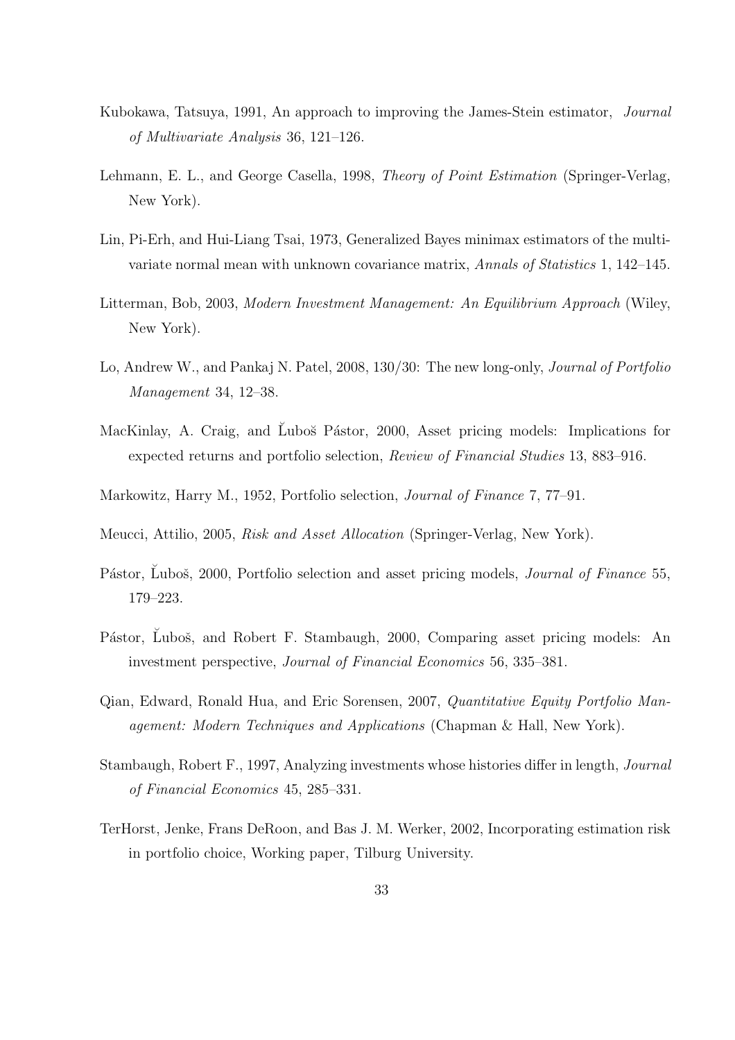Kubokawa, Tatsuya, 1991, An approach to improving the James-Stein estimator, *Journal of Multivariate Analysis* 36, 121–126.

Lehmann, E. L., and George Casella, 1998, *Theory of Point Estimation* (Springer-Verlag, New York).

Lin, Pi-Erh, and Hui-Liang Tsai, 1973, Generalized Bayes minimax estimators of the multivariate normal mean with unknown covariance matrix, *Annals of Statistics* 1, 142–145.

Litterman, Bob, 2003, *Modern Investment Management: An Equilibrium Approach* (Wiley, New York).

Lo, Andrew W., and Pankaj N. Patel, 2008, 130/30: The new long-only, *Journal of Portfolio Management* 34, 12–38.

MacKinlay, A. Craig, and Ľuboš Pástor, 2000, Asset pricing models: Implications for expected returns and portfolio selection, *Review of Financial Studies* 13, 883–916.

Markowitz, Harry M., 1952, Portfolio selection, *Journal of Finance* 7, 77–91.

Meucci, Attilio, 2005, *Risk and Asset Allocation* (Springer-Verlag, New York).

Pástor, Ľuboš, 2000, Portfolio selection and asset pricing models, *Journal of Finance* 55, 179–223.

Pástor, Ľuboš, and Robert F. Stambaugh, 2000, Comparing asset pricing models: An investment perspective, *Journal of Financial Economics* 56, 335–381.

Qian, Edward, Ronald Hua, and Eric Sorensen, 2007, *Quantitative Equity Portfolio Management: Modern Techniques and Applications* (Chapman & Hall, New York).

Stambaugh, Robert F., 1997, Analyzing investments whose histories differ in length, *Journal of Financial Economics* 45, 285–331.

TerHorst, Jenke, Frans DeRoon, and Bas J. M. Werker, 2002, Incorporating estimation risk in portfolio choice, Working paper, Tilburg University.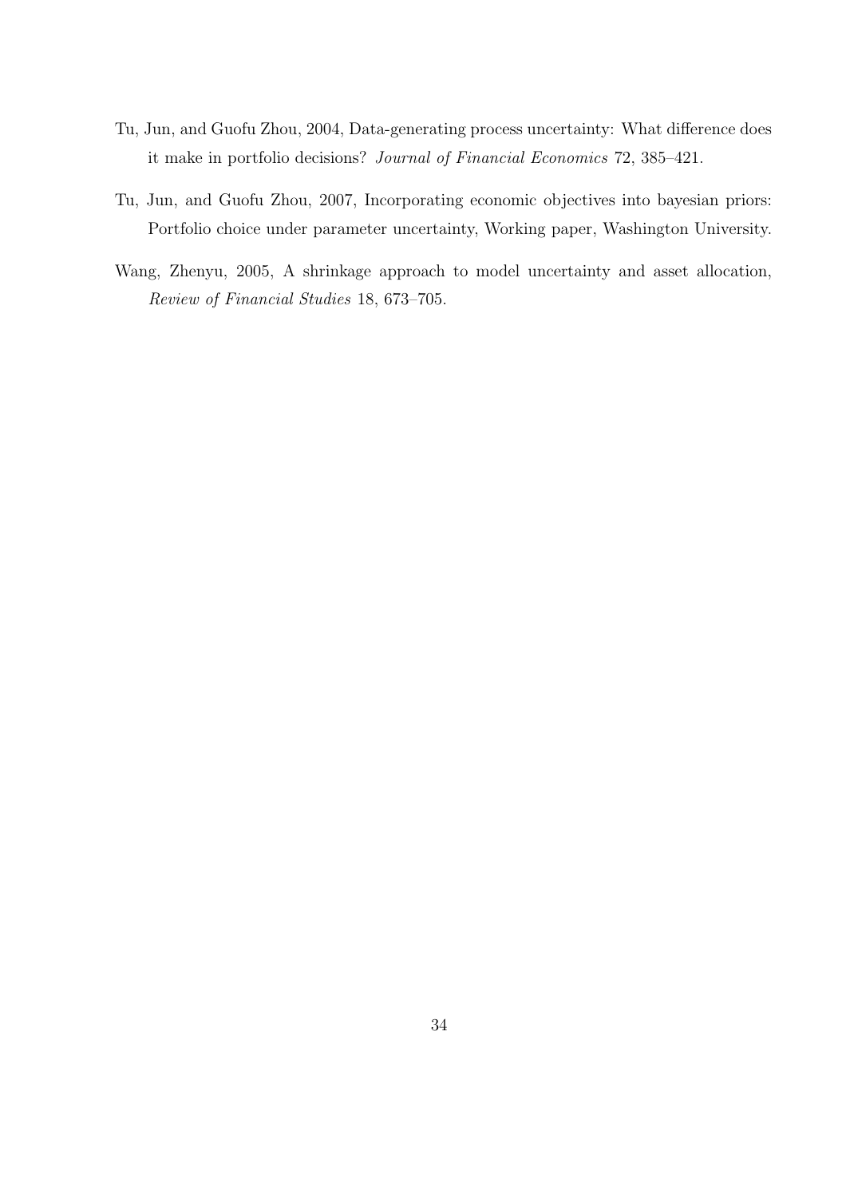Tu, Jun, and Guofu Zhou, 2004, Data-generating process uncertainty: What difference does it make in portfolio decisions? *Journal of Financial Economics* 72, 385–421.

Tu, Jun, and Guofu Zhou, 2007, Incorporating economic objectives into bayesian priors: Portfolio choice under parameter uncertainty, Working paper, Washington University.

Wang, Zhenyu, 2005, A shrinkage approach to model uncertainty and asset allocation, *Review of Financial Studies* 18, 673–705.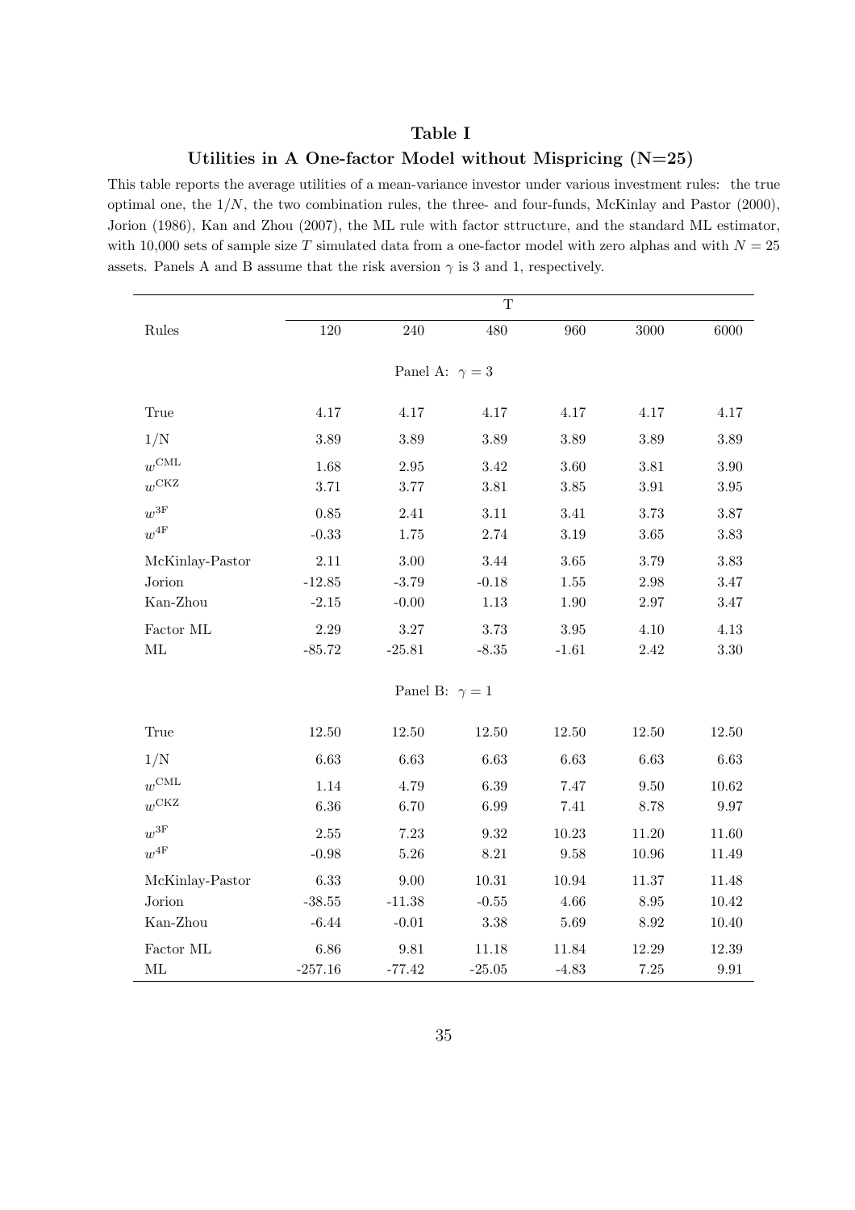# Table I

## Utilities in A One-factor Model without Mispricing (N=25)

This table reports the average utilities of a mean-variance investor under various investment rules: the true optimal one, the $1/N$, the two combination rules, the three- and four-funds, McKinlay and Pastor (2000), Jorion (1986), Kan and Zhou (2007), the ML rule with factor sttructure, and the standard ML estimator, with 10,000 sets of sample size $T$ simulated data from a one-factor model with zero alphas and with $N = 25$ assets. Panels A and B assume that the risk aversion $\gamma$ is 3 and 1, respectively.

| | T | | | | | |
|---|---|---|---|---|---|---|
| Rules | 120 | 240 | 480 | 960 | 3000 | 6000 |
| | | | Panel A: $\gamma = 3$ | | | |
| True | 4.17 | 4.17 | 4.17 | 4.17 | 4.17 | 4.17 |
| 1/N | 3.89 | 3.89 | 3.89 | 3.89 | 3.89 | 3.89 |
| $w^{\mathrm{CML}}$ | 1.68 | 2.95 | 3.42 | 3.60 | 3.81 | 3.90 |
| $w^{\mathrm{CKZ}}$ | 3.71 | 3.77 | 3.81 | 3.85 | 3.91 | 3.95 |
| $w^{\mathrm{3F}}$ | 0.85 | 2.41 | 3.11 | 3.41 | 3.73 | 3.87 |
| $w^{\mathrm{4F}}$ | -0.33 | 1.75 | 2.74 | 3.19 | 3.65 | 3.83 |
| McKinlay-Pastor | 2.11 | 3.00 | 3.44 | 3.65 | 3.79 | 3.83 |
| Jorion | -12.85 | -3.79 | -0.18 | 1.55 | 2.98 | 3.47 |
| Kan-Zhou | -2.15 | -0.00 | 1.13 | 1.90 | 2.97 | 3.47 |
| Factor ML | 2.29 | 3.27 | 3.73 | 3.95 | 4.10 | 4.13 |
| ML | -85.72 | -25.81 | -8.35 | -1.61 | 2.42 | 3.30 |
| | | | Panel B: $\gamma = 1$ | | | |
| True | 12.50 | 12.50 | 12.50 | 12.50 | 12.50 | 12.50 |
| 1/N | 6.63 | 6.63 | 6.63 | 6.63 | 6.63 | 6.63 |
| $w^{\mathrm{CML}}$ | 1.14 | 4.79 | 6.39 | 7.47 | 9.50 | 10.62 |
| $w^{\mathrm{CKZ}}$ | 6.36 | 6.70 | 6.99 | 7.41 | 8.78 | 9.97 |
| $w^{\mathrm{3F}}$ | 2.55 | 7.23 | 9.32 | 10.23 | 11.20 | 11.60 |
| $w^{\mathrm{4F}}$ | -0.98 | 5.26 | 8.21 | 9.58 | 10.96 | 11.49 |
| McKinlay-Pastor | 6.33 | 9.00 | 10.31 | 10.94 | 11.37 | 11.48 |
| Jorion | -38.55 | -11.38 | -0.55 | 4.66 | 8.95 | 10.42 |
| Kan-Zhou | -6.44 | -0.01 | 3.38 | 5.69 | 8.92 | 10.40 |
| Factor ML | 6.86 | 9.81 | 11.18 | 11.84 | 12.29 | 12.39 |
| ML | -257.16 | -77.42 | -25.05 | -4.83 | 7.25 | 9.91 |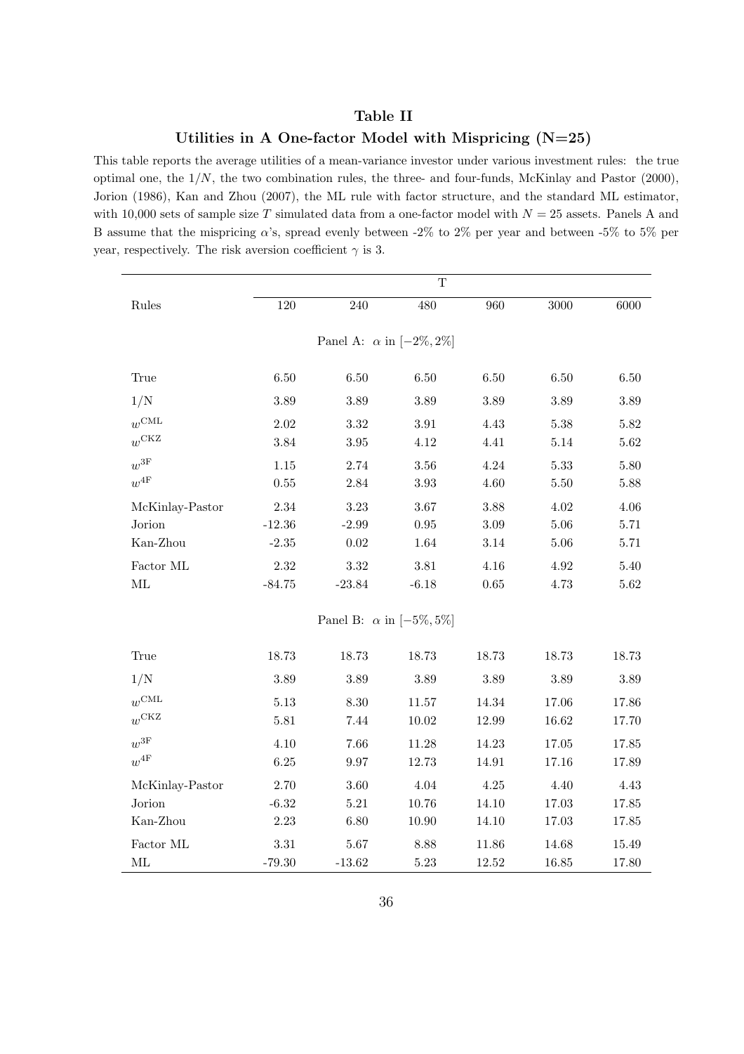# Table II

## Utilities in A One-factor Model with Mispricing (N=25)

This table reports the average utilities of a mean-variance investor under various investment rules: the true optimal one, the $1/N$, the two combination rules, the three- and four-funds, McKinlay and Pastor (2000), Jorion (1986), Kan and Zhou (2007), the ML rule with factor structure, and the standard ML estimator, with 10,000 sets of sample size $T$ simulated data from a one-factor model with $N = 25$ assets. Panels A and B assume that the mispricing $\alpha$'s, spread evenly between -2% to 2% per year and between -5% to 5% per year, respectively. The risk aversion coefficient $\gamma$ is 3.

| | T | | | | | |
|---|---|---|---|---|---|---|
| Rules | 120 | 240 | 480 | 960 | 3000 | 6000 |
| | | Panel A: $\alpha$ in $[-2\%, 2\%]$ | | | | |
| True | 6.50 | 6.50 | 6.50 | 6.50 | 6.50 | 6.50 |
| 1/N | 3.89 | 3.89 | 3.89 | 3.89 | 3.89 | 3.89 |
| $w^{\text{CML}}$ | 2.02 | 3.32 | 3.91 | 4.43 | 5.38 | 5.82 |
| $w^{\text{CKZ}}$ | 3.84 | 3.95 | 4.12 | 4.41 | 5.14 | 5.62 |
| $w^{\text{3F}}$ | 1.15 | 2.74 | 3.56 | 4.24 | 5.33 | 5.80 |
| $w^{\text{4F}}$ | 0.55 | 2.84 | 3.93 | 4.60 | 5.50 | 5.88 |
| McKinlay-Pastor | 2.34 | 3.23 | 3.67 | 3.88 | 4.02 | 4.06 |
| Jorion | -12.36 | -2.99 | 0.95 | 3.09 | 5.06 | 5.71 |
| Kan-Zhou | -2.35 | 0.02 | 1.64 | 3.14 | 5.06 | 5.71 |
| Factor ML | 2.32 | 3.32 | 3.81 | 4.16 | 4.92 | 5.40 |
| ML | -84.75 | -23.84 | -6.18 | 0.65 | 4.73 | 5.62 |
| | | Panel B: $\alpha$ in $[-5\%, 5\%]$ | | | | |
| True | 18.73 | 18.73 | 18.73 | 18.73 | 18.73 | 18.73 |
| 1/N | 3.89 | 3.89 | 3.89 | 3.89 | 3.89 | 3.89 |
| $w^{\text{CML}}$ | 5.13 | 8.30 | 11.57 | 14.34 | 17.06 | 17.86 |
| $w^{\text{CKZ}}$ | 5.81 | 7.44 | 10.02 | 12.99 | 16.62 | 17.70 |
| $w^{\text{3F}}$ | 4.10 | 7.66 | 11.28 | 14.23 | 17.05 | 17.85 |
| $w^{\text{4F}}$ | 6.25 | 9.97 | 12.73 | 14.91 | 17.16 | 17.89 |
| McKinlay-Pastor | 2.70 | 3.60 | 4.04 | 4.25 | 4.40 | 4.43 |
| Jorion | -6.32 | 5.21 | 10.76 | 14.10 | 17.03 | 17.85 |
| Kan-Zhou | 2.23 | 6.80 | 10.90 | 14.10 | 17.03 | 17.85 |
| Factor ML | 3.31 | 5.67 | 8.88 | 11.86 | 14.68 | 15.49 |
| ML | -79.30 | -13.62 | 5.23 | 12.52 | 16.85 | 17.80 |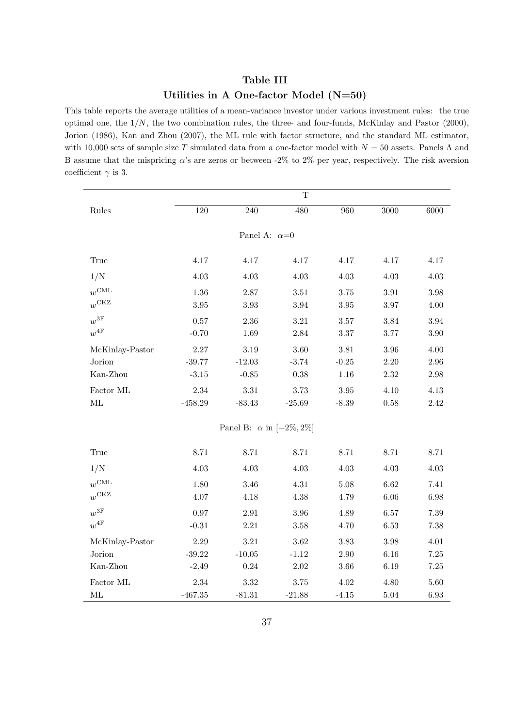## Table III

### Utilities in A One-factor Model (N=50)

This table reports the average utilities of a mean-variance investor under various investment rules: the true optimal one, the $1/N$, the two combination rules, the three- and four-funds, McKinlay and Pastor (2000), Jorion (1986), Kan and Zhou (2007), the ML rule with factor structure, and the standard ML estimator, with 10,000 sets of sample size $T$ simulated data from a one-factor model with $N = 50$ assets. Panels A and B assume that the mispricing $\alpha$'s are zeros or between -2% to 2% per year, respectively. The risk aversion coefficient $\gamma$ is 3.

| | T | | | | | |
|---|---|---|---|---|---|---|
| Rules | 120 | 240 | 480 | 960 | 3000 | 6000 |
| | | | Panel A: $\alpha$=0 | | | |
| True | 4.17 | 4.17 | 4.17 | 4.17 | 4.17 | 4.17 |
| 1/N | 4.03 | 4.03 | 4.03 | 4.03 | 4.03 | 4.03 |
| $w^{\text{CML}}$ | 1.36 | 2.87 | 3.51 | 3.75 | 3.91 | 3.98 |
| $w^{\text{CKZ}}$ | 3.95 | 3.93 | 3.94 | 3.95 | 3.97 | 4.00 |
| $w^{\text{3F}}$ | 0.57 | 2.36 | 3.21 | 3.57 | 3.84 | 3.94 |
| $w^{\text{4F}}$ | -0.70 | 1.69 | 2.84 | 3.37 | 3.77 | 3.90 |
| McKinlay-Pastor | 2.27 | 3.19 | 3.60 | 3.81 | 3.96 | 4.00 |
| Jorion | -39.77 | -12.03 | -3.74 | -0.25 | 2.20 | 2.96 |
| Kan-Zhou | -3.15 | -0.85 | 0.38 | 1.16 | 2.32 | 2.98 |
| Factor ML | 2.34 | 3.31 | 3.73 | 3.95 | 4.10 | 4.13 |
| ML | -458.29 | -83.43 | -25.69 | -8.39 | 0.58 | 2.42 |
| | | | Panel B: $\alpha$ in $[-2\%, 2\%]$ | | | |
| True | 8.71 | 8.71 | 8.71 | 8.71 | 8.71 | 8.71 |
| 1/N | 4.03 | 4.03 | 4.03 | 4.03 | 4.03 | 4.03 |
| $w^{\text{CML}}$ | 1.80 | 3.46 | 4.31 | 5.08 | 6.62 | 7.41 |
| $w^{\text{CKZ}}$ | 4.07 | 4.18 | 4.38 | 4.79 | 6.06 | 6.98 |
| $w^{\text{3F}}$ | 0.97 | 2.91 | 3.96 | 4.89 | 6.57 | 7.39 |
| $w^{\text{4F}}$ | -0.31 | 2.21 | 3.58 | 4.70 | 6.53 | 7.38 |
| McKinlay-Pastor | 2.29 | 3.21 | 3.62 | 3.83 | 3.98 | 4.01 |
| Jorion | -39.22 | -10.05 | -1.12 | 2.90 | 6.16 | 7.25 |
| Kan-Zhou | -2.49 | 0.24 | 2.02 | 3.66 | 6.19 | 7.25 |
| Factor ML | 2.34 | 3.32 | 3.75 | 4.02 | 4.80 | 5.60 |
| ML | -467.35 | -81.31 | -21.88 | -4.15 | 5.04 | 6.93 |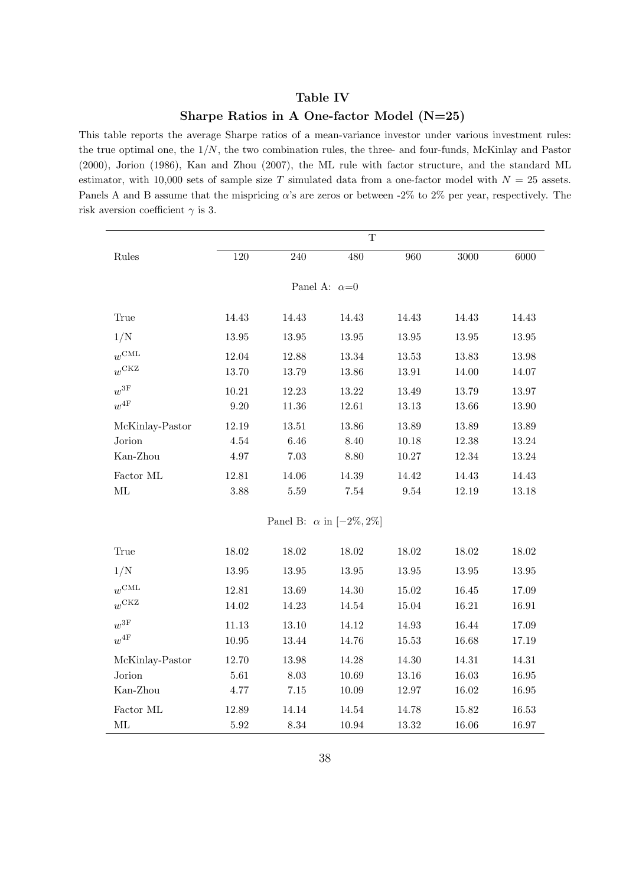# Table IV

## Sharpe Ratios in A One-factor Model (N=25)

This table reports the average Sharpe ratios of a mean-variance investor under various investment rules: the true optimal one, the $1/N$, the two combination rules, the three- and four-funds, McKinlay and Pastor (2000), Jorion (1986), Kan and Zhou (2007), the ML rule with factor structure, and the standard ML estimator, with 10,000 sets of sample size $T$ simulated data from a one-factor model with $N = 25$ assets. Panels A and B assume that the mispricing $\alpha$'s are zeros or between -2% to 2% per year, respectively. The risk aversion coefficient $\gamma$ is 3.

| | T | | | | | |
|---|---|---|---|---|---|---|
| Rules | 120 | 240 | 480 | 960 | 3000 | 6000 |
| | | | Panel A: $\alpha$=0 | | | |
| True | 14.43 | 14.43 | 14.43 | 14.43 | 14.43 | 14.43 |
| 1/N | 13.95 | 13.95 | 13.95 | 13.95 | 13.95 | 13.95 |
| $w^{\text{CML}}$ | 12.04 | 12.88 | 13.34 | 13.53 | 13.83 | 13.98 |
| $w^{\text{CKZ}}$ | 13.70 | 13.79 | 13.86 | 13.91 | 14.00 | 14.07 |
| $w^{\text{3F}}$ | 10.21 | 12.23 | 13.22 | 13.49 | 13.79 | 13.97 |
| $w^{\text{4F}}$ | 9.20 | 11.36 | 12.61 | 13.13 | 13.66 | 13.90 |
| McKinlay-Pastor | 12.19 | 13.51 | 13.86 | 13.89 | 13.89 | 13.89 |
| Jorion | 4.54 | 6.46 | 8.40 | 10.18 | 12.38 | 13.24 |
| Kan-Zhou | 4.97 | 7.03 | 8.80 | 10.27 | 12.34 | 13.24 |
| Factor ML | 12.81 | 14.06 | 14.39 | 14.42 | 14.43 | 14.43 |
| ML | 3.88 | 5.59 | 7.54 | 9.54 | 12.19 | 13.18 |
| | | | Panel B: $\alpha$ in $[-2\%, 2\%]$ | | | |
| True | 18.02 | 18.02 | 18.02 | 18.02 | 18.02 | 18.02 |
| 1/N | 13.95 | 13.95 | 13.95 | 13.95 | 13.95 | 13.95 |
| $w^{\text{CML}}$ | 12.81 | 13.69 | 14.30 | 15.02 | 16.45 | 17.09 |
| $w^{\text{CKZ}}$ | 14.02 | 14.23 | 14.54 | 15.04 | 16.21 | 16.91 |
| $w^{\text{3F}}$ | 11.13 | 13.10 | 14.12 | 14.93 | 16.44 | 17.09 |
| $w^{\text{4F}}$ | 10.95 | 13.44 | 14.76 | 15.53 | 16.68 | 17.19 |
| McKinlay-Pastor | 12.70 | 13.98 | 14.28 | 14.30 | 14.31 | 14.31 |
| Jorion | 5.61 | 8.03 | 10.69 | 13.16 | 16.03 | 16.95 |
| Kan-Zhou | 4.77 | 7.15 | 10.09 | 12.97 | 16.02 | 16.95 |
| Factor ML | 12.89 | 14.14 | 14.54 | 14.78 | 15.82 | 16.53 |
| ML | 5.92 | 8.34 | 10.94 | 13.32 | 16.06 | 16.97 |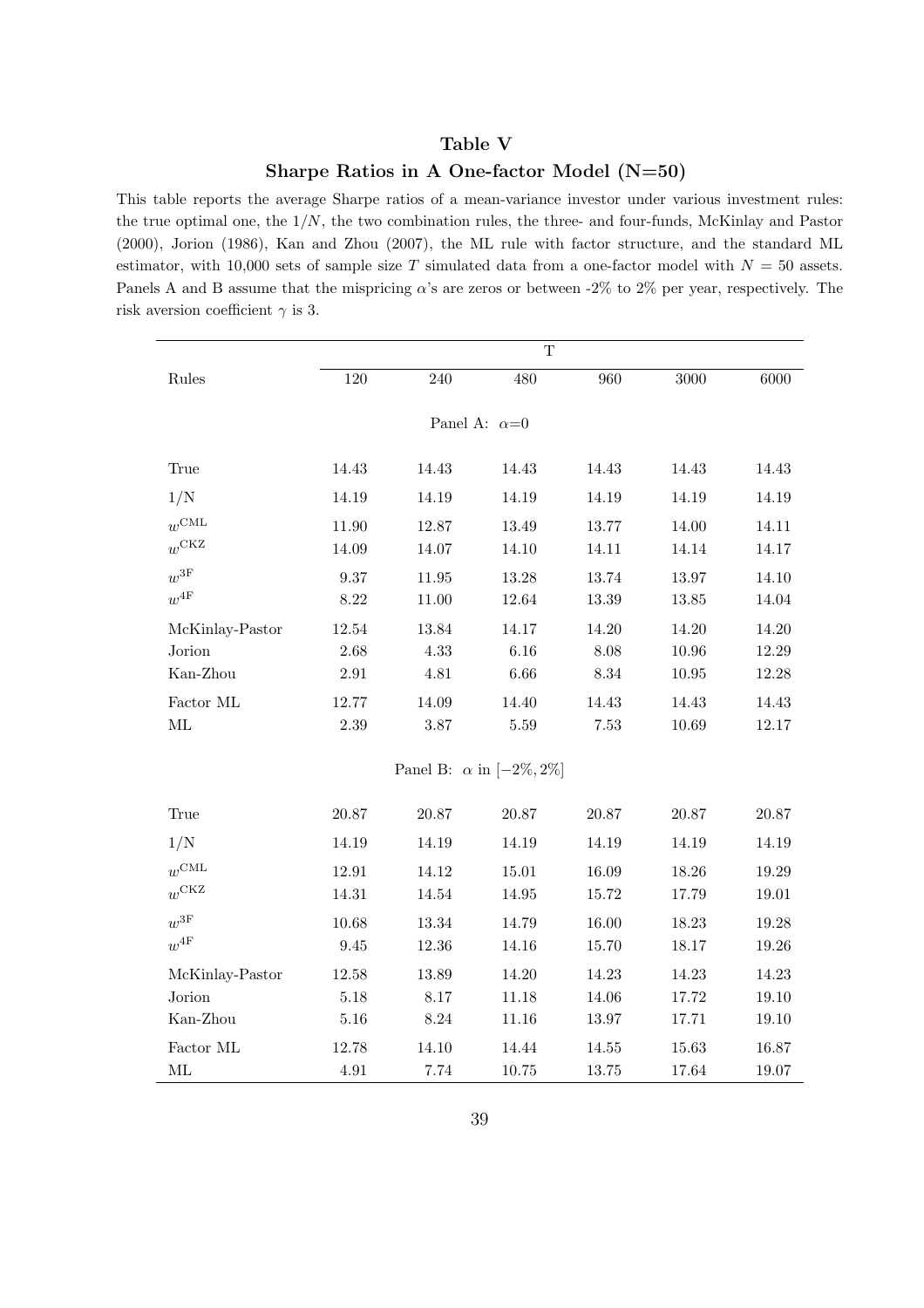## Table V

### Sharpe Ratios in A One-factor Model (N=50)

This table reports the average Sharpe ratios of a mean-variance investor under various investment rules: the true optimal one, the $1/N$, the two combination rules, the three- and four-funds, McKinlay and Pastor (2000), Jorion (1986), Kan and Zhou (2007), the ML rule with factor structure, and the standard ML estimator, with 10,000 sets of sample size $T$ simulated data from a one-factor model with $N = 50$ assets. Panels A and B assume that the mispricing $\alpha$'s are zeros or between -2% to 2% per year, respectively. The risk aversion coefficient $\gamma$ is 3.

| | T | | | | | |
|---|---|---|---|---|---|---|
| Rules | 120 | 240 | 480 | 960 | 3000 | 6000 |
| | | | Panel A: $\alpha$=0 | | | |
| True | 14.43 | 14.43 | 14.43 | 14.43 | 14.43 | 14.43 |
| 1/N | 14.19 | 14.19 | 14.19 | 14.19 | 14.19 | 14.19 |
| $w^{\text{CML}}$ | 11.90 | 12.87 | 13.49 | 13.77 | 14.00 | 14.11 |
| $w^{\text{CKZ}}$ | 14.09 | 14.07 | 14.10 | 14.11 | 14.14 | 14.17 |
| $w^{\text{3F}}$ | 9.37 | 11.95 | 13.28 | 13.74 | 13.97 | 14.10 |
| $w^{\text{4F}}$ | 8.22 | 11.00 | 12.64 | 13.39 | 13.85 | 14.04 |
| McKinlay-Pastor | 12.54 | 13.84 | 14.17 | 14.20 | 14.20 | 14.20 |
| Jorion | 2.68 | 4.33 | 6.16 | 8.08 | 10.96 | 12.29 |
| Kan-Zhou | 2.91 | 4.81 | 6.66 | 8.34 | 10.95 | 12.28 |
| Factor ML | 12.77 | 14.09 | 14.40 | 14.43 | 14.43 | 14.43 |
| ML | 2.39 | 3.87 | 5.59 | 7.53 | 10.69 | 12.17 |
| | | | Panel B: $\alpha$ in $[-2\%, 2\%]$ | | | |
| True | 20.87 | 20.87 | 20.87 | 20.87 | 20.87 | 20.87 |
| 1/N | 14.19 | 14.19 | 14.19 | 14.19 | 14.19 | 14.19 |
| $w^{\text{CML}}$ | 12.91 | 14.12 | 15.01 | 16.09 | 18.26 | 19.29 |
| $w^{\text{CKZ}}$ | 14.31 | 14.54 | 14.95 | 15.72 | 17.79 | 19.01 |
| $w^{\text{3F}}$ | 10.68 | 13.34 | 14.79 | 16.00 | 18.23 | 19.28 |
| $w^{\text{4F}}$ | 9.45 | 12.36 | 14.16 | 15.70 | 18.17 | 19.26 |
| McKinlay-Pastor | 12.58 | 13.89 | 14.20 | 14.23 | 14.23 | 14.23 |
| Jorion | 5.18 | 8.17 | 11.18 | 14.06 | 17.72 | 19.10 |
| Kan-Zhou | 5.16 | 8.24 | 11.16 | 13.97 | 17.71 | 19.10 |
| Factor ML | 12.78 | 14.10 | 14.44 | 14.55 | 15.63 | 16.87 |
| ML | 4.91 | 7.74 | 10.75 | 13.75 | 17.64 | 19.07 |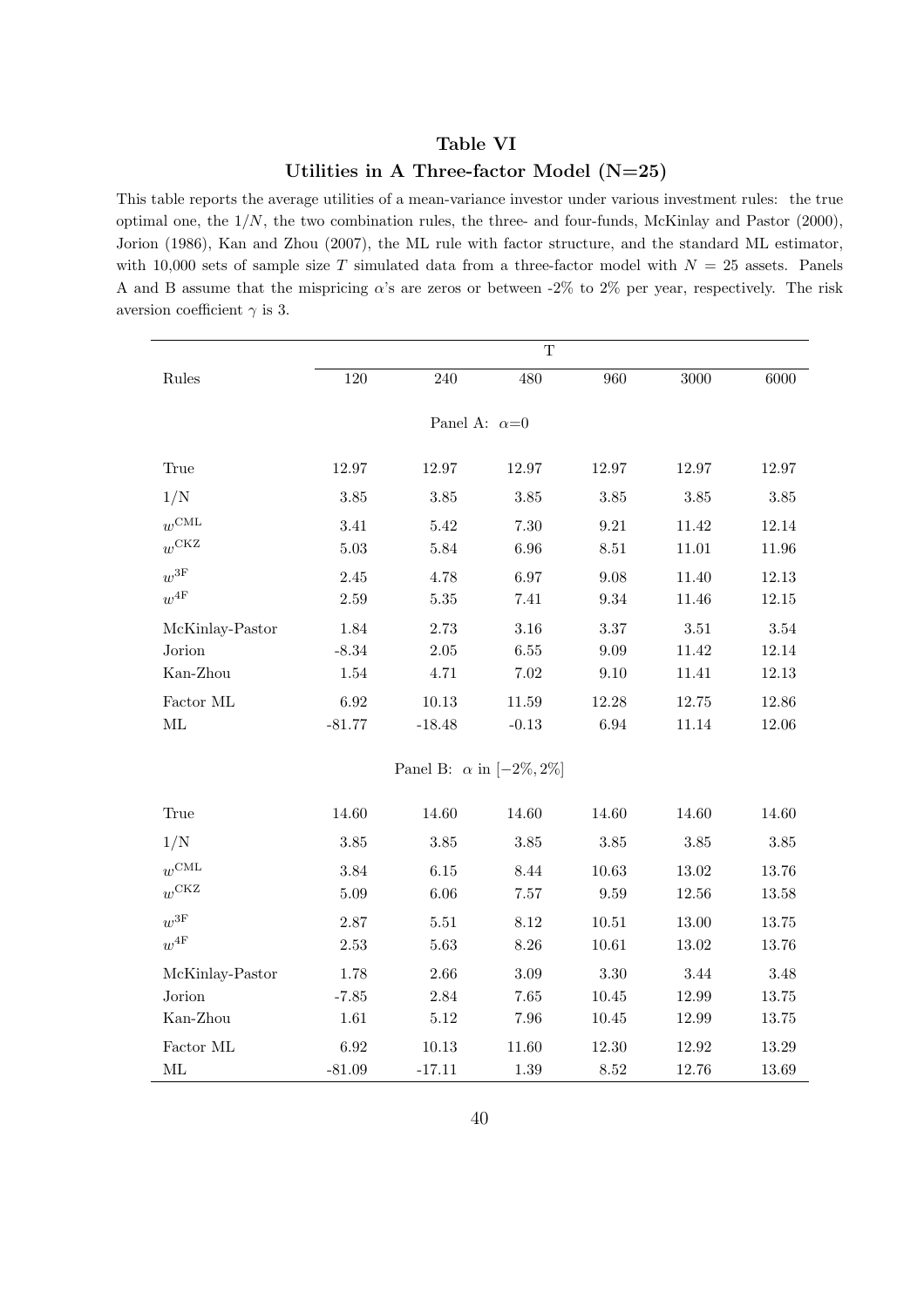## Table VI

## Utilities in A Three-factor Model (N=25)

This table reports the average utilities of a mean-variance investor under various investment rules: the true optimal one, the $1/N$, the two combination rules, the three- and four-funds, McKinlay and Pastor (2000), Jorion (1986), Kan and Zhou (2007), the ML rule with factor structure, and the standard ML estimator, with 10,000 sets of sample size $T$ simulated data from a three-factor model with $N = 25$ assets. Panels A and B assume that the mispricing $\alpha$'s are zeros or between -2% to 2% per year, respectively. The risk aversion coefficient $\gamma$ is 3.

| | T | | | | | |
|---|---|---|---|---|---|---|
| Rules | 120 | 240 | 480 | 960 | 3000 | 6000 |
| | | | Panel A: $\alpha$=0 | | | |
| True | 12.97 | 12.97 | 12.97 | 12.97 | 12.97 | 12.97 |
| 1/N | 3.85 | 3.85 | 3.85 | 3.85 | 3.85 | 3.85 |
| $w^{\text{CML}}$ | 3.41 | 5.42 | 7.30 | 9.21 | 11.42 | 12.14 |
| $w^{\text{CKZ}}$ | 5.03 | 5.84 | 6.96 | 8.51 | 11.01 | 11.96 |
| $w^{\text{3F}}$ | 2.45 | 4.78 | 6.97 | 9.08 | 11.40 | 12.13 |
| $w^{\text{4F}}$ | 2.59 | 5.35 | 7.41 | 9.34 | 11.46 | 12.15 |
| McKinlay-Pastor | 1.84 | 2.73 | 3.16 | 3.37 | 3.51 | 3.54 |
| Jorion | -8.34 | 2.05 | 6.55 | 9.09 | 11.42 | 12.14 |
| Kan-Zhou | 1.54 | 4.71 | 7.02 | 9.10 | 11.41 | 12.13 |
| Factor ML | 6.92 | 10.13 | 11.59 | 12.28 | 12.75 | 12.86 |
| ML | -81.77 | -18.48 | -0.13 | 6.94 | 11.14 | 12.06 |
| | | | Panel B: $\alpha$ in $[-2\%, 2\%]$ | | | |
| True | 14.60 | 14.60 | 14.60 | 14.60 | 14.60 | 14.60 |
| 1/N | 3.85 | 3.85 | 3.85 | 3.85 | 3.85 | 3.85 |
| $w^{\text{CML}}$ | 3.84 | 6.15 | 8.44 | 10.63 | 13.02 | 13.76 |
| $w^{\text{CKZ}}$ | 5.09 | 6.06 | 7.57 | 9.59 | 12.56 | 13.58 |
| $w^{\text{3F}}$ | 2.87 | 5.51 | 8.12 | 10.51 | 13.00 | 13.75 |
| $w^{\text{4F}}$ | 2.53 | 5.63 | 8.26 | 10.61 | 13.02 | 13.76 |
| McKinlay-Pastor | 1.78 | 2.66 | 3.09 | 3.30 | 3.44 | 3.48 |
| Jorion | -7.85 | 2.84 | 7.65 | 10.45 | 12.99 | 13.75 |
| Kan-Zhou | 1.61 | 5.12 | 7.96 | 10.45 | 12.99 | 13.75 |
| Factor ML | 6.92 | 10.13 | 11.60 | 12.30 | 12.92 | 13.29 |
| ML | -81.09 | -17.11 | 1.39 | 8.52 | 12.76 | 13.69 |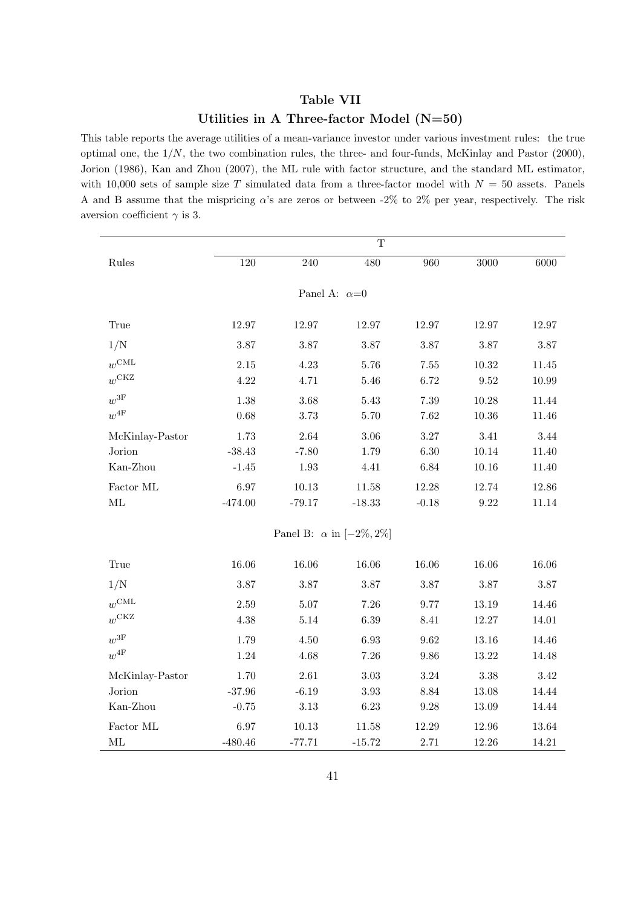# Table VII

## Utilities in A Three-factor Model (N=50)

This table reports the average utilities of a mean-variance investor under various investment rules: the true optimal one, the $1/N$, the two combination rules, the three- and four-funds, McKinlay and Pastor (2000), Jorion (1986), Kan and Zhou (2007), the ML rule with factor structure, and the standard ML estimator, with 10,000 sets of sample size $T$ simulated data from a three-factor model with $N = 50$ assets. Panels A and B assume that the mispricing $\alpha$'s are zeros or between -2% to 2% per year, respectively. The risk aversion coefficient $\gamma$ is 3.

| | T | | | | | |
|---|---|---|---|---|---|---|
| Rules | 120 | 240 | 480 | 960 | 3000 | 6000 |
| | | | Panel A: $\alpha$=0 | | | |
| True | 12.97 | 12.97 | 12.97 | 12.97 | 12.97 | 12.97 |
| 1/N | 3.87 | 3.87 | 3.87 | 3.87 | 3.87 | 3.87 |
| $w^{\mathrm{CML}}$ | 2.15 | 4.23 | 5.76 | 7.55 | 10.32 | 11.45 |
| $w^{\mathrm{CKZ}}$ | 4.22 | 4.71 | 5.46 | 6.72 | 9.52 | 10.99 |
| $w^{\mathrm{3F}}$ | 1.38 | 3.68 | 5.43 | 7.39 | 10.28 | 11.44 |
| $w^{\mathrm{4F}}$ | 0.68 | 3.73 | 5.70 | 7.62 | 10.36 | 11.46 |
| McKinlay-Pastor | 1.73 | 2.64 | 3.06 | 3.27 | 3.41 | 3.44 |
| Jorion | -38.43 | -7.80 | 1.79 | 6.30 | 10.14 | 11.40 |
| Kan-Zhou | -1.45 | 1.93 | 4.41 | 6.84 | 10.16 | 11.40 |
| Factor ML | 6.97 | 10.13 | 11.58 | 12.28 | 12.74 | 12.86 |
| ML | -474.00 | -79.17 | -18.33 | -0.18 | 9.22 | 11.14 |
| | | | Panel B: $\alpha$ in $[-2\%, 2\%]$ | | | |
| True | 16.06 | 16.06 | 16.06 | 16.06 | 16.06 | 16.06 |
| 1/N | 3.87 | 3.87 | 3.87 | 3.87 | 3.87 | 3.87 |
| $w^{\mathrm{CML}}$ | 2.59 | 5.07 | 7.26 | 9.77 | 13.19 | 14.46 |
| $w^{\mathrm{CKZ}}$ | 4.38 | 5.14 | 6.39 | 8.41 | 12.27 | 14.01 |
| $w^{\mathrm{3F}}$ | 1.79 | 4.50 | 6.93 | 9.62 | 13.16 | 14.46 |
| $w^{\mathrm{4F}}$ | 1.24 | 4.68 | 7.26 | 9.86 | 13.22 | 14.48 |
| McKinlay-Pastor | 1.70 | 2.61 | 3.03 | 3.24 | 3.38 | 3.42 |
| Jorion | -37.96 | -6.19 | 3.93 | 8.84 | 13.08 | 14.44 |
| Kan-Zhou | -0.75 | 3.13 | 6.23 | 9.28 | 13.09 | 14.44 |
| Factor ML | 6.97 | 10.13 | 11.58 | 12.29 | 12.96 | 13.64 |
| ML | -480.46 | -77.71 | -15.72 | 2.71 | 12.26 | 14.21 |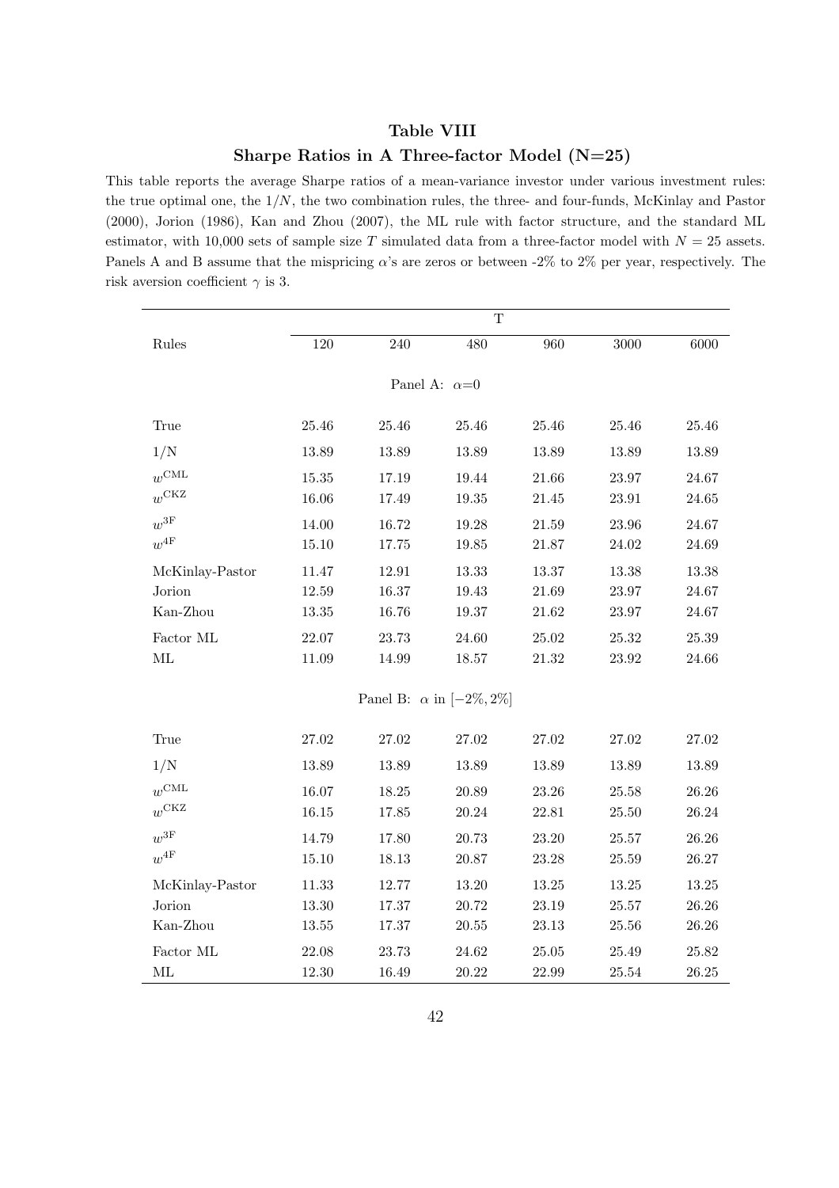## Table VIII

## Sharpe Ratios in A Three-factor Model (N=25)

This table reports the average Sharpe ratios of a mean-variance investor under various investment rules: the true optimal one, the $1/N$, the two combination rules, the three- and four-funds, McKinlay and Pastor (2000), Jorion (1986), Kan and Zhou (2007), the ML rule with factor structure, and the standard ML estimator, with 10,000 sets of sample size $T$ simulated data from a three-factor model with $N = 25$ assets. Panels A and B assume that the mispricing $\alpha$'s are zeros or between -2% to 2% per year, respectively. The risk aversion coefficient $\gamma$ is 3.

| | T | | | | | |
|---|---|---|---|---|---|---|
| Rules | 120 | 240 | 480 | 960 | 3000 | 6000 |
| | | | Panel A: $\alpha$=0 | | | |
| True | 25.46 | 25.46 | 25.46 | 25.46 | 25.46 | 25.46 |
| 1/N | 13.89 | 13.89 | 13.89 | 13.89 | 13.89 | 13.89 |
| $w^{\text{CML}}$ | 15.35 | 17.19 | 19.44 | 21.66 | 23.97 | 24.67 |
| $w^{\text{CKZ}}$ | 16.06 | 17.49 | 19.35 | 21.45 | 23.91 | 24.65 |
| $w^{\text{3F}}$ | 14.00 | 16.72 | 19.28 | 21.59 | 23.96 | 24.67 |
| $w^{\text{4F}}$ | 15.10 | 17.75 | 19.85 | 21.87 | 24.02 | 24.69 |
| McKinlay-Pastor | 11.47 | 12.91 | 13.33 | 13.37 | 13.38 | 13.38 |
| Jorion | 12.59 | 16.37 | 19.43 | 21.69 | 23.97 | 24.67 |
| Kan-Zhou | 13.35 | 16.76 | 19.37 | 21.62 | 23.97 | 24.67 |
| Factor ML | 22.07 | 23.73 | 24.60 | 25.02 | 25.32 | 25.39 |
| ML | 11.09 | 14.99 | 18.57 | 21.32 | 23.92 | 24.66 |
| | | | Panel B: $\alpha$ in $[-2\%, 2\%]$ | | | |
| True | 27.02 | 27.02 | 27.02 | 27.02 | 27.02 | 27.02 |
| 1/N | 13.89 | 13.89 | 13.89 | 13.89 | 13.89 | 13.89 |
| $w^{\text{CML}}$ | 16.07 | 18.25 | 20.89 | 23.26 | 25.58 | 26.26 |
| $w^{\text{CKZ}}$ | 16.15 | 17.85 | 20.24 | 22.81 | 25.50 | 26.24 |
| $w^{\text{3F}}$ | 14.79 | 17.80 | 20.73 | 23.20 | 25.57 | 26.26 |
| $w^{\text{4F}}$ | 15.10 | 18.13 | 20.87 | 23.28 | 25.59 | 26.27 |
| McKinlay-Pastor | 11.33 | 12.77 | 13.20 | 13.25 | 13.25 | 13.25 |
| Jorion | 13.30 | 17.37 | 20.72 | 23.19 | 25.57 | 26.26 |
| Kan-Zhou | 13.55 | 17.37 | 20.55 | 23.13 | 25.56 | 26.26 |
| Factor ML | 22.08 | 23.73 | 24.62 | 25.05 | 25.49 | 25.82 |
| ML | 12.30 | 16.49 | 20.22 | 22.99 | 25.54 | 26.25 |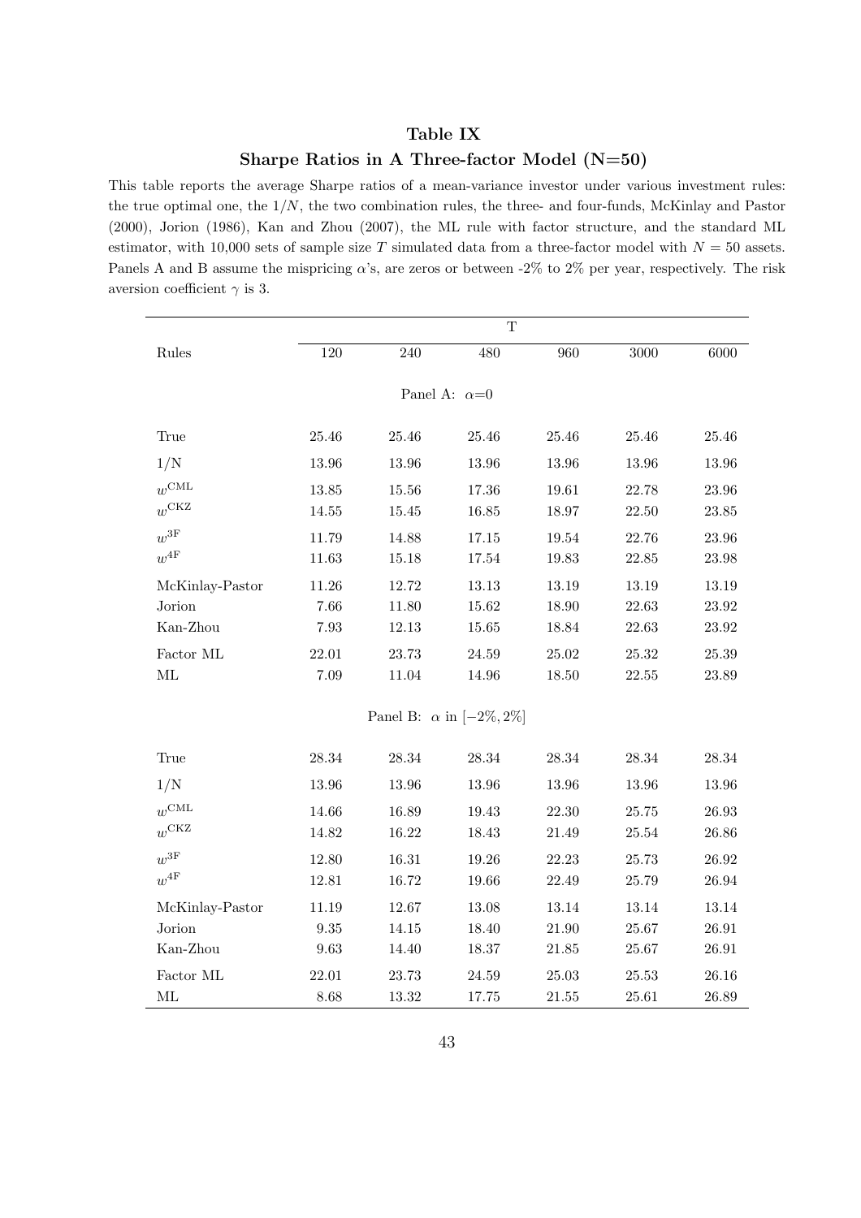# Table IX

## Sharpe Ratios in A Three-factor Model (N=50)

This table reports the average Sharpe ratios of a mean-variance investor under various investment rules: the true optimal one, the $1/N$, the two combination rules, the three- and four-funds, McKinlay and Pastor (2000), Jorion (1986), Kan and Zhou (2007), the ML rule with factor structure, and the standard ML estimator, with 10,000 sets of sample size $T$ simulated data from a three-factor model with $N = 50$ assets. Panels A and B assume the mispricing $\alpha$'s, are zeros or between -2% to 2% per year, respectively. The risk aversion coefficient $\gamma$ is 3.

| | T | | | | | |
|---|---|---|---|---|---|---|
| Rules | 120 | 240 | 480 | 960 | 3000 | 6000 |
| | | | Panel A: $\alpha$=0 | | | |
| True | 25.46 | 25.46 | 25.46 | 25.46 | 25.46 | 25.46 |
| 1/N | 13.96 | 13.96 | 13.96 | 13.96 | 13.96 | 13.96 |
| $w^{\text{CML}}$ | 13.85 | 15.56 | 17.36 | 19.61 | 22.78 | 23.96 |
| $w^{\text{CKZ}}$ | 14.55 | 15.45 | 16.85 | 18.97 | 22.50 | 23.85 |
| $w^{3\text{F}}$ | 11.79 | 14.88 | 17.15 | 19.54 | 22.76 | 23.96 |
| $w^{4\text{F}}$ | 11.63 | 15.18 | 17.54 | 19.83 | 22.85 | 23.98 |
| McKinlay-Pastor | 11.26 | 12.72 | 13.13 | 13.19 | 13.19 | 13.19 |
| Jorion | 7.66 | 11.80 | 15.62 | 18.90 | 22.63 | 23.92 |
| Kan-Zhou | 7.93 | 12.13 | 15.65 | 18.84 | 22.63 | 23.92 |
| Factor ML | 22.01 | 23.73 | 24.59 | 25.02 | 25.32 | 25.39 |
| ML | 7.09 | 11.04 | 14.96 | 18.50 | 22.55 | 23.89 |
| | | | Panel B: $\alpha$ in $[-2\%, 2\%]$ | | | |
| True | 28.34 | 28.34 | 28.34 | 28.34 | 28.34 | 28.34 |
| 1/N | 13.96 | 13.96 | 13.96 | 13.96 | 13.96 | 13.96 |
| $w^{\text{CML}}$ | 14.66 | 16.89 | 19.43 | 22.30 | 25.75 | 26.93 |
| $w^{\text{CKZ}}$ | 14.82 | 16.22 | 18.43 | 21.49 | 25.54 | 26.86 |
| $w^{3\text{F}}$ | 12.80 | 16.31 | 19.26 | 22.23 | 25.73 | 26.92 |
| $w^{4\text{F}}$ | 12.81 | 16.72 | 19.66 | 22.49 | 25.79 | 26.94 |
| McKinlay-Pastor | 11.19 | 12.67 | 13.08 | 13.14 | 13.14 | 13.14 |
| Jorion | 9.35 | 14.15 | 18.40 | 21.90 | 25.67 | 26.91 |
| Kan-Zhou | 9.63 | 14.40 | 18.37 | 21.85 | 25.67 | 26.91 |
| Factor ML | 22.01 | 23.73 | 24.59 | 25.03 | 25.53 | 26.16 |
| ML | 8.68 | 13.32 | 17.75 | 21.55 | 25.61 | 26.89 |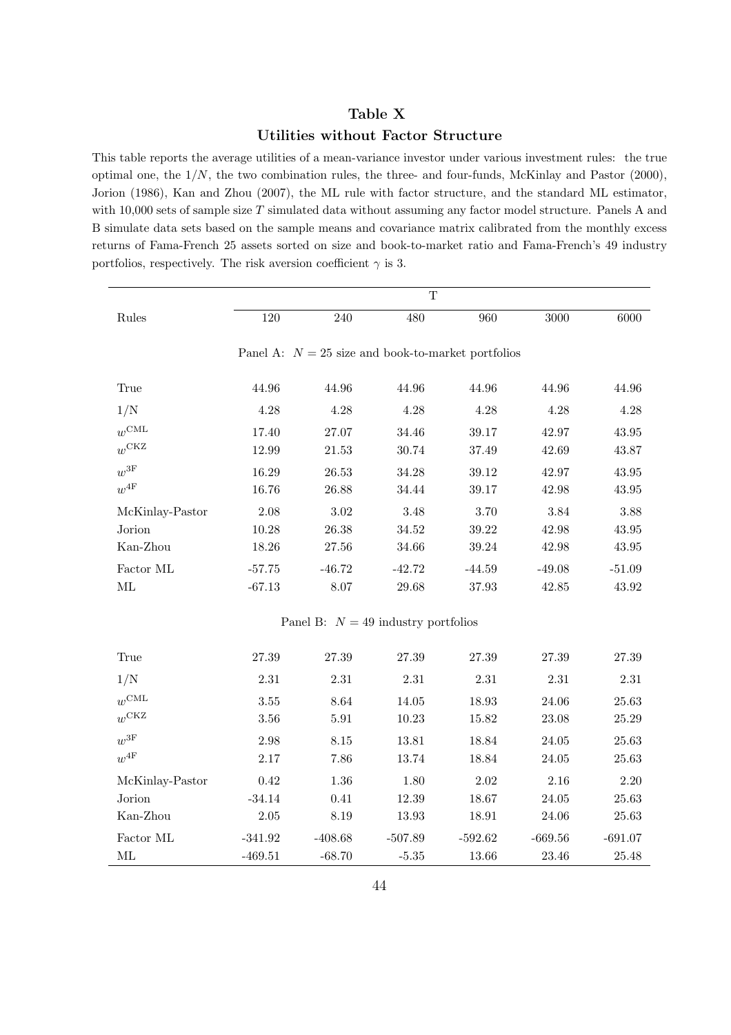# Table X

## Utilities without Factor Structure

This table reports the average utilities of a mean-variance investor under various investment rules: the true optimal one, the $1/N$, the two combination rules, the three- and four-funds, McKinlay and Pastor (2000), Jorion (1986), Kan and Zhou (2007), the ML rule with factor structure, and the standard ML estimator, with 10,000 sets of sample size $T$ simulated data without assuming any factor model structure. Panels A and B simulate data sets based on the sample means and covariance matrix calibrated from the monthly excess returns of Fama-French 25 assets sorted on size and book-to-market ratio and Fama-French's 49 industry portfolios, respectively. The risk aversion coefficient $\gamma$ is 3.

| | T | | | | | |
|---|---|---|---|---|---|---|
| Rules | 120 | 240 | 480 | 960 | 3000 | 6000 |
| Panel A: $N = 25$ size and book-to-market portfolios | | | | | | |
| True | 44.96 | 44.96 | 44.96 | 44.96 | 44.96 | 44.96 |
| 1/N | 4.28 | 4.28 | 4.28 | 4.28 | 4.28 | 4.28 |
| $w^{\text{CML}}$ | 17.40 | 27.07 | 34.46 | 39.17 | 42.97 | 43.95 |
| $w^{\text{CKZ}}$ | 12.99 | 21.53 | 30.74 | 37.49 | 42.69 | 43.87 |
| $w^{\text{3F}}$ | 16.29 | 26.53 | 34.28 | 39.12 | 42.97 | 43.95 |
| $w^{\text{4F}}$ | 16.76 | 26.88 | 34.44 | 39.17 | 42.98 | 43.95 |
| McKinlay-Pastor | 2.08 | 3.02 | 3.48 | 3.70 | 3.84 | 3.88 |
| Jorion | 10.28 | 26.38 | 34.52 | 39.22 | 42.98 | 43.95 |
| Kan-Zhou | 18.26 | 27.56 | 34.66 | 39.24 | 42.98 | 43.95 |
| Factor ML | -57.75 | -46.72 | -42.72 | -44.59 | -49.08 | -51.09 |
| ML | -67.13 | 8.07 | 29.68 | 37.93 | 42.85 | 43.92 |
| Panel B: $N = 49$ industry portfolios | | | | | | |
| True | 27.39 | 27.39 | 27.39 | 27.39 | 27.39 | 27.39 |
| 1/N | 2.31 | 2.31 | 2.31 | 2.31 | 2.31 | 2.31 |
| $w^{\text{CML}}$ | 3.55 | 8.64 | 14.05 | 18.93 | 24.06 | 25.63 |
| $w^{\text{CKZ}}$ | 3.56 | 5.91 | 10.23 | 15.82 | 23.08 | 25.29 |
| $w^{\text{3F}}$ | 2.98 | 8.15 | 13.81 | 18.84 | 24.05 | 25.63 |
| $w^{\text{4F}}$ | 2.17 | 7.86 | 13.74 | 18.84 | 24.05 | 25.63 |
| McKinlay-Pastor | 0.42 | 1.36 | 1.80 | 2.02 | 2.16 | 2.20 |
| Jorion | -34.14 | 0.41 | 12.39 | 18.67 | 24.05 | 25.63 |
| Kan-Zhou | 2.05 | 8.19 | 13.93 | 18.91 | 24.06 | 25.63 |
| Factor ML | -341.92 | -408.68 | -507.89 | -592.62 | -669.56 | -691.07 |
| ML | -469.51 | -68.70 | -5.35 | 13.66 | 23.46 | 25.48 |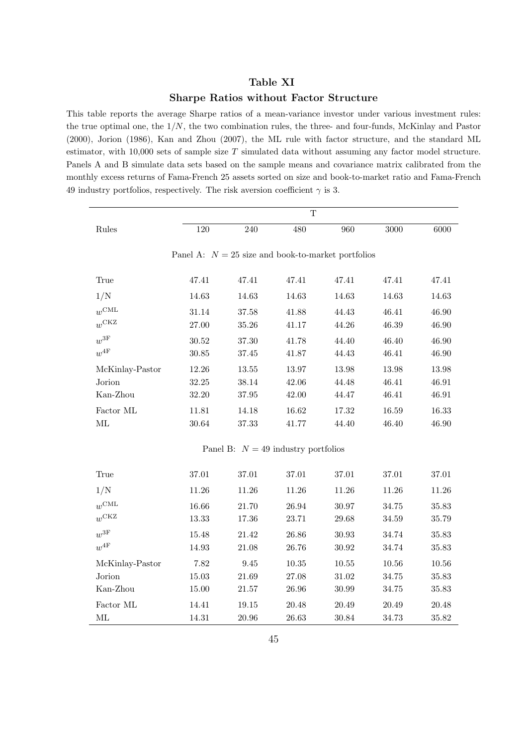# Table XI

## Sharpe Ratios without Factor Structure

This table reports the average Sharpe ratios of a mean-variance investor under various investment rules: the true optimal one, the $1/N$, the two combination rules, the three- and four-funds, McKinlay and Pastor (2000), Jorion (1986), Kan and Zhou (2007), the ML rule with factor structure, and the standard ML estimator, with 10,000 sets of sample size $T$ simulated data without assuming any factor model structure. Panels A and B simulate data sets based on the sample means and covariance matrix calibrated from the monthly excess returns of Fama-French 25 assets sorted on size and book-to-market ratio and Fama-French 49 industry portfolios, respectively. The risk aversion coefficient $\gamma$ is 3.

| | T | | | | | |
|---|---|---|---|---|---|---|
| Rules | 120 | 240 | 480 | 960 | 3000 | 6000 |
| Panel A: $N = 25$ size and book-to-market portfolios | | | | | | |
| True | 47.41 | 47.41 | 47.41 | 47.41 | 47.41 | 47.41 |
| 1/N | 14.63 | 14.63 | 14.63 | 14.63 | 14.63 | 14.63 |
| $w^{\mathrm{CML}}$ | 31.14 | 37.58 | 41.88 | 44.43 | 46.41 | 46.90 |
| $w^{\mathrm{CKZ}}$ | 27.00 | 35.26 | 41.17 | 44.26 | 46.39 | 46.90 |
| $w^{3\mathrm{F}}$ | 30.52 | 37.30 | 41.78 | 44.40 | 46.40 | 46.90 |
| $w^{4\mathrm{F}}$ | 30.85 | 37.45 | 41.87 | 44.43 | 46.41 | 46.90 |
| McKinlay-Pastor | 12.26 | 13.55 | 13.97 | 13.98 | 13.98 | 13.98 |
| Jorion | 32.25 | 38.14 | 42.06 | 44.48 | 46.41 | 46.91 |
| Kan-Zhou | 32.20 | 37.95 | 42.00 | 44.47 | 46.41 | 46.91 |
| Factor ML | 11.81 | 14.18 | 16.62 | 17.32 | 16.59 | 16.33 |
| ML | 30.64 | 37.33 | 41.77 | 44.40 | 46.40 | 46.90 |
| Panel B: $N = 49$ industry portfolios | | | | | | |
| True | 37.01 | 37.01 | 37.01 | 37.01 | 37.01 | 37.01 |
| 1/N | 11.26 | 11.26 | 11.26 | 11.26 | 11.26 | 11.26 |
| $w^{\mathrm{CML}}$ | 16.66 | 21.70 | 26.94 | 30.97 | 34.75 | 35.83 |
| $w^{\mathrm{CKZ}}$ | 13.33 | 17.36 | 23.71 | 29.68 | 34.59 | 35.79 |
| $w^{3\mathrm{F}}$ | 15.48 | 21.42 | 26.86 | 30.93 | 34.74 | 35.83 |
| $w^{4\mathrm{F}}$ | 14.93 | 21.08 | 26.76 | 30.92 | 34.74 | 35.83 |
| McKinlay-Pastor | 7.82 | 9.45 | 10.35 | 10.55 | 10.56 | 10.56 |
| Jorion | 15.03 | 21.69 | 27.08 | 31.02 | 34.75 | 35.83 |
| Kan-Zhou | 15.00 | 21.57 | 26.96 | 30.99 | 34.75 | 35.83 |
| Factor ML | 14.41 | 19.15 | 20.48 | 20.49 | 20.49 | 20.48 |
| ML | 14.31 | 20.96 | 26.63 | 30.84 | 34.73 | 35.82 |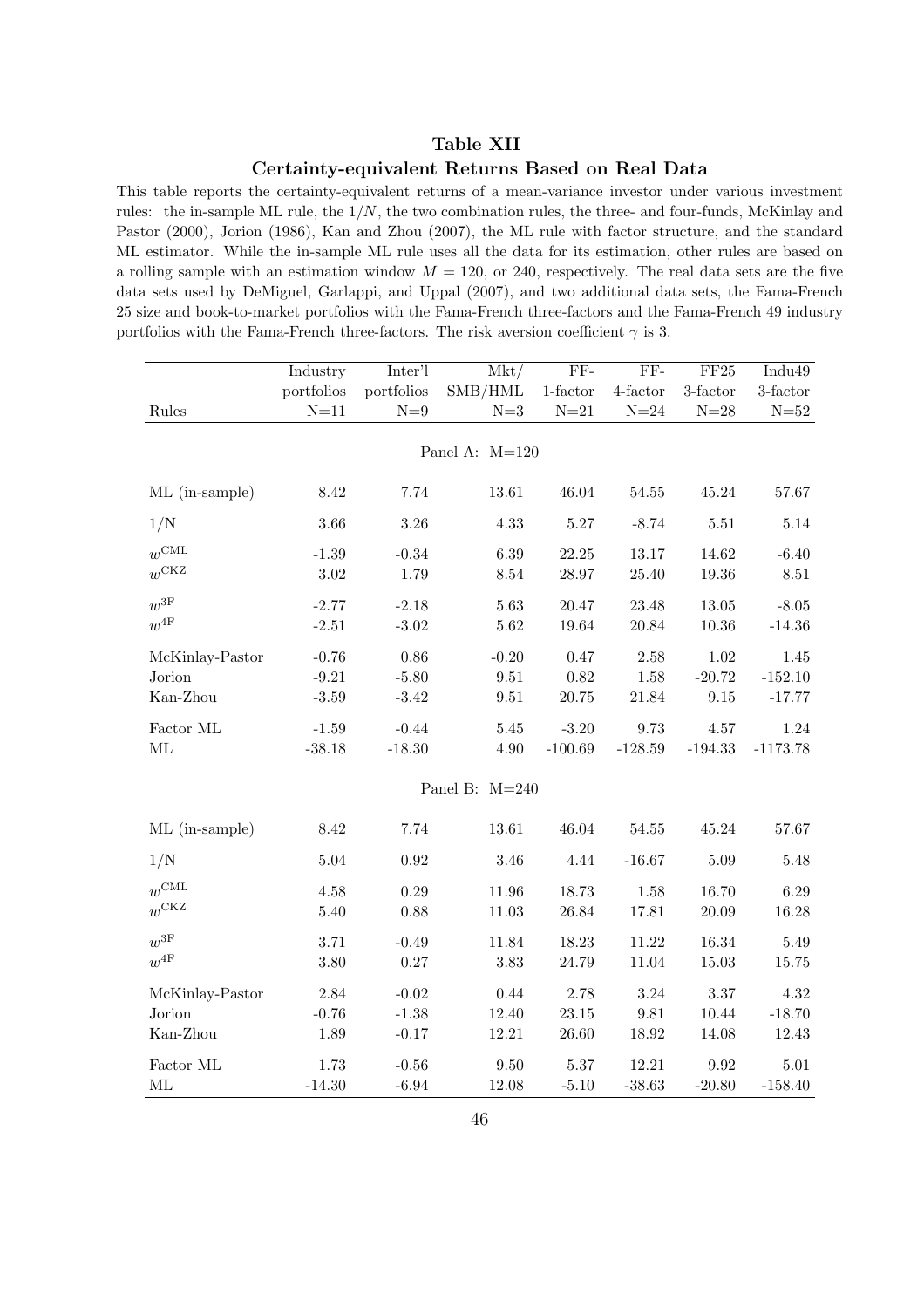## Table XII

## Certainty-equivalent Returns Based on Real Data

This table reports the certainty-equivalent returns of a mean-variance investor under various investment rules: the in-sample ML rule, the $1/N$, the two combination rules, the three- and four-funds, McKinlay and Pastor (2000), Jorion (1986), Kan and Zhou (2007), the ML rule with factor structure, and the standard ML estimator. While the in-sample ML rule uses all the data for its estimation, other rules are based on a rolling sample with an estimation window $M = 120$, or 240, respectively. The real data sets are the five data sets used by DeMiguel, Garlappi, and Uppal (2007), and two additional data sets, the Fama-French 25 size and book-to-market portfolios with the Fama-French three-factors and the Fama-French 49 industry portfolios with the Fama-French three-factors. The risk aversion coefficient $\gamma$ is 3.

| Rules | Industry portfolios N=11 | Inter'l portfolios N=9 | Mkt/ SMB/HML N=3 | FF- 1-factor N=21 | FF- 4-factor N=24 | FF25 3-factor N=28 | Indu49 3-factor N=52 |
|---|---|---|---|---|---|---|---|
| | | | Panel A: M=120 | | | | |
| ML (in-sample) | 8.42 | 7.74 | 13.61 | 46.04 | 54.55 | 45.24 | 57.67 |
| $1/N$ | 3.66 | 3.26 | 4.33 | 5.27 | -8.74 | 5.51 | 5.14 |
| $w^{\text{CML}}$ | -1.39 | -0.34 | 6.39 | 22.25 | 13.17 | 14.62 | -6.40 |
| $w^{\text{CKZ}}$ | 3.02 | 1.79 | 8.54 | 28.97 | 25.40 | 19.36 | 8.51 |
| $w^{\text{3F}}$ | -2.77 | -2.18 | 5.63 | 20.47 | 23.48 | 13.05 | -8.05 |
| $w^{\text{4F}}$ | -2.51 | -3.02 | 5.62 | 19.64 | 20.84 | 10.36 | -14.36 |
| McKinlay-Pastor | -0.76 | 0.86 | -0.20 | 0.47 | 2.58 | 1.02 | 1.45 |
| Jorion | -9.21 | -5.80 | 9.51 | 0.82 | 1.58 | -20.72 | -152.10 |
| Kan-Zhou | -3.59 | -3.42 | 9.51 | 20.75 | 21.84 | 9.15 | -17.77 |
| Factor ML | -1.59 | -0.44 | 5.45 | -3.20 | 9.73 | 4.57 | 1.24 |
| ML | -38.18 | -18.30 | 4.90 | -100.69 | -128.59 | -194.33 | -1173.78 |
| | | | Panel B: M=240 | | | | |
| ML (in-sample) | 8.42 | 7.74 | 13.61 | 46.04 | 54.55 | 45.24 | 57.67 |
| $1/N$ | 5.04 | 0.92 | 3.46 | 4.44 | -16.67 | 5.09 | 5.48 |
| $w^{\text{CML}}$ | 4.58 | 0.29 | 11.96 | 18.73 | 1.58 | 16.70 | 6.29 |
| $w^{\text{CKZ}}$ | 5.40 | 0.88 | 11.03 | 26.84 | 17.81 | 20.09 | 16.28 |
| $w^{\text{3F}}$ | 3.71 | -0.49 | 11.84 | 18.23 | 11.22 | 16.34 | 5.49 |
| $w^{\text{4F}}$ | 3.80 | 0.27 | 3.83 | 24.79 | 11.04 | 15.03 | 15.75 |
| McKinlay-Pastor | 2.84 | -0.02 | 0.44 | 2.78 | 3.24 | 3.37 | 4.32 |
| Jorion | -0.76 | -1.38 | 12.40 | 23.15 | 9.81 | 10.44 | -18.70 |
| Kan-Zhou | 1.89 | -0.17 | 12.21 | 26.60 | 18.92 | 14.08 | 12.43 |
| Factor ML | 1.73 | -0.56 | 9.50 | 5.37 | 12.21 | 9.92 | 5.01 |
| ML | -14.30 | -6.94 | 12.08 | -5.10 | -38.63 | -20.80 | -158.40 |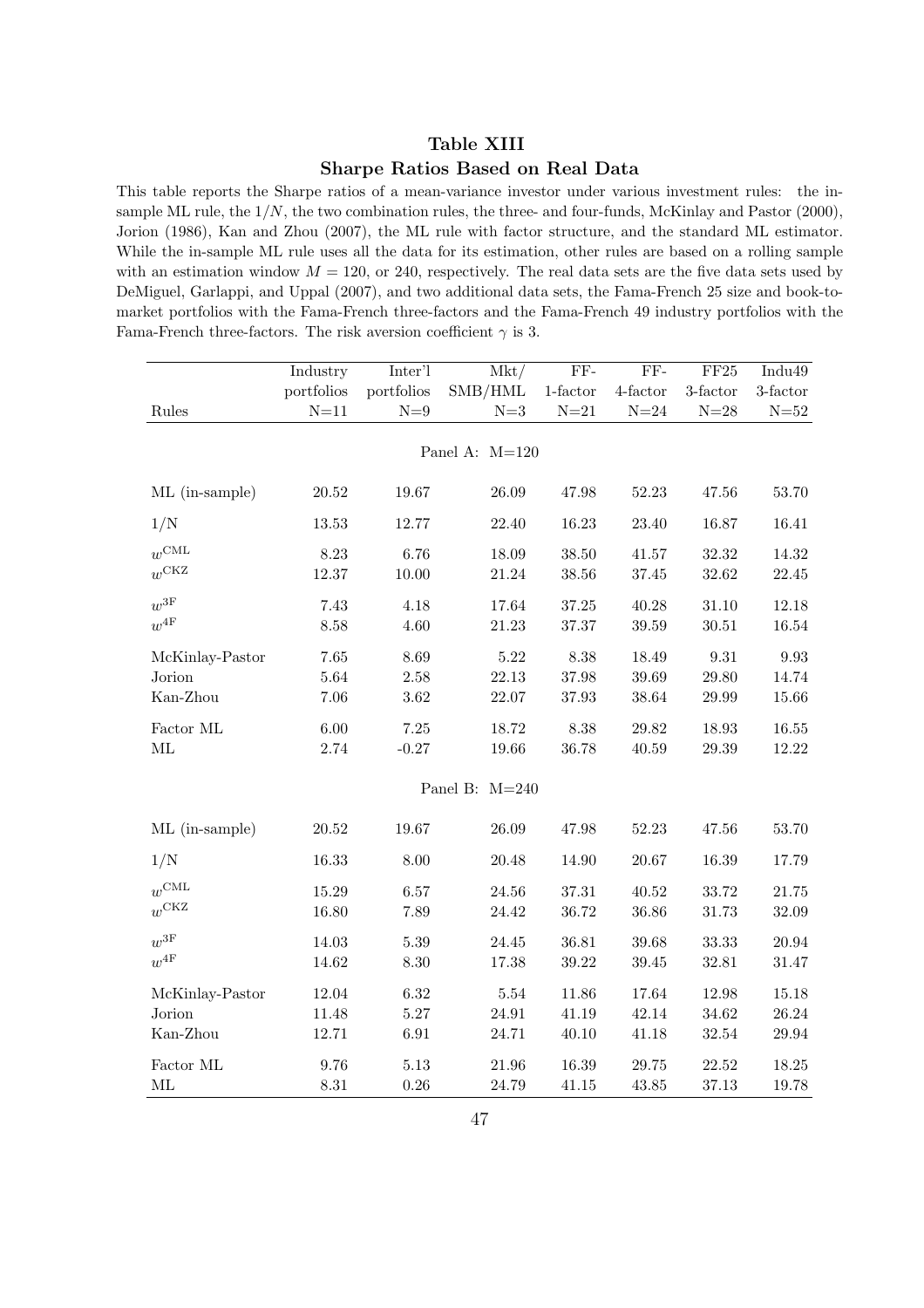## Table XIII

### Sharpe Ratios Based on Real Data

This table reports the Sharpe ratios of a mean-variance investor under various investment rules: the in-sample ML rule, the $1/N$, the two combination rules, the three- and four-funds, McKinlay and Pastor (2000), Jorion (1986), Kan and Zhou (2007), the ML rule with factor structure, and the standard ML estimator. While the in-sample ML rule uses all the data for its estimation, other rules are based on a rolling sample with an estimation window $M = 120$, or 240, respectively. The real data sets are the five data sets used by DeMiguel, Garlappi, and Uppal (2007), and two additional data sets, the Fama-French 25 size and book-to-market portfolios with the Fama-French three-factors and the Fama-French 49 industry portfolios with the Fama-French three-factors. The risk aversion coefficient $\gamma$ is 3.

| Rules | Industry portfolios N=11 | Inter'l portfolios N=9 | Mkt/ SMB/HML N=3 | FF- 1-factor N=21 | FF- 4-factor N=24 | FF25 3-factor N=28 | Indu49 3-factor N=52 |
|---|---|---|---|---|---|---|---|
| | | | Panel A: M=120 | | | | |
| ML (in-sample) | 20.52 | 19.67 | 26.09 | 47.98 | 52.23 | 47.56 | 53.70 |
| 1/N | 13.53 | 12.77 | 22.40 | 16.23 | 23.40 | 16.87 | 16.41 |
| $w^{\mathrm{CML}}$ | 8.23 | 6.76 | 18.09 | 38.50 | 41.57 | 32.32 | 14.32 |
| $w^{\mathrm{CKZ}}$ | 12.37 | 10.00 | 21.24 | 38.56 | 37.45 | 32.62 | 22.45 |
| $w^{\mathrm{3F}}$ | 7.43 | 4.18 | 17.64 | 37.25 | 40.28 | 31.10 | 12.18 |
| $w^{\mathrm{4F}}$ | 8.58 | 4.60 | 21.23 | 37.37 | 39.59 | 30.51 | 16.54 |
| McKinlay-Pastor | 7.65 | 8.69 | 5.22 | 8.38 | 18.49 | 9.31 | 9.93 |
| Jorion | 5.64 | 2.58 | 22.13 | 37.98 | 39.69 | 29.80 | 14.74 |
| Kan-Zhou | 7.06 | 3.62 | 22.07 | 37.93 | 38.64 | 29.99 | 15.66 |
| Factor ML | 6.00 | 7.25 | 18.72 | 8.38 | 29.82 | 18.93 | 16.55 |
| ML | 2.74 | -0.27 | 19.66 | 36.78 | 40.59 | 29.39 | 12.22 |
| | | | Panel B: M=240 | | | | |
| ML (in-sample) | 20.52 | 19.67 | 26.09 | 47.98 | 52.23 | 47.56 | 53.70 |
| 1/N | 16.33 | 8.00 | 20.48 | 14.90 | 20.67 | 16.39 | 17.79 |
| $w^{\mathrm{CML}}$ | 15.29 | 6.57 | 24.56 | 37.31 | 40.52 | 33.72 | 21.75 |
| $w^{\mathrm{CKZ}}$ | 16.80 | 7.89 | 24.42 | 36.72 | 36.86 | 31.73 | 32.09 |
| $w^{\mathrm{3F}}$ | 14.03 | 5.39 | 24.45 | 36.81 | 39.68 | 33.33 | 20.94 |
| $w^{\mathrm{4F}}$ | 14.62 | 8.30 | 17.38 | 39.22 | 39.45 | 32.81 | 31.47 |
| McKinlay-Pastor | 12.04 | 6.32 | 5.54 | 11.86 | 17.64 | 12.98 | 15.18 |
| Jorion | 11.48 | 5.27 | 24.91 | 41.19 | 42.14 | 34.62 | 26.24 |
| Kan-Zhou | 12.71 | 6.91 | 24.71 | 40.10 | 41.18 | 32.54 | 29.94 |
| Factor ML | 9.76 | 5.13 | 21.96 | 16.39 | 29.75 | 22.52 | 18.25 |
| ML | 8.31 | 0.26 | 24.79 | 41.15 | 43.85 | 37.13 | 19.78 |